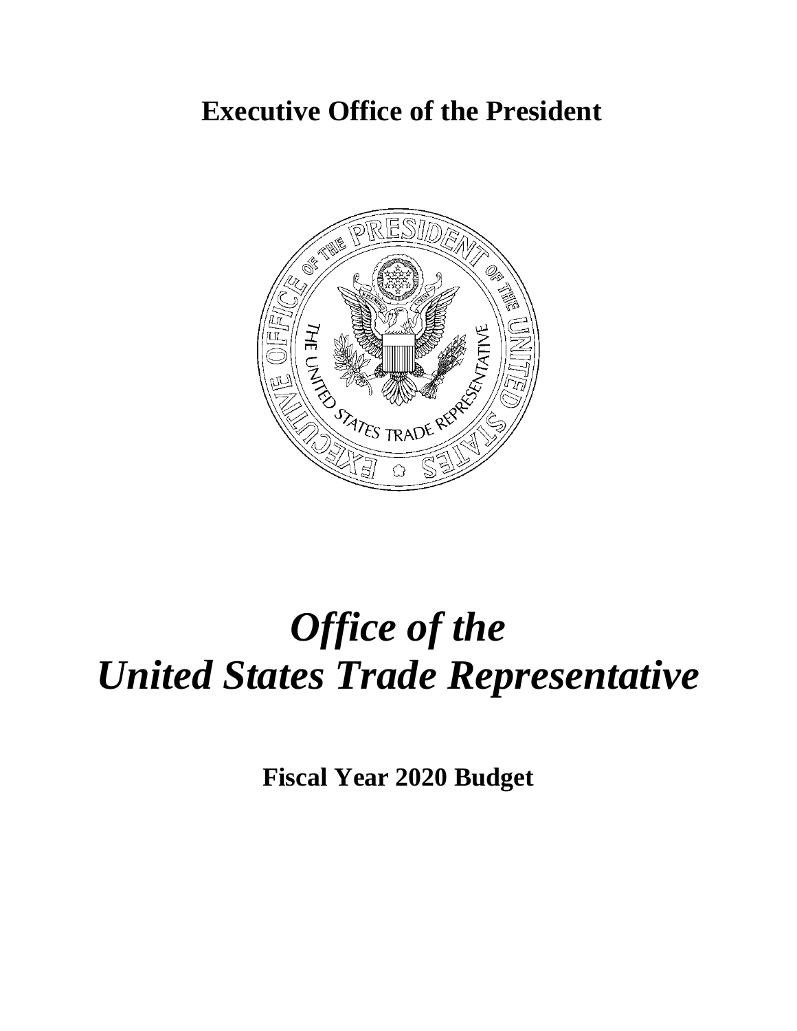# Executive Office of the President

# *Office of the United States Trade Representative*

## Fiscal Year 2020 Budget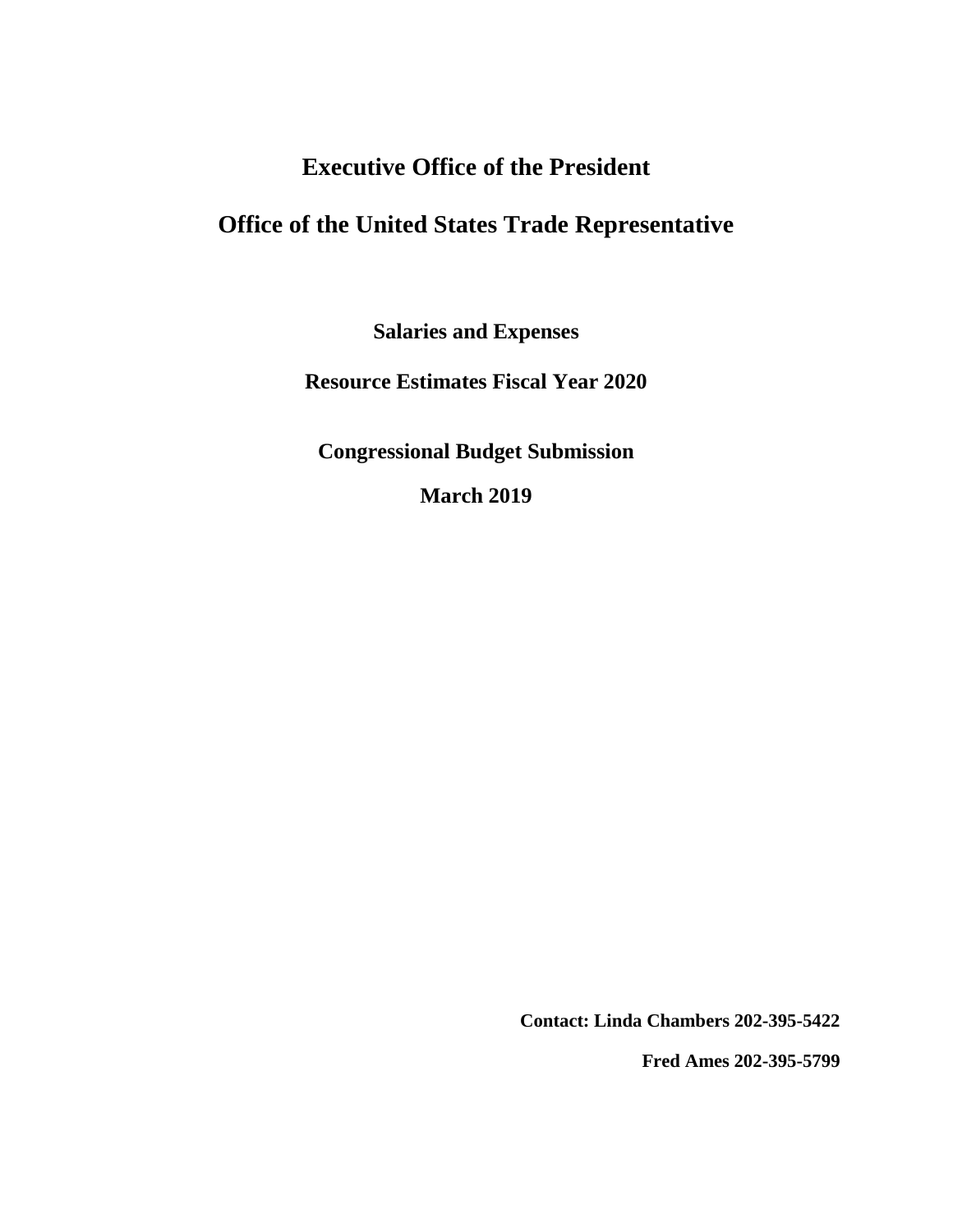# Executive Office of the President

# Office of the United States Trade Representative

**Salaries and Expenses**

**Resource Estimates Fiscal Year 2020**

**Congressional Budget Submission**

**March 2019**

**Contact: Linda Chambers 202-395-5422**

**Fred Ames 202-395-5799**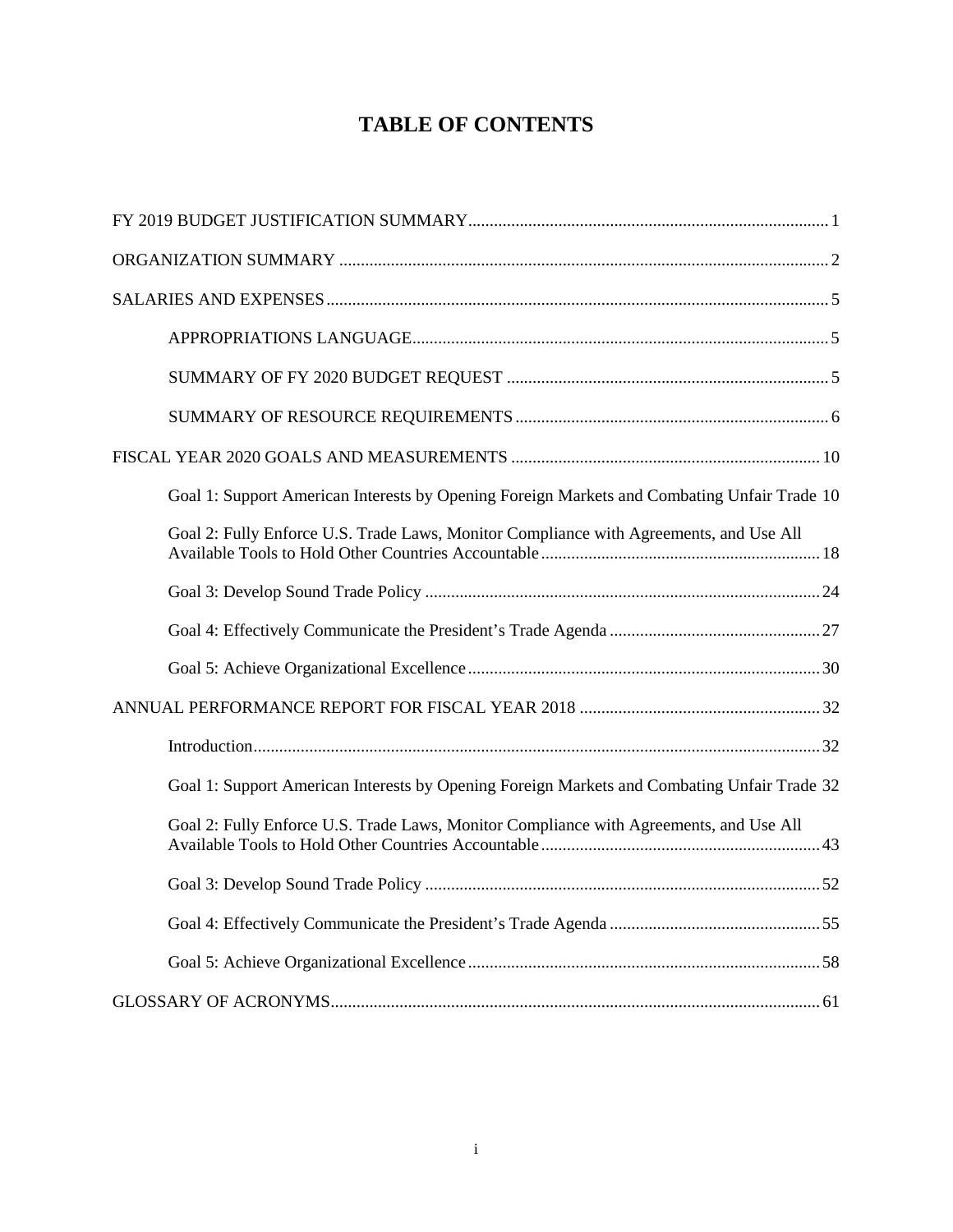# TABLE OF CONTENTS

FY 2019 BUDGET JUSTIFICATION SUMMARY .......... 1

ORGANIZATION SUMMARY .......... 2

SALARIES AND EXPENSES .......... 5

- APPROPRIATIONS LANGUAGE .......... 5
- SUMMARY OF FY 2020 BUDGET REQUEST .......... 5
- SUMMARY OF RESOURCE REQUIREMENTS .......... 6

FISCAL YEAR 2020 GOALS AND MEASUREMENTS .......... 10

- Goal 1: Support American Interests by Opening Foreign Markets and Combating Unfair Trade 10
- Goal 2: Fully Enforce U.S. Trade Laws, Monitor Compliance with Agreements, and Use All Available Tools to Hold Other Countries Accountable .......... 18
- Goal 3: Develop Sound Trade Policy .......... 24
- Goal 4: Effectively Communicate the President's Trade Agenda .......... 27
- Goal 5: Achieve Organizational Excellence .......... 30

ANNUAL PERFORMANCE REPORT FOR FISCAL YEAR 2018 .......... 32

- Introduction .......... 32
- Goal 1: Support American Interests by Opening Foreign Markets and Combating Unfair Trade 32
- Goal 2: Fully Enforce U.S. Trade Laws, Monitor Compliance with Agreements, and Use All Available Tools to Hold Other Countries Accountable .......... 43
- Goal 3: Develop Sound Trade Policy .......... 52
- Goal 4: Effectively Communicate the President's Trade Agenda .......... 55
- Goal 5: Achieve Organizational Excellence .......... 58

GLOSSARY OF ACRONYMS .......... 61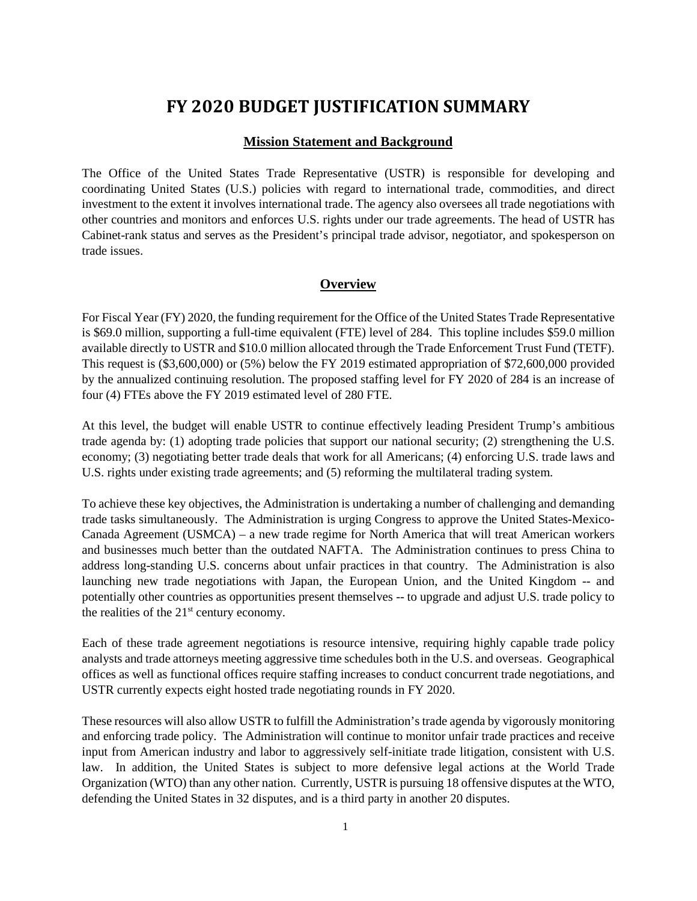# FY 2020 BUDGET JUSTIFICATION SUMMARY

## Mission Statement and Background

The Office of the United States Trade Representative (USTR) is responsible for developing and coordinating United States (U.S.) policies with regard to international trade, commodities, and direct investment to the extent it involves international trade. The agency also oversees all trade negotiations with other countries and monitors and enforces U.S. rights under our trade agreements. The head of USTR has Cabinet-rank status and serves as the President's principal trade advisor, negotiator, and spokesperson on trade issues.

## Overview

For Fiscal Year (FY) 2020, the funding requirement for the Office of the United States Trade Representative is $69.0 million, supporting a full-time equivalent (FTE) level of 284. This topline includes $59.0 million available directly to USTR and $10.0 million allocated through the Trade Enforcement Trust Fund (TETF). This request is ($3,600,000) or (5%) below the FY 2019 estimated appropriation of $72,600,000 provided by the annualized continuing resolution. The proposed staffing level for FY 2020 of 284 is an increase of four (4) FTEs above the FY 2019 estimated level of 280 FTE.

At this level, the budget will enable USTR to continue effectively leading President Trump's ambitious trade agenda by: (1) adopting trade policies that support our national security; (2) strengthening the U.S. economy; (3) negotiating better trade deals that work for all Americans; (4) enforcing U.S. trade laws and U.S. rights under existing trade agreements; and (5) reforming the multilateral trading system.

To achieve these key objectives, the Administration is undertaking a number of challenging and demanding trade tasks simultaneously. The Administration is urging Congress to approve the United States-Mexico-Canada Agreement (USMCA) – a new trade regime for North America that will treat American workers and businesses much better than the outdated NAFTA. The Administration continues to press China to address long-standing U.S. concerns about unfair practices in that country. The Administration is also launching new trade negotiations with Japan, the European Union, and the United Kingdom -- and potentially other countries as opportunities present themselves -- to upgrade and adjust U.S. trade policy to the realities of the 21st century economy.

Each of these trade agreement negotiations is resource intensive, requiring highly capable trade policy analysts and trade attorneys meeting aggressive time schedules both in the U.S. and overseas. Geographical offices as well as functional offices require staffing increases to conduct concurrent trade negotiations, and USTR currently expects eight hosted trade negotiating rounds in FY 2020.

These resources will also allow USTR to fulfill the Administration's trade agenda by vigorously monitoring and enforcing trade policy. The Administration will continue to monitor unfair trade practices and receive input from American industry and labor to aggressively self-initiate trade litigation, consistent with U.S. law. In addition, the United States is subject to more defensive legal actions at the World Trade Organization (WTO) than any other nation. Currently, USTR is pursuing 18 offensive disputes at the WTO, defending the United States in 32 disputes, and is a third party in another 20 disputes.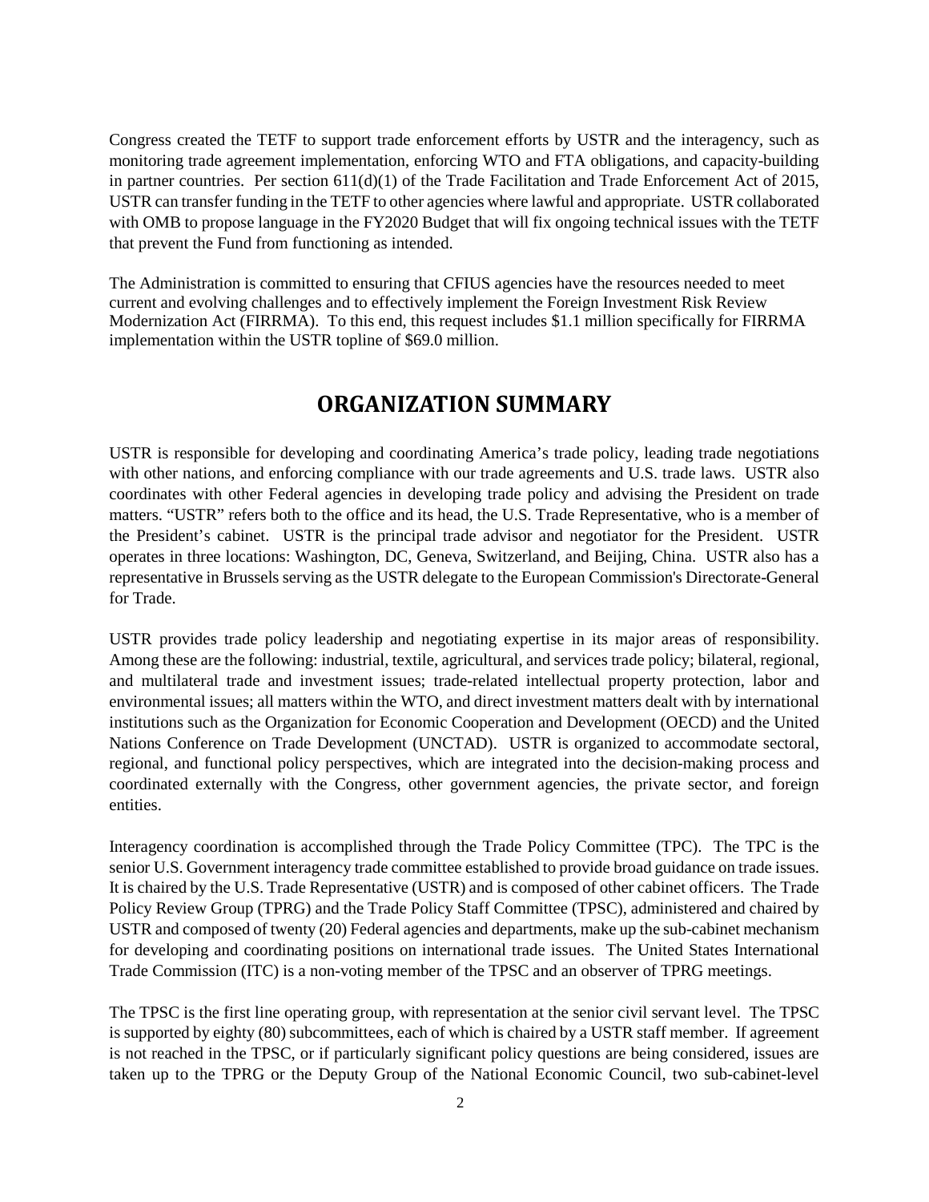Congress created the TETF to support trade enforcement efforts by USTR and the interagency, such as monitoring trade agreement implementation, enforcing WTO and FTA obligations, and capacity-building in partner countries. Per section 611(d)(1) of the Trade Facilitation and Trade Enforcement Act of 2015, USTR can transfer funding in the TETF to other agencies where lawful and appropriate. USTR collaborated with OMB to propose language in the FY2020 Budget that will fix ongoing technical issues with the TETF that prevent the Fund from functioning as intended.

The Administration is committed to ensuring that CFIUS agencies have the resources needed to meet current and evolving challenges and to effectively implement the Foreign Investment Risk Review Modernization Act (FIRRMA). To this end, this request includes $1.1 million specifically for FIRRMA implementation within the USTR topline of $69.0 million.

## ORGANIZATION SUMMARY

USTR is responsible for developing and coordinating America's trade policy, leading trade negotiations with other nations, and enforcing compliance with our trade agreements and U.S. trade laws. USTR also coordinates with other Federal agencies in developing trade policy and advising the President on trade matters. "USTR" refers both to the office and its head, the U.S. Trade Representative, who is a member of the President's cabinet. USTR is the principal trade advisor and negotiator for the President. USTR operates in three locations: Washington, DC, Geneva, Switzerland, and Beijing, China. USTR also has a representative in Brussels serving as the USTR delegate to the European Commission's Directorate-General for Trade.

USTR provides trade policy leadership and negotiating expertise in its major areas of responsibility. Among these are the following: industrial, textile, agricultural, and services trade policy; bilateral, regional, and multilateral trade and investment issues; trade-related intellectual property protection, labor and environmental issues; all matters within the WTO, and direct investment matters dealt with by international institutions such as the Organization for Economic Cooperation and Development (OECD) and the United Nations Conference on Trade Development (UNCTAD). USTR is organized to accommodate sectoral, regional, and functional policy perspectives, which are integrated into the decision-making process and coordinated externally with the Congress, other government agencies, the private sector, and foreign entities.

Interagency coordination is accomplished through the Trade Policy Committee (TPC). The TPC is the senior U.S. Government interagency trade committee established to provide broad guidance on trade issues. It is chaired by the U.S. Trade Representative (USTR) and is composed of other cabinet officers. The Trade Policy Review Group (TPRG) and the Trade Policy Staff Committee (TPSC), administered and chaired by USTR and composed of twenty (20) Federal agencies and departments, make up the sub-cabinet mechanism for developing and coordinating positions on international trade issues. The United States International Trade Commission (ITC) is a non-voting member of the TPSC and an observer of TPRG meetings.

The TPSC is the first line operating group, with representation at the senior civil servant level. The TPSC is supported by eighty (80) subcommittees, each of which is chaired by a USTR staff member. If agreement is not reached in the TPSC, or if particularly significant policy questions are being considered, issues are taken up to the TPRG or the Deputy Group of the National Economic Council, two sub-cabinet-level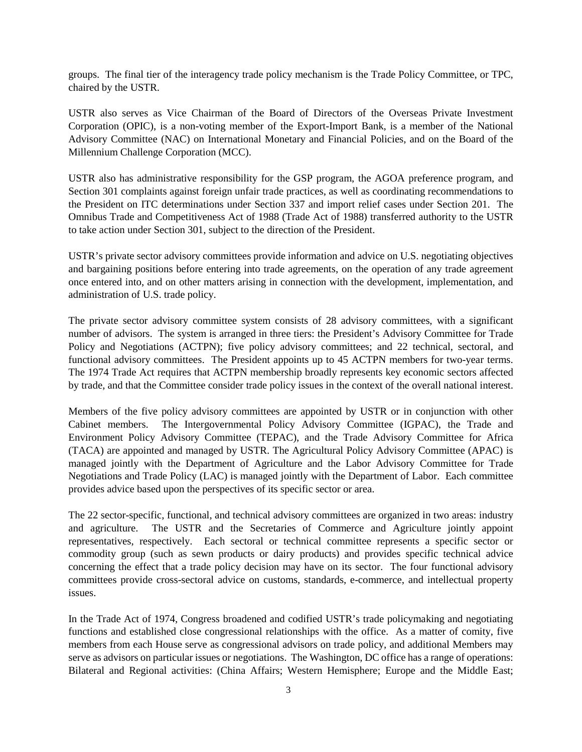groups. The final tier of the interagency trade policy mechanism is the Trade Policy Committee, or TPC, chaired by the USTR.

USTR also serves as Vice Chairman of the Board of Directors of the Overseas Private Investment Corporation (OPIC), is a non-voting member of the Export-Import Bank, is a member of the National Advisory Committee (NAC) on International Monetary and Financial Policies, and on the Board of the Millennium Challenge Corporation (MCC).

USTR also has administrative responsibility for the GSP program, the AGOA preference program, and Section 301 complaints against foreign unfair trade practices, as well as coordinating recommendations to the President on ITC determinations under Section 337 and import relief cases under Section 201. The Omnibus Trade and Competitiveness Act of 1988 (Trade Act of 1988) transferred authority to the USTR to take action under Section 301, subject to the direction of the President.

USTR's private sector advisory committees provide information and advice on U.S. negotiating objectives and bargaining positions before entering into trade agreements, on the operation of any trade agreement once entered into, and on other matters arising in connection with the development, implementation, and administration of U.S. trade policy.

The private sector advisory committee system consists of 28 advisory committees, with a significant number of advisors. The system is arranged in three tiers: the President's Advisory Committee for Trade Policy and Negotiations (ACTPN); five policy advisory committees; and 22 technical, sectoral, and functional advisory committees. The President appoints up to 45 ACTPN members for two-year terms. The 1974 Trade Act requires that ACTPN membership broadly represents key economic sectors affected by trade, and that the Committee consider trade policy issues in the context of the overall national interest.

Members of the five policy advisory committees are appointed by USTR or in conjunction with other Cabinet members. The Intergovernmental Policy Advisory Committee (IGPAC), the Trade and Environment Policy Advisory Committee (TEPAC), and the Trade Advisory Committee for Africa (TACA) are appointed and managed by USTR. The Agricultural Policy Advisory Committee (APAC) is managed jointly with the Department of Agriculture and the Labor Advisory Committee for Trade Negotiations and Trade Policy (LAC) is managed jointly with the Department of Labor. Each committee provides advice based upon the perspectives of its specific sector or area.

The 22 sector-specific, functional, and technical advisory committees are organized in two areas: industry and agriculture. The USTR and the Secretaries of Commerce and Agriculture jointly appoint representatives, respectively. Each sectoral or technical committee represents a specific sector or commodity group (such as sewn products or dairy products) and provides specific technical advice concerning the effect that a trade policy decision may have on its sector. The four functional advisory committees provide cross-sectoral advice on customs, standards, e-commerce, and intellectual property issues.

In the Trade Act of 1974, Congress broadened and codified USTR's trade policymaking and negotiating functions and established close congressional relationships with the office. As a matter of comity, five members from each House serve as congressional advisors on trade policy, and additional Members may serve as advisors on particular issues or negotiations. The Washington, DC office has a range of operations: Bilateral and Regional activities: (China Affairs; Western Hemisphere; Europe and the Middle East;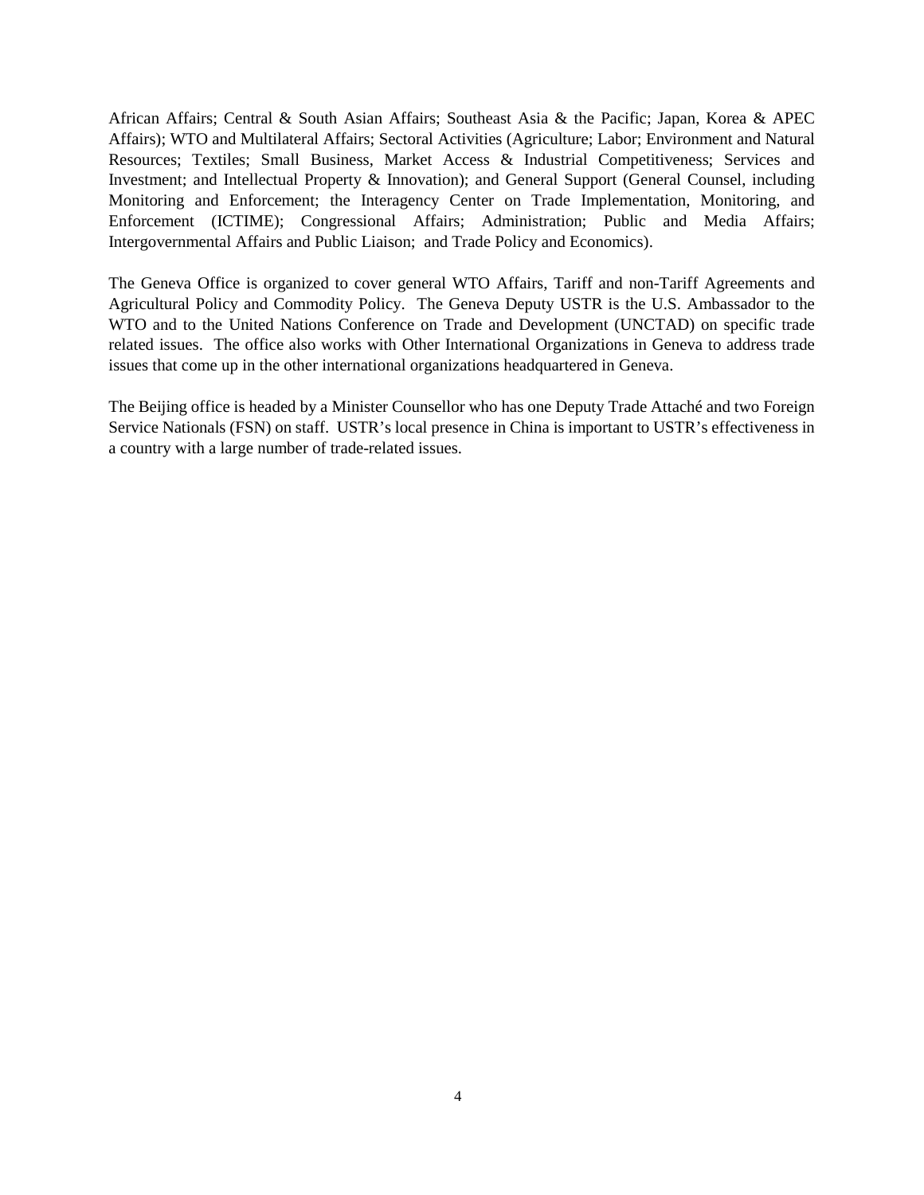African Affairs; Central & South Asian Affairs; Southeast Asia & the Pacific; Japan, Korea & APEC Affairs); WTO and Multilateral Affairs; Sectoral Activities (Agriculture; Labor; Environment and Natural Resources; Textiles; Small Business, Market Access & Industrial Competitiveness; Services and Investment; and Intellectual Property & Innovation); and General Support (General Counsel, including Monitoring and Enforcement; the Interagency Center on Trade Implementation, Monitoring, and Enforcement (ICTIME); Congressional Affairs; Administration; Public and Media Affairs; Intergovernmental Affairs and Public Liaison; and Trade Policy and Economics).

The Geneva Office is organized to cover general WTO Affairs, Tariff and non-Tariff Agreements and Agricultural Policy and Commodity Policy. The Geneva Deputy USTR is the U.S. Ambassador to the WTO and to the United Nations Conference on Trade and Development (UNCTAD) on specific trade related issues. The office also works with Other International Organizations in Geneva to address trade issues that come up in the other international organizations headquartered in Geneva.

The Beijing office is headed by a Minister Counsellor who has one Deputy Trade Attaché and two Foreign Service Nationals (FSN) on staff. USTR's local presence in China is important to USTR's effectiveness in a country with a large number of trade-related issues.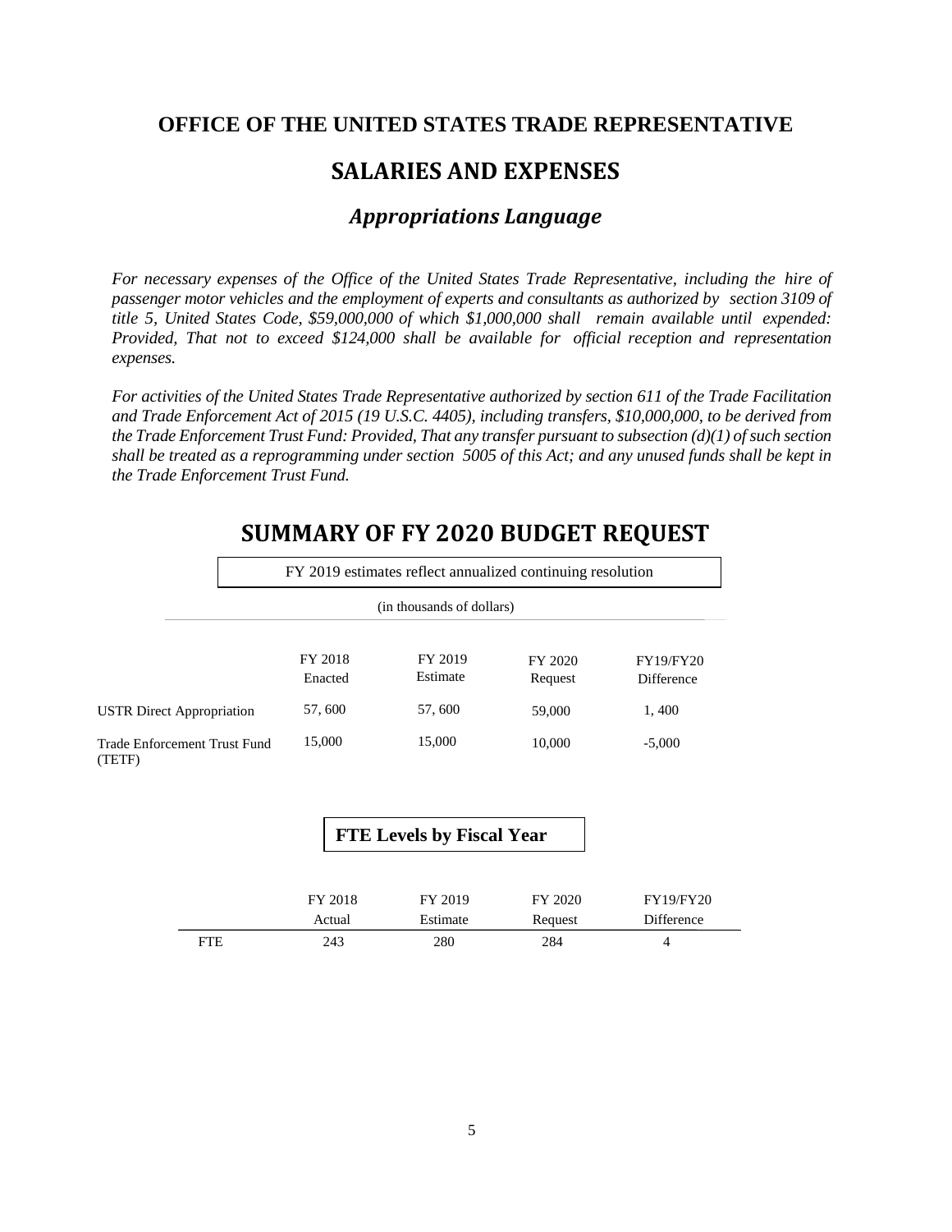# OFFICE OF THE UNITED STATES TRADE REPRESENTATIVE

## SALARIES AND EXPENSES

### *Appropriations Language*

*For necessary expenses of the Office of the United States Trade Representative, including the hire of passenger motor vehicles and the employment of experts and consultants as authorized by section 3109 of title 5, United States Code, $59,000,000 of which $1,000,000 shall remain available until expended: Provided, That not to exceed $124,000 shall be available for official reception and representation expenses.*

*For activities of the United States Trade Representative authorized by section 611 of the Trade Facilitation and Trade Enforcement Act of 2015 (19 U.S.C. 4405), including transfers, $10,000,000, to be derived from the Trade Enforcement Trust Fund: Provided, That any transfer pursuant to subsection (d)(1) of such section shall be treated as a reprogramming under section 5005 of this Act; and any unused funds shall be kept in the Trade Enforcement Trust Fund.*

## SUMMARY OF FY 2020 BUDGET REQUEST

FY 2019 estimates reflect annualized continuing resolution

(in thousands of dollars)

| | FY 2018 Enacted | FY 2019 Estimate | FY 2020 Request | FY19/FY20 Difference |
|---|---|---|---|---|
| USTR Direct Appropriation | 57, 600 | 57, 600 | 59,000 | 1, 400 |
| Trade Enforcement Trust Fund (TETF) | 15,000 | 15,000 | 10,000 | -5,000 |

**FTE Levels by Fiscal Year**

| | FY 2018 Actual | FY 2019 Estimate | FY 2020 Request | FY19/FY20 Difference |
|---|---|---|---|---|
| FTE | 243 | 280 | 284 | 4 |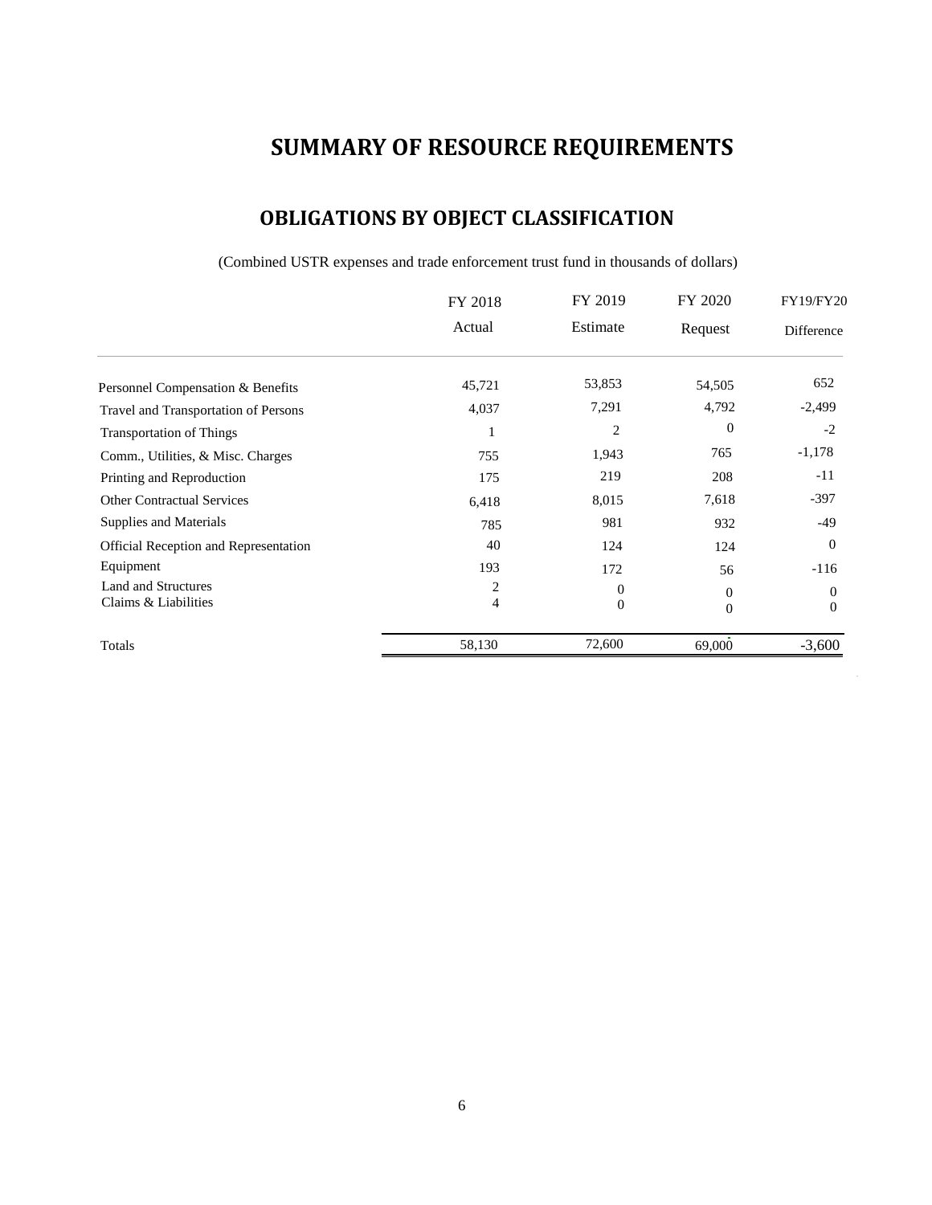# SUMMARY OF RESOURCE REQUIREMENTS

## OBLIGATIONS BY OBJECT CLASSIFICATION

(Combined USTR expenses and trade enforcement trust fund in thousands of dollars)

| | FY 2018 Actual | FY 2019 Estimate | FY 2020 Request | FY19/FY20 Difference |
|---|---|---|---|---|
| Personnel Compensation & Benefits | 45,721 | 53,853 | 54,505 | 652 |
| Travel and Transportation of Persons | 4,037 | 7,291 | 4,792 | -2,499 |
| Transportation of Things | 1 | 2 | 0 | -2 |
| Comm., Utilities, & Misc. Charges | 755 | 1,943 | 765 | -1,178 |
| Printing and Reproduction | 175 | 219 | 208 | -11 |
| Other Contractual Services | 6,418 | 8,015 | 7,618 | -397 |
| Supplies and Materials | 785 | 981 | 932 | -49 |
| Official Reception and Representation | 40 | 124 | 124 | 0 |
| Equipment | 193 | 172 | 56 | -116 |
| Land and Structures | 2 | 0 | 0 | 0 |
| Claims & Liabilities | 4 | 0 | 0 | 0 |
| Totals | 58,130 | 72,600 | 69,000 | -3,600 |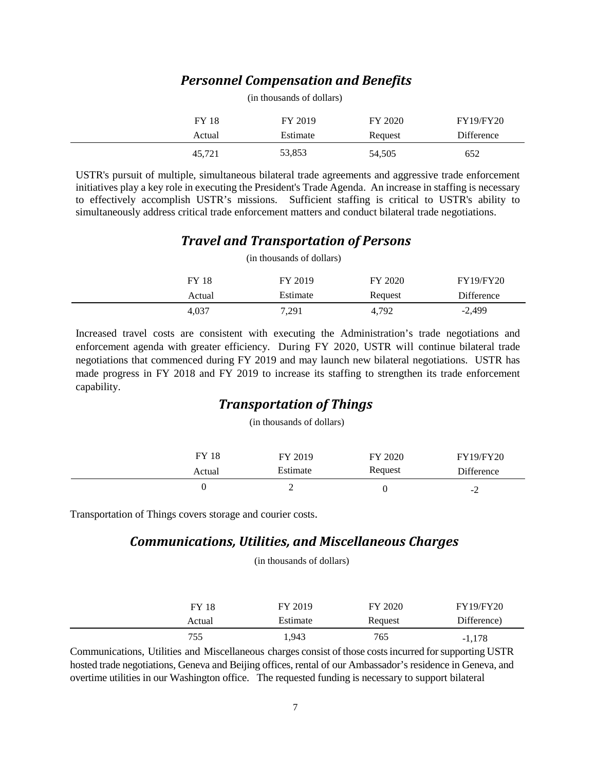## *Personnel Compensation and Benefits*

(in thousands of dollars)

| FY 18 Actual | FY 2019 Estimate | FY 2020 Request | FY19/FY20 Difference |
|---|---|---|---|
| 45,721 | 53,853 | 54,505 | 652 |

USTR's pursuit of multiple, simultaneous bilateral trade agreements and aggressive trade enforcement initiatives play a key role in executing the President's Trade Agenda. An increase in staffing is necessary to effectively accomplish USTR's missions. Sufficient staffing is critical to USTR's ability to simultaneously address critical trade enforcement matters and conduct bilateral trade negotiations.

## *Travel and Transportation of Persons*

(in thousands of dollars)

| FY 18 Actual | FY 2019 Estimate | FY 2020 Request | FY19/FY20 Difference |
|---|---|---|---|
| 4,037 | 7,291 | 4,792 | -2,499 |

Increased travel costs are consistent with executing the Administration's trade negotiations and enforcement agenda with greater efficiency. During FY 2020, USTR will continue bilateral trade negotiations that commenced during FY 2019 and may launch new bilateral negotiations. USTR has made progress in FY 2018 and FY 2019 to increase its staffing to strengthen its trade enforcement capability.

## *Transportation of Things*

(in thousands of dollars)

| FY 18 Actual | FY 2019 Estimate | FY 2020 Request | FY19/FY20 Difference |
|---|---|---|---|
| 0 | 2 | 0 | -2 |

Transportation of Things covers storage and courier costs.

## *Communications, Utilities, and Miscellaneous Charges*

(in thousands of dollars)

| FY 18 Actual | FY 2019 Estimate | FY 2020 Request | FY19/FY20 Difference) |
|---|---|---|---|
| 755 | 1,943 | 765 | -1,178 |

Communications, Utilities and Miscellaneous charges consist of those costs incurred for supporting USTR hosted trade negotiations, Geneva and Beijing offices, rental of our Ambassador's residence in Geneva, and overtime utilities in our Washington office. The requested funding is necessary to support bilateral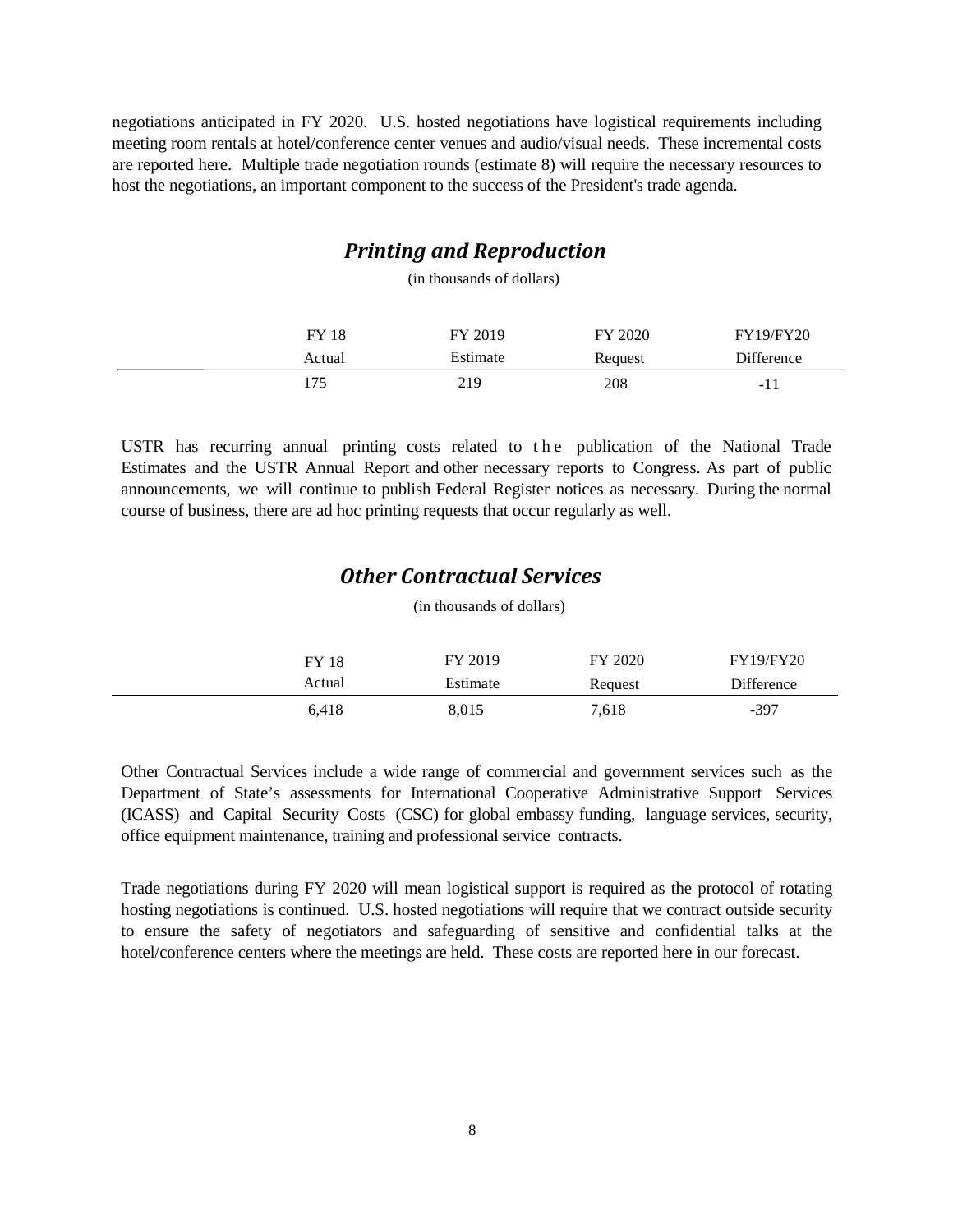negotiations anticipated in FY 2020. U.S. hosted negotiations have logistical requirements including meeting room rentals at hotel/conference center venues and audio/visual needs. These incremental costs are reported here. Multiple trade negotiation rounds (estimate 8) will require the necessary resources to host the negotiations, an important component to the success of the President's trade agenda.

## *Printing and Reproduction*

(in thousands of dollars)

| FY 18 Actual | FY 2019 Estimate | FY 2020 Request | FY19/FY20 Difference |
|---|---|---|---|
| 175 | 219 | 208 | -11 |

USTR has recurring annual printing costs related to the publication of the National Trade Estimates and the USTR Annual Report and other necessary reports to Congress. As part of public announcements, we will continue to publish Federal Register notices as necessary. During the normal course of business, there are ad hoc printing requests that occur regularly as well.

## *Other Contractual Services*

(in thousands of dollars)

| FY 18 Actual | FY 2019 Estimate | FY 2020 Request | FY19/FY20 Difference |
|---|---|---|---|
| 6,418 | 8,015 | 7,618 | -397 |

Other Contractual Services include a wide range of commercial and government services such as the Department of State's assessments for International Cooperative Administrative Support Services (ICASS) and Capital Security Costs (CSC) for global embassy funding, language services, security, office equipment maintenance, training and professional service contracts.

Trade negotiations during FY 2020 will mean logistical support is required as the protocol of rotating hosting negotiations is continued. U.S. hosted negotiations will require that we contract outside security to ensure the safety of negotiators and safeguarding of sensitive and confidential talks at the hotel/conference centers where the meetings are held. These costs are reported here in our forecast.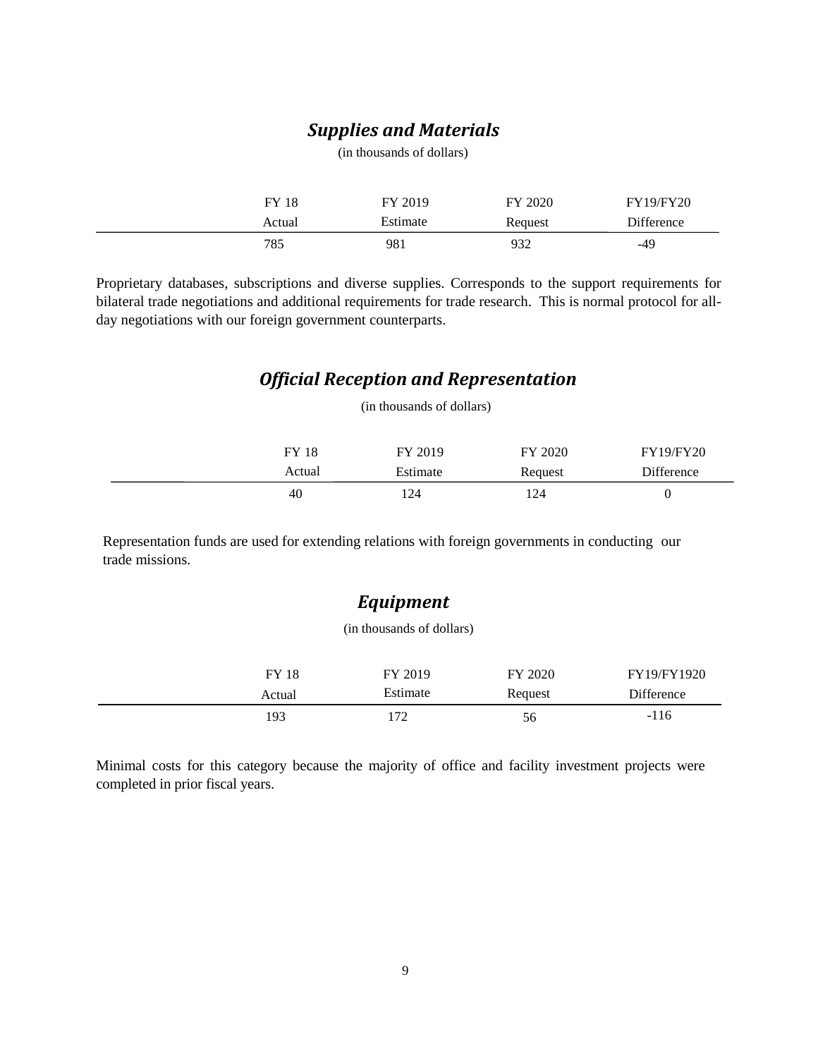## *Supplies and Materials*

(in thousands of dollars)

| FY 18 Actual | FY 2019 Estimate | FY 2020 Request | FY19/FY20 Difference |
|---|---|---|---|
| 785 | 981 | 932 | -49 |

Proprietary databases, subscriptions and diverse supplies. Corresponds to the support requirements for bilateral trade negotiations and additional requirements for trade research. This is normal protocol for all-day negotiations with our foreign government counterparts.

## *Official Reception and Representation*

(in thousands of dollars)

| FY 18 Actual | FY 2019 Estimate | FY 2020 Request | FY19/FY20 Difference |
|---|---|---|---|
| 40 | 124 | 124 | 0 |

Representation funds are used for extending relations with foreign governments in conducting our trade missions.

## *Equipment*

(in thousands of dollars)

| FY 18 Actual | FY 2019 Estimate | FY 2020 Request | FY19/FY1920 Difference |
|---|---|---|---|
| 193 | 172 | 56 | -116 |

Minimal costs for this category because the majority of office and facility investment projects were completed in prior fiscal years.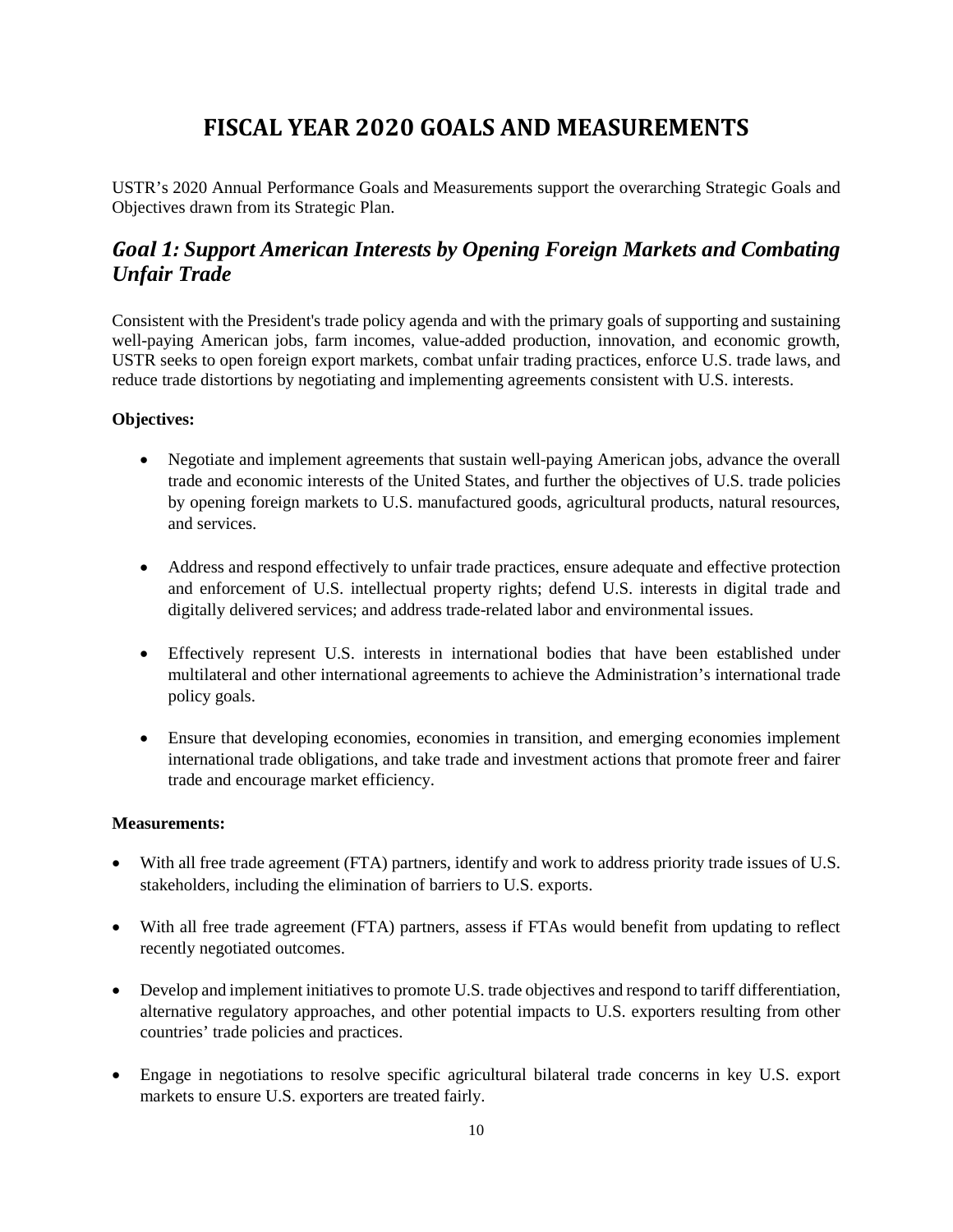# FISCAL YEAR 2020 GOALS AND MEASUREMENTS

USTR's 2020 Annual Performance Goals and Measurements support the overarching Strategic Goals and Objectives drawn from its Strategic Plan.

## *Goal 1: Support American Interests by Opening Foreign Markets and Combating Unfair Trade*

Consistent with the President's trade policy agenda and with the primary goals of supporting and sustaining well-paying American jobs, farm incomes, value-added production, innovation, and economic growth, USTR seeks to open foreign export markets, combat unfair trading practices, enforce U.S. trade laws, and reduce trade distortions by negotiating and implementing agreements consistent with U.S. interests.

**Objectives:**

- Negotiate and implement agreements that sustain well-paying American jobs, advance the overall trade and economic interests of the United States, and further the objectives of U.S. trade policies by opening foreign markets to U.S. manufactured goods, agricultural products, natural resources, and services.
- Address and respond effectively to unfair trade practices, ensure adequate and effective protection and enforcement of U.S. intellectual property rights; defend U.S. interests in digital trade and digitally delivered services; and address trade-related labor and environmental issues.
- Effectively represent U.S. interests in international bodies that have been established under multilateral and other international agreements to achieve the Administration's international trade policy goals.
- Ensure that developing economies, economies in transition, and emerging economies implement international trade obligations, and take trade and investment actions that promote freer and fairer trade and encourage market efficiency.

**Measurements:**

- With all free trade agreement (FTA) partners, identify and work to address priority trade issues of U.S. stakeholders, including the elimination of barriers to U.S. exports.
- With all free trade agreement (FTA) partners, assess if FTAs would benefit from updating to reflect recently negotiated outcomes.
- Develop and implement initiatives to promote U.S. trade objectives and respond to tariff differentiation, alternative regulatory approaches, and other potential impacts to U.S. exporters resulting from other countries' trade policies and practices.
- Engage in negotiations to resolve specific agricultural bilateral trade concerns in key U.S. export markets to ensure U.S. exporters are treated fairly.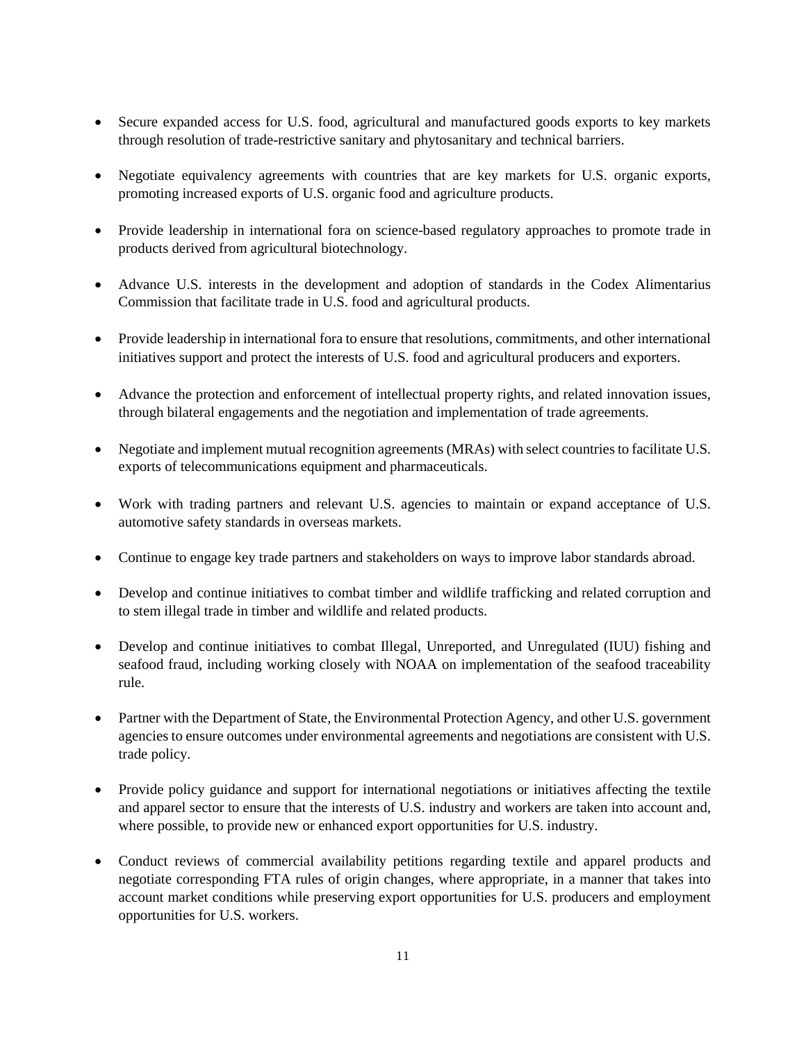- Secure expanded access for U.S. food, agricultural and manufactured goods exports to key markets through resolution of trade-restrictive sanitary and phytosanitary and technical barriers.

- Negotiate equivalency agreements with countries that are key markets for U.S. organic exports, promoting increased exports of U.S. organic food and agriculture products.

- Provide leadership in international fora on science-based regulatory approaches to promote trade in products derived from agricultural biotechnology.

- Advance U.S. interests in the development and adoption of standards in the Codex Alimentarius Commission that facilitate trade in U.S. food and agricultural products.

- Provide leadership in international fora to ensure that resolutions, commitments, and other international initiatives support and protect the interests of U.S. food and agricultural producers and exporters.

- Advance the protection and enforcement of intellectual property rights, and related innovation issues, through bilateral engagements and the negotiation and implementation of trade agreements.

- Negotiate and implement mutual recognition agreements (MRAs) with select countries to facilitate U.S. exports of telecommunications equipment and pharmaceuticals.

- Work with trading partners and relevant U.S. agencies to maintain or expand acceptance of U.S. automotive safety standards in overseas markets.

- Continue to engage key trade partners and stakeholders on ways to improve labor standards abroad.

- Develop and continue initiatives to combat timber and wildlife trafficking and related corruption and to stem illegal trade in timber and wildlife and related products.

- Develop and continue initiatives to combat Illegal, Unreported, and Unregulated (IUU) fishing and seafood fraud, including working closely with NOAA on implementation of the seafood traceability rule.

- Partner with the Department of State, the Environmental Protection Agency, and other U.S. government agencies to ensure outcomes under environmental agreements and negotiations are consistent with U.S. trade policy.

- Provide policy guidance and support for international negotiations or initiatives affecting the textile and apparel sector to ensure that the interests of U.S. industry and workers are taken into account and, where possible, to provide new or enhanced export opportunities for U.S. industry.

- Conduct reviews of commercial availability petitions regarding textile and apparel products and negotiate corresponding FTA rules of origin changes, where appropriate, in a manner that takes into account market conditions while preserving export opportunities for U.S. producers and employment opportunities for U.S. workers.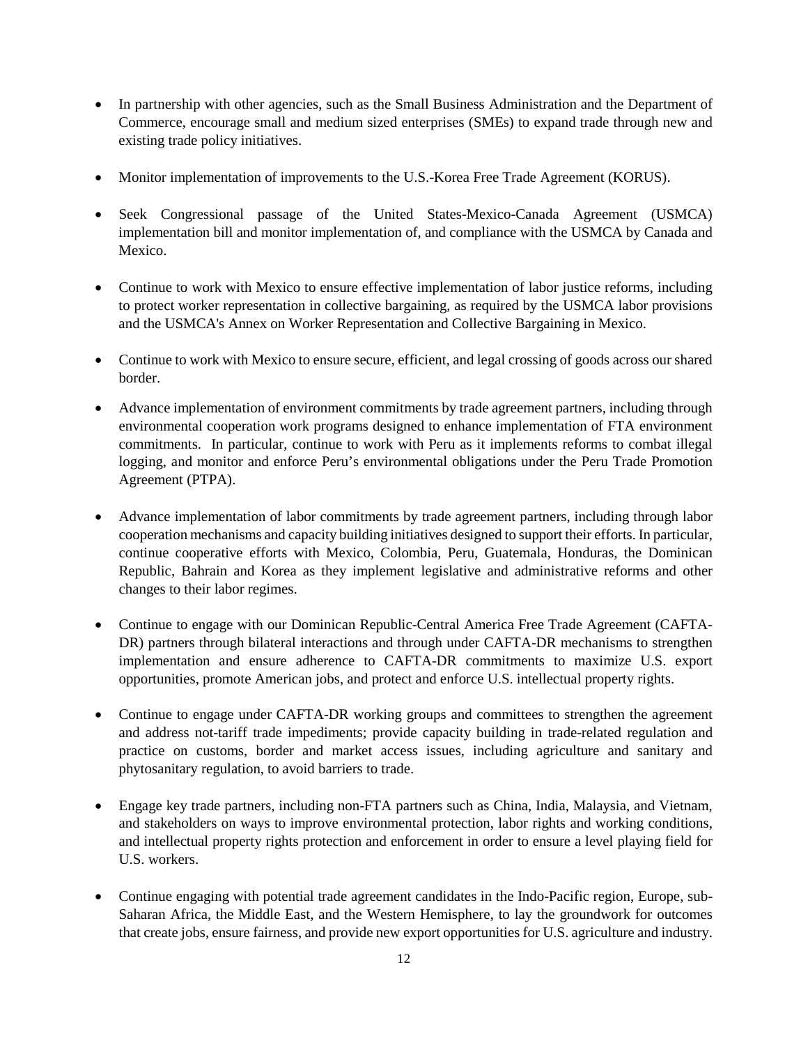- In partnership with other agencies, such as the Small Business Administration and the Department of Commerce, encourage small and medium sized enterprises (SMEs) to expand trade through new and existing trade policy initiatives.

- Monitor implementation of improvements to the U.S.-Korea Free Trade Agreement (KORUS).

- Seek Congressional passage of the United States-Mexico-Canada Agreement (USMCA) implementation bill and monitor implementation of, and compliance with the USMCA by Canada and Mexico.

- Continue to work with Mexico to ensure effective implementation of labor justice reforms, including to protect worker representation in collective bargaining, as required by the USMCA labor provisions and the USMCA's Annex on Worker Representation and Collective Bargaining in Mexico.

- Continue to work with Mexico to ensure secure, efficient, and legal crossing of goods across our shared border.

- Advance implementation of environment commitments by trade agreement partners, including through environmental cooperation work programs designed to enhance implementation of FTA environment commitments. In particular, continue to work with Peru as it implements reforms to combat illegal logging, and monitor and enforce Peru's environmental obligations under the Peru Trade Promotion Agreement (PTPA).

- Advance implementation of labor commitments by trade agreement partners, including through labor cooperation mechanisms and capacity building initiatives designed to support their efforts. In particular, continue cooperative efforts with Mexico, Colombia, Peru, Guatemala, Honduras, the Dominican Republic, Bahrain and Korea as they implement legislative and administrative reforms and other changes to their labor regimes.

- Continue to engage with our Dominican Republic-Central America Free Trade Agreement (CAFTA-DR) partners through bilateral interactions and through under CAFTA-DR mechanisms to strengthen implementation and ensure adherence to CAFTA-DR commitments to maximize U.S. export opportunities, promote American jobs, and protect and enforce U.S. intellectual property rights.

- Continue to engage under CAFTA-DR working groups and committees to strengthen the agreement and address not-tariff trade impediments; provide capacity building in trade-related regulation and practice on customs, border and market access issues, including agriculture and sanitary and phytosanitary regulation, to avoid barriers to trade.

- Engage key trade partners, including non-FTA partners such as China, India, Malaysia, and Vietnam, and stakeholders on ways to improve environmental protection, labor rights and working conditions, and intellectual property rights protection and enforcement in order to ensure a level playing field for U.S. workers.

- Continue engaging with potential trade agreement candidates in the Indo-Pacific region, Europe, sub-Saharan Africa, the Middle East, and the Western Hemisphere, to lay the groundwork for outcomes that create jobs, ensure fairness, and provide new export opportunities for U.S. agriculture and industry.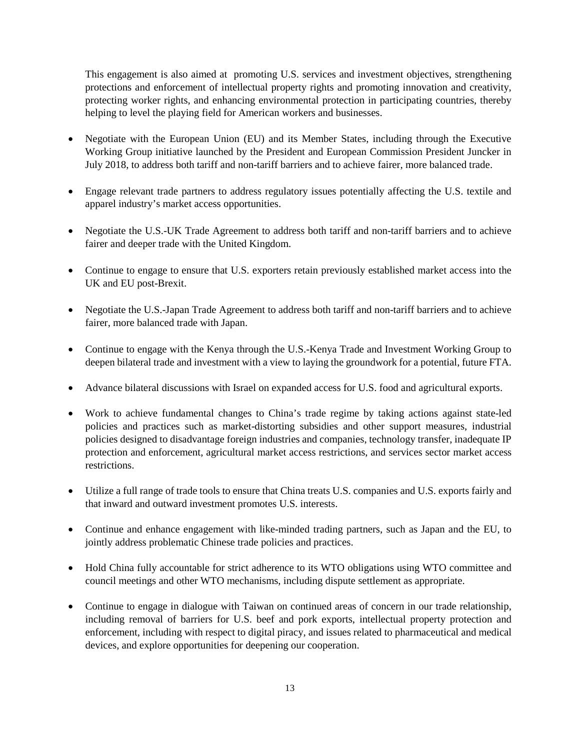This engagement is also aimed at  promoting U.S. services and investment objectives, strengthening protections and enforcement of intellectual property rights and promoting innovation and creativity, protecting worker rights, and enhancing environmental protection in participating countries, thereby helping to level the playing field for American workers and businesses.

- Negotiate with the European Union (EU) and its Member States, including through the Executive Working Group initiative launched by the President and European Commission President Juncker in July 2018, to address both tariff and non-tariff barriers and to achieve fairer, more balanced trade.
- Engage relevant trade partners to address regulatory issues potentially affecting the U.S. textile and apparel industry's market access opportunities.
- Negotiate the U.S.-UK Trade Agreement to address both tariff and non-tariff barriers and to achieve fairer and deeper trade with the United Kingdom.
- Continue to engage to ensure that U.S. exporters retain previously established market access into the UK and EU post-Brexit.
- Negotiate the U.S.-Japan Trade Agreement to address both tariff and non-tariff barriers and to achieve fairer, more balanced trade with Japan.
- Continue to engage with the Kenya through the U.S.-Kenya Trade and Investment Working Group to deepen bilateral trade and investment with a view to laying the groundwork for a potential, future FTA.
- Advance bilateral discussions with Israel on expanded access for U.S. food and agricultural exports.
- Work to achieve fundamental changes to China's trade regime by taking actions against state-led policies and practices such as market-distorting subsidies and other support measures, industrial policies designed to disadvantage foreign industries and companies, technology transfer, inadequate IP protection and enforcement, agricultural market access restrictions, and services sector market access restrictions.
- Utilize a full range of trade tools to ensure that China treats U.S. companies and U.S. exports fairly and that inward and outward investment promotes U.S. interests.
- Continue and enhance engagement with like-minded trading partners, such as Japan and the EU, to jointly address problematic Chinese trade policies and practices.
- Hold China fully accountable for strict adherence to its WTO obligations using WTO committee and council meetings and other WTO mechanisms, including dispute settlement as appropriate.
- Continue to engage in dialogue with Taiwan on continued areas of concern in our trade relationship, including removal of barriers for U.S. beef and pork exports, intellectual property protection and enforcement, including with respect to digital piracy, and issues related to pharmaceutical and medical devices, and explore opportunities for deepening our cooperation.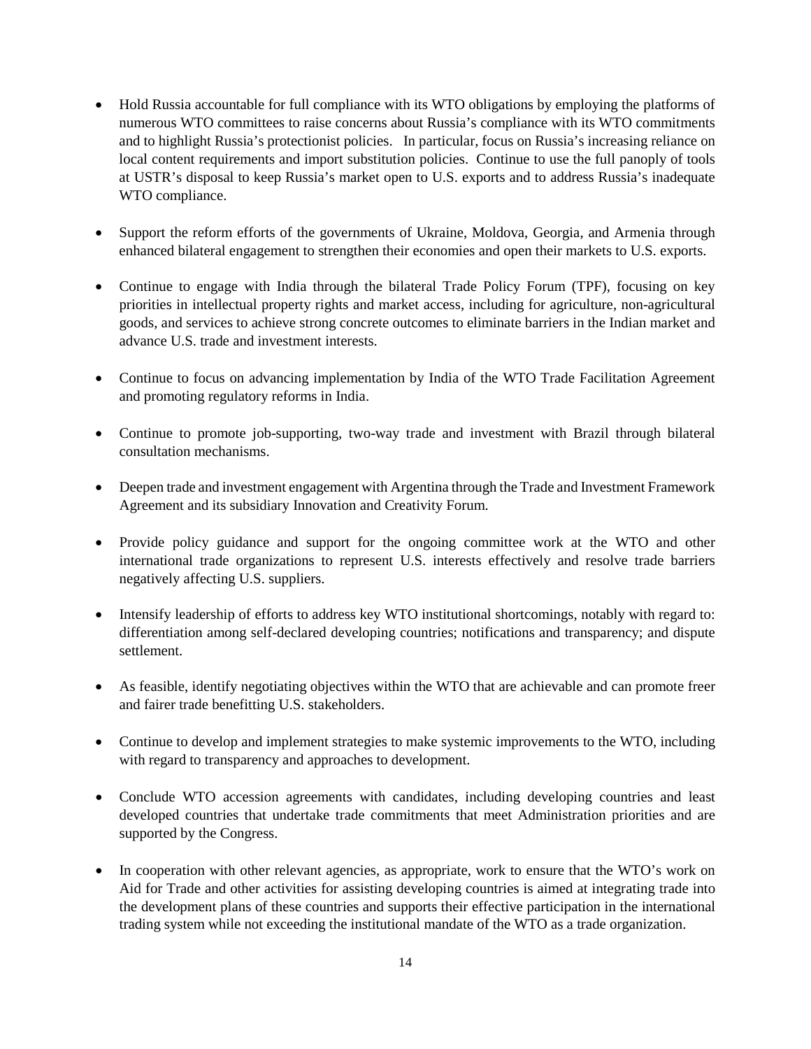- Hold Russia accountable for full compliance with its WTO obligations by employing the platforms of numerous WTO committees to raise concerns about Russia's compliance with its WTO commitments and to highlight Russia's protectionist policies. In particular, focus on Russia's increasing reliance on local content requirements and import substitution policies. Continue to use the full panoply of tools at USTR's disposal to keep Russia's market open to U.S. exports and to address Russia's inadequate WTO compliance.

- Support the reform efforts of the governments of Ukraine, Moldova, Georgia, and Armenia through enhanced bilateral engagement to strengthen their economies and open their markets to U.S. exports.

- Continue to engage with India through the bilateral Trade Policy Forum (TPF), focusing on key priorities in intellectual property rights and market access, including for agriculture, non-agricultural goods, and services to achieve strong concrete outcomes to eliminate barriers in the Indian market and advance U.S. trade and investment interests.

- Continue to focus on advancing implementation by India of the WTO Trade Facilitation Agreement and promoting regulatory reforms in India.

- Continue to promote job-supporting, two-way trade and investment with Brazil through bilateral consultation mechanisms.

- Deepen trade and investment engagement with Argentina through the Trade and Investment Framework Agreement and its subsidiary Innovation and Creativity Forum.

- Provide policy guidance and support for the ongoing committee work at the WTO and other international trade organizations to represent U.S. interests effectively and resolve trade barriers negatively affecting U.S. suppliers.

- Intensify leadership of efforts to address key WTO institutional shortcomings, notably with regard to: differentiation among self-declared developing countries; notifications and transparency; and dispute settlement.

- As feasible, identify negotiating objectives within the WTO that are achievable and can promote freer and fairer trade benefitting U.S. stakeholders.

- Continue to develop and implement strategies to make systemic improvements to the WTO, including with regard to transparency and approaches to development.

- Conclude WTO accession agreements with candidates, including developing countries and least developed countries that undertake trade commitments that meet Administration priorities and are supported by the Congress.

- In cooperation with other relevant agencies, as appropriate, work to ensure that the WTO's work on Aid for Trade and other activities for assisting developing countries is aimed at integrating trade into the development plans of these countries and supports their effective participation in the international trading system while not exceeding the institutional mandate of the WTO as a trade organization.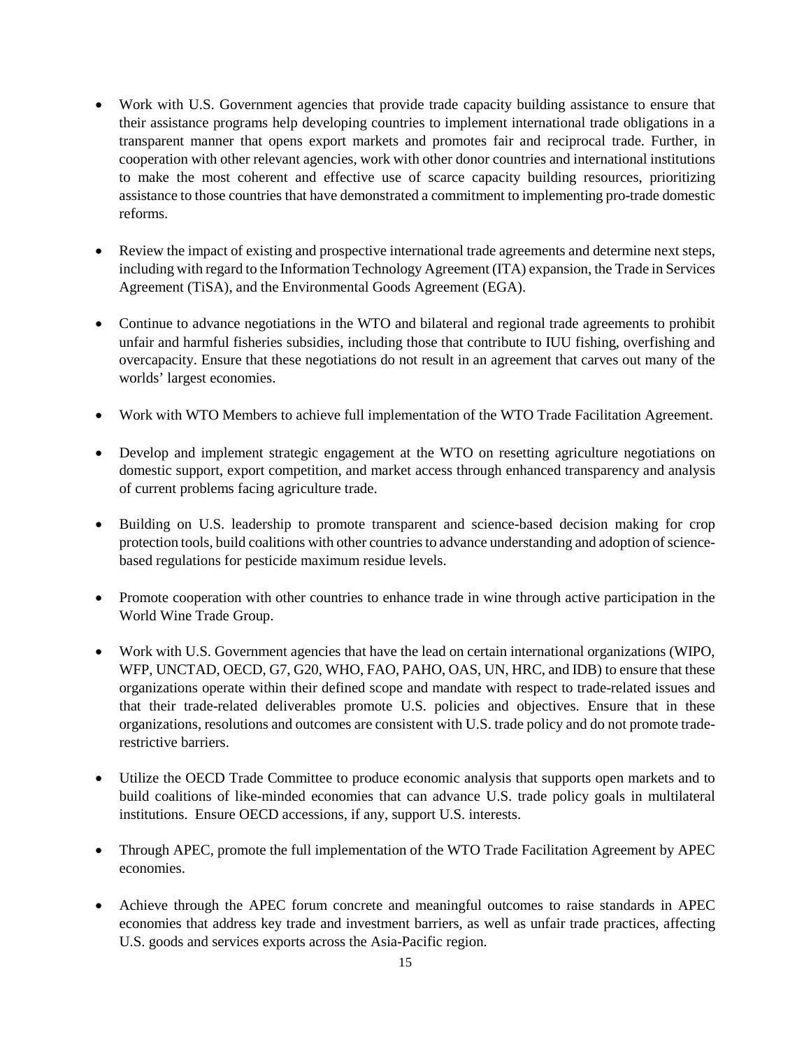- Work with U.S. Government agencies that provide trade capacity building assistance to ensure that their assistance programs help developing countries to implement international trade obligations in a transparent manner that opens export markets and promotes fair and reciprocal trade. Further, in cooperation with other relevant agencies, work with other donor countries and international institutions to make the most coherent and effective use of scarce capacity building resources, prioritizing assistance to those countries that have demonstrated a commitment to implementing pro-trade domestic reforms.

- Review the impact of existing and prospective international trade agreements and determine next steps, including with regard to the Information Technology Agreement (ITA) expansion, the Trade in Services Agreement (TiSA), and the Environmental Goods Agreement (EGA).

- Continue to advance negotiations in the WTO and bilateral and regional trade agreements to prohibit unfair and harmful fisheries subsidies, including those that contribute to IUU fishing, overfishing and overcapacity. Ensure that these negotiations do not result in an agreement that carves out many of the worlds' largest economies.

- Work with WTO Members to achieve full implementation of the WTO Trade Facilitation Agreement.

- Develop and implement strategic engagement at the WTO on resetting agriculture negotiations on domestic support, export competition, and market access through enhanced transparency and analysis of current problems facing agriculture trade.

- Building on U.S. leadership to promote transparent and science-based decision making for crop protection tools, build coalitions with other countries to advance understanding and adoption of science-based regulations for pesticide maximum residue levels.

- Promote cooperation with other countries to enhance trade in wine through active participation in the World Wine Trade Group.

- Work with U.S. Government agencies that have the lead on certain international organizations (WIPO, WFP, UNCTAD, OECD, G7, G20, WHO, FAO, PAHO, OAS, UN, HRC, and IDB) to ensure that these organizations operate within their defined scope and mandate with respect to trade-related issues and that their trade-related deliverables promote U.S. policies and objectives. Ensure that in these organizations, resolutions and outcomes are consistent with U.S. trade policy and do not promote trade-restrictive barriers.

- Utilize the OECD Trade Committee to produce economic analysis that supports open markets and to build coalitions of like-minded economies that can advance U.S. trade policy goals in multilateral institutions. Ensure OECD accessions, if any, support U.S. interests.

- Through APEC, promote the full implementation of the WTO Trade Facilitation Agreement by APEC economies.

- Achieve through the APEC forum concrete and meaningful outcomes to raise standards in APEC economies that address key trade and investment barriers, as well as unfair trade practices, affecting U.S. goods and services exports across the Asia-Pacific region.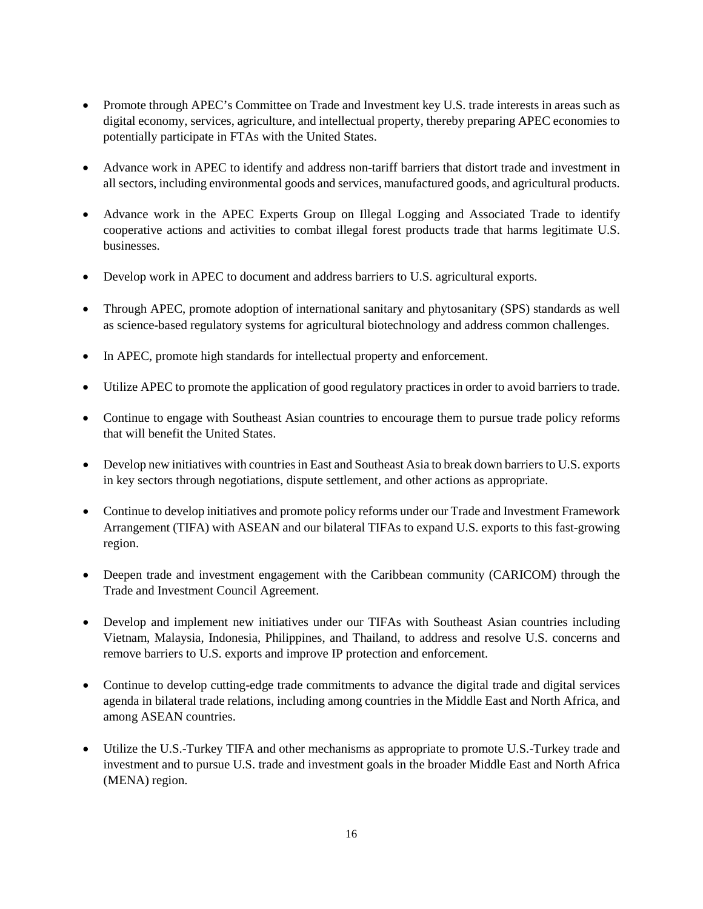- Promote through APEC's Committee on Trade and Investment key U.S. trade interests in areas such as digital economy, services, agriculture, and intellectual property, thereby preparing APEC economies to potentially participate in FTAs with the United States.

- Advance work in APEC to identify and address non-tariff barriers that distort trade and investment in all sectors, including environmental goods and services, manufactured goods, and agricultural products.

- Advance work in the APEC Experts Group on Illegal Logging and Associated Trade to identify cooperative actions and activities to combat illegal forest products trade that harms legitimate U.S. businesses.

- Develop work in APEC to document and address barriers to U.S. agricultural exports.

- Through APEC, promote adoption of international sanitary and phytosanitary (SPS) standards as well as science-based regulatory systems for agricultural biotechnology and address common challenges.

- In APEC, promote high standards for intellectual property and enforcement.

- Utilize APEC to promote the application of good regulatory practices in order to avoid barriers to trade.

- Continue to engage with Southeast Asian countries to encourage them to pursue trade policy reforms that will benefit the United States.

- Develop new initiatives with countries in East and Southeast Asia to break down barriers to U.S. exports in key sectors through negotiations, dispute settlement, and other actions as appropriate.

- Continue to develop initiatives and promote policy reforms under our Trade and Investment Framework Arrangement (TIFA) with ASEAN and our bilateral TIFAs to expand U.S. exports to this fast-growing region.

- Deepen trade and investment engagement with the Caribbean community (CARICOM) through the Trade and Investment Council Agreement.

- Develop and implement new initiatives under our TIFAs with Southeast Asian countries including Vietnam, Malaysia, Indonesia, Philippines, and Thailand, to address and resolve U.S. concerns and remove barriers to U.S. exports and improve IP protection and enforcement.

- Continue to develop cutting-edge trade commitments to advance the digital trade and digital services agenda in bilateral trade relations, including among countries in the Middle East and North Africa, and among ASEAN countries.

- Utilize the U.S.-Turkey TIFA and other mechanisms as appropriate to promote U.S.-Turkey trade and investment and to pursue U.S. trade and investment goals in the broader Middle East and North Africa (MENA) region.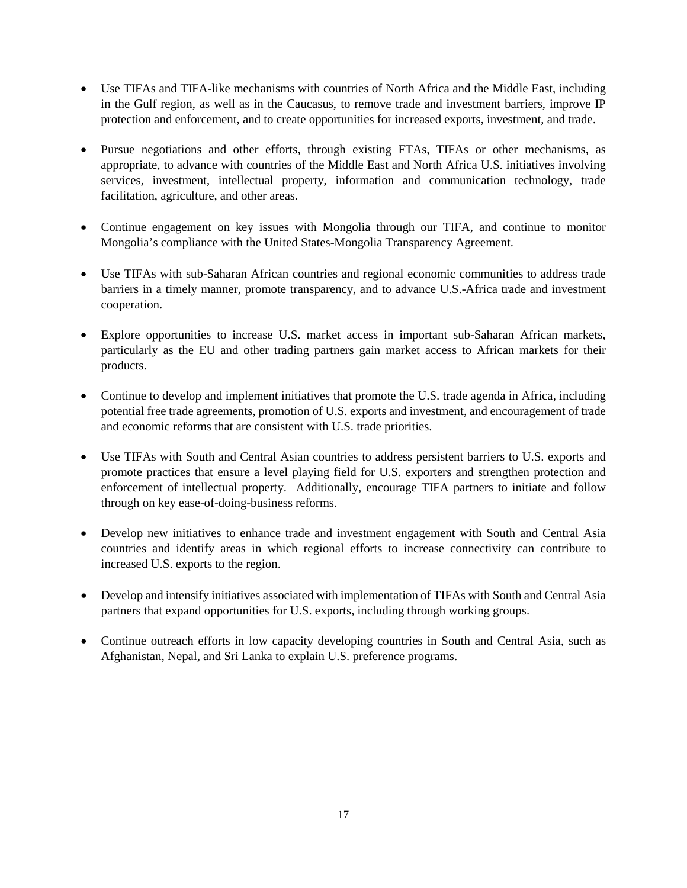- Use TIFAs and TIFA-like mechanisms with countries of North Africa and the Middle East, including in the Gulf region, as well as in the Caucasus, to remove trade and investment barriers, improve IP protection and enforcement, and to create opportunities for increased exports, investment, and trade.

- Pursue negotiations and other efforts, through existing FTAs, TIFAs or other mechanisms, as appropriate, to advance with countries of the Middle East and North Africa U.S. initiatives involving services, investment, intellectual property, information and communication technology, trade facilitation, agriculture, and other areas.

- Continue engagement on key issues with Mongolia through our TIFA, and continue to monitor Mongolia's compliance with the United States-Mongolia Transparency Agreement.

- Use TIFAs with sub-Saharan African countries and regional economic communities to address trade barriers in a timely manner, promote transparency, and to advance U.S.-Africa trade and investment cooperation.

- Explore opportunities to increase U.S. market access in important sub-Saharan African markets, particularly as the EU and other trading partners gain market access to African markets for their products.

- Continue to develop and implement initiatives that promote the U.S. trade agenda in Africa, including potential free trade agreements, promotion of U.S. exports and investment, and encouragement of trade and economic reforms that are consistent with U.S. trade priorities.

- Use TIFAs with South and Central Asian countries to address persistent barriers to U.S. exports and promote practices that ensure a level playing field for U.S. exporters and strengthen protection and enforcement of intellectual property. Additionally, encourage TIFA partners to initiate and follow through on key ease-of-doing-business reforms.

- Develop new initiatives to enhance trade and investment engagement with South and Central Asia countries and identify areas in which regional efforts to increase connectivity can contribute to increased U.S. exports to the region.

- Develop and intensify initiatives associated with implementation of TIFAs with South and Central Asia partners that expand opportunities for U.S. exports, including through working groups.

- Continue outreach efforts in low capacity developing countries in South and Central Asia, such as Afghanistan, Nepal, and Sri Lanka to explain U.S. preference programs.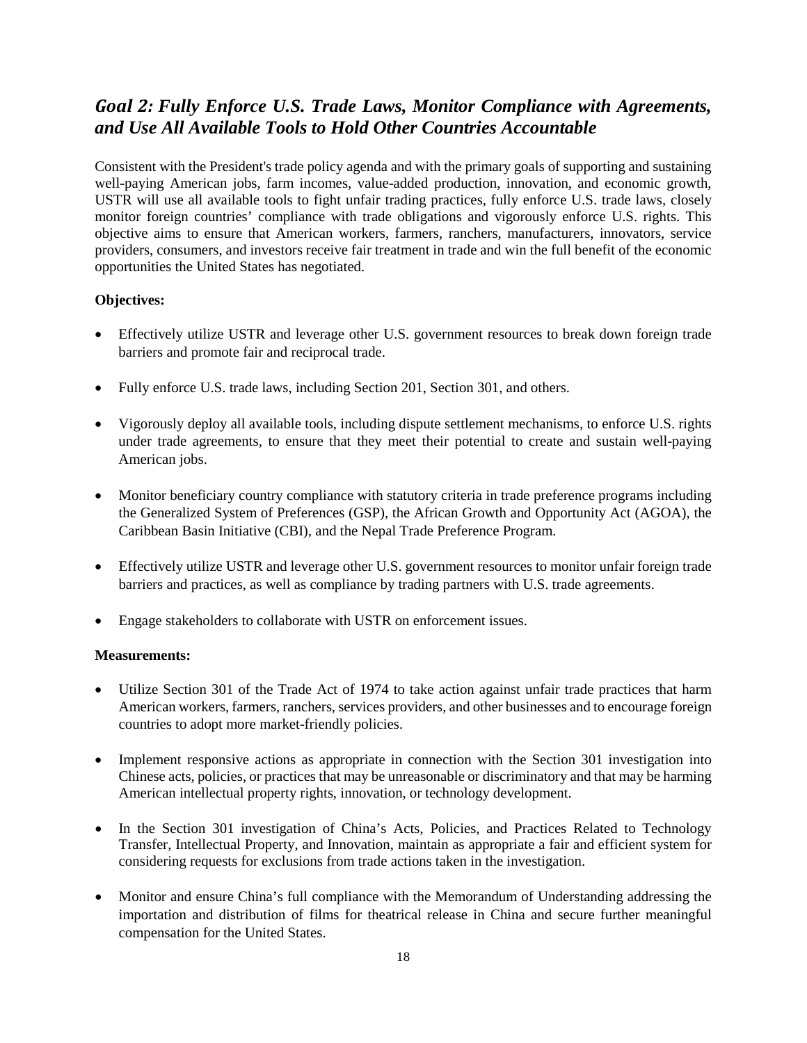## *Goal 2: Fully Enforce U.S. Trade Laws, Monitor Compliance with Agreements, and Use All Available Tools to Hold Other Countries Accountable*

Consistent with the President's trade policy agenda and with the primary goals of supporting and sustaining well-paying American jobs, farm incomes, value-added production, innovation, and economic growth, USTR will use all available tools to fight unfair trading practices, fully enforce U.S. trade laws, closely monitor foreign countries' compliance with trade obligations and vigorously enforce U.S. rights. This objective aims to ensure that American workers, farmers, ranchers, manufacturers, innovators, service providers, consumers, and investors receive fair treatment in trade and win the full benefit of the economic opportunities the United States has negotiated.

**Objectives:**

- Effectively utilize USTR and leverage other U.S. government resources to break down foreign trade barriers and promote fair and reciprocal trade.
- Fully enforce U.S. trade laws, including Section 201, Section 301, and others.
- Vigorously deploy all available tools, including dispute settlement mechanisms, to enforce U.S. rights under trade agreements, to ensure that they meet their potential to create and sustain well-paying American jobs.
- Monitor beneficiary country compliance with statutory criteria in trade preference programs including the Generalized System of Preferences (GSP), the African Growth and Opportunity Act (AGOA), the Caribbean Basin Initiative (CBI), and the Nepal Trade Preference Program.
- Effectively utilize USTR and leverage other U.S. government resources to monitor unfair foreign trade barriers and practices, as well as compliance by trading partners with U.S. trade agreements.
- Engage stakeholders to collaborate with USTR on enforcement issues.

**Measurements:**

- Utilize Section 301 of the Trade Act of 1974 to take action against unfair trade practices that harm American workers, farmers, ranchers, services providers, and other businesses and to encourage foreign countries to adopt more market-friendly policies.
- Implement responsive actions as appropriate in connection with the Section 301 investigation into Chinese acts, policies, or practices that may be unreasonable or discriminatory and that may be harming American intellectual property rights, innovation, or technology development.
- In the Section 301 investigation of China's Acts, Policies, and Practices Related to Technology Transfer, Intellectual Property, and Innovation, maintain as appropriate a fair and efficient system for considering requests for exclusions from trade actions taken in the investigation.
- Monitor and ensure China's full compliance with the Memorandum of Understanding addressing the importation and distribution of films for theatrical release in China and secure further meaningful compensation for the United States.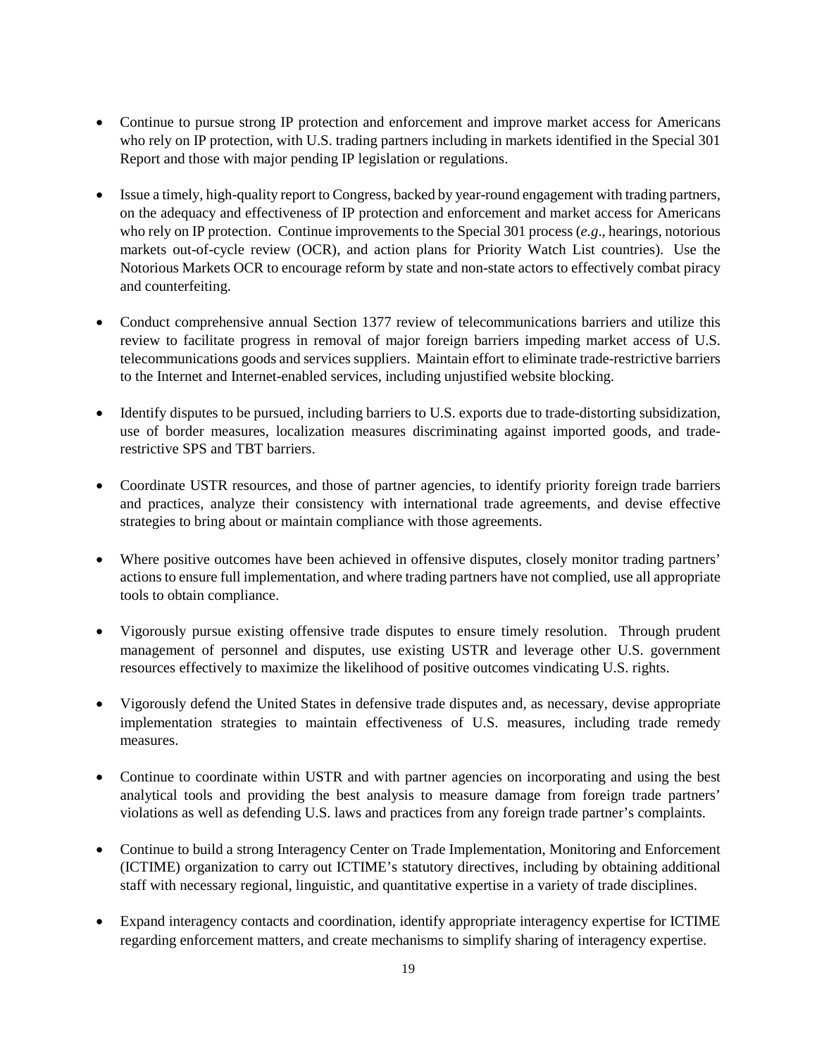- Continue to pursue strong IP protection and enforcement and improve market access for Americans who rely on IP protection, with U.S. trading partners including in markets identified in the Special 301 Report and those with major pending IP legislation or regulations.

- Issue a timely, high-quality report to Congress, backed by year-round engagement with trading partners, on the adequacy and effectiveness of IP protection and enforcement and market access for Americans who rely on IP protection. Continue improvements to the Special 301 process (*e.g*., hearings, notorious markets out-of-cycle review (OCR), and action plans for Priority Watch List countries). Use the Notorious Markets OCR to encourage reform by state and non-state actors to effectively combat piracy and counterfeiting.

- Conduct comprehensive annual Section 1377 review of telecommunications barriers and utilize this review to facilitate progress in removal of major foreign barriers impeding market access of U.S. telecommunications goods and services suppliers. Maintain effort to eliminate trade-restrictive barriers to the Internet and Internet-enabled services, including unjustified website blocking.

- Identify disputes to be pursued, including barriers to U.S. exports due to trade-distorting subsidization, use of border measures, localization measures discriminating against imported goods, and trade-restrictive SPS and TBT barriers.

- Coordinate USTR resources, and those of partner agencies, to identify priority foreign trade barriers and practices, analyze their consistency with international trade agreements, and devise effective strategies to bring about or maintain compliance with those agreements.

- Where positive outcomes have been achieved in offensive disputes, closely monitor trading partners' actions to ensure full implementation, and where trading partners have not complied, use all appropriate tools to obtain compliance.

- Vigorously pursue existing offensive trade disputes to ensure timely resolution. Through prudent management of personnel and disputes, use existing USTR and leverage other U.S. government resources effectively to maximize the likelihood of positive outcomes vindicating U.S. rights.

- Vigorously defend the United States in defensive trade disputes and, as necessary, devise appropriate implementation strategies to maintain effectiveness of U.S. measures, including trade remedy measures.

- Continue to coordinate within USTR and with partner agencies on incorporating and using the best analytical tools and providing the best analysis to measure damage from foreign trade partners' violations as well as defending U.S. laws and practices from any foreign trade partner's complaints.

- Continue to build a strong Interagency Center on Trade Implementation, Monitoring and Enforcement (ICTIME) organization to carry out ICTIME's statutory directives, including by obtaining additional staff with necessary regional, linguistic, and quantitative expertise in a variety of trade disciplines.

- Expand interagency contacts and coordination, identify appropriate interagency expertise for ICTIME regarding enforcement matters, and create mechanisms to simplify sharing of interagency expertise.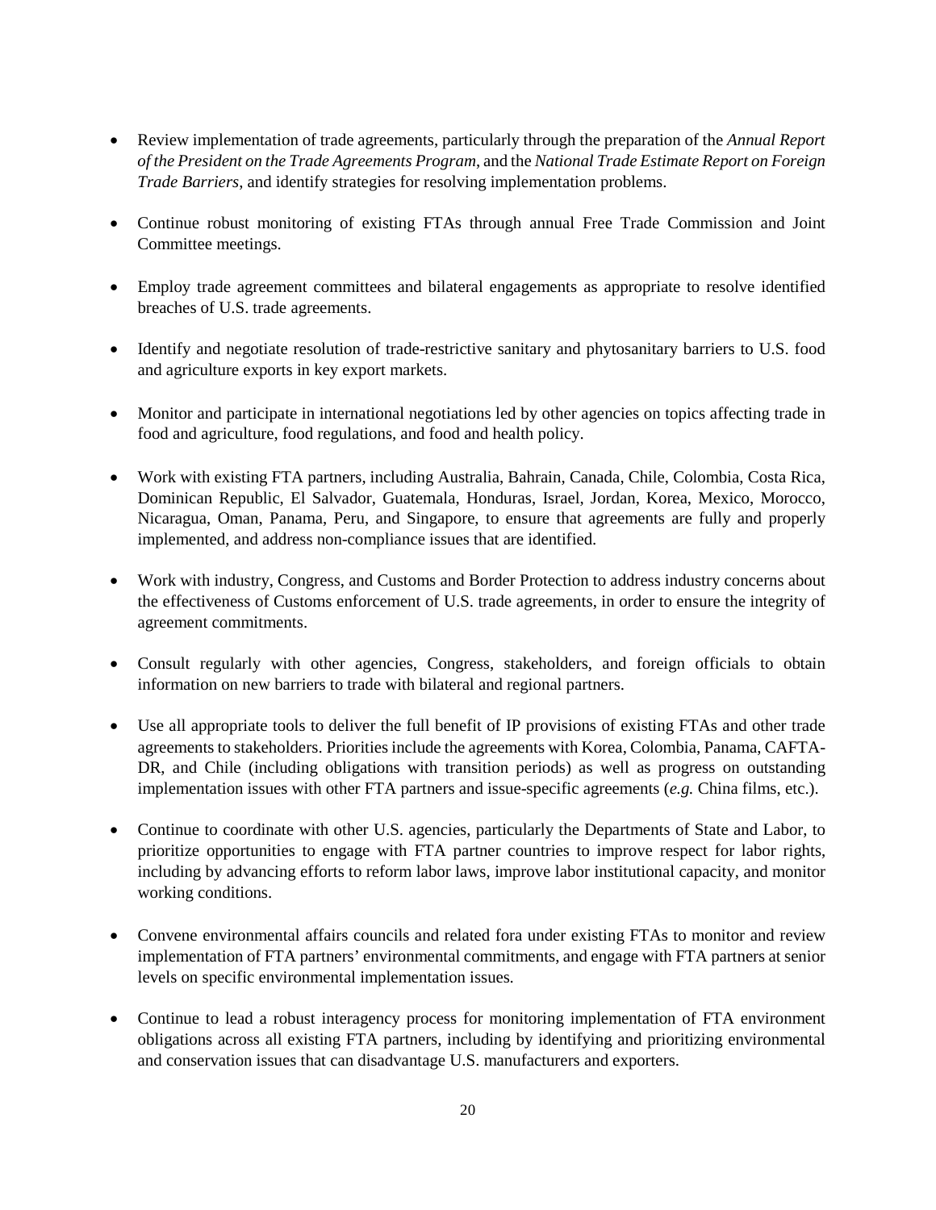- Review implementation of trade agreements, particularly through the preparation of the *Annual Report of the President on the Trade Agreements Program*, and the *National Trade Estimate Report on Foreign Trade Barriers*, and identify strategies for resolving implementation problems.

- Continue robust monitoring of existing FTAs through annual Free Trade Commission and Joint Committee meetings.

- Employ trade agreement committees and bilateral engagements as appropriate to resolve identified breaches of U.S. trade agreements.

- Identify and negotiate resolution of trade-restrictive sanitary and phytosanitary barriers to U.S. food and agriculture exports in key export markets.

- Monitor and participate in international negotiations led by other agencies on topics affecting trade in food and agriculture, food regulations, and food and health policy.

- Work with existing FTA partners, including Australia, Bahrain, Canada, Chile, Colombia, Costa Rica, Dominican Republic, El Salvador, Guatemala, Honduras, Israel, Jordan, Korea, Mexico, Morocco, Nicaragua, Oman, Panama, Peru, and Singapore, to ensure that agreements are fully and properly implemented, and address non-compliance issues that are identified.

- Work with industry, Congress, and Customs and Border Protection to address industry concerns about the effectiveness of Customs enforcement of U.S. trade agreements, in order to ensure the integrity of agreement commitments.

- Consult regularly with other agencies, Congress, stakeholders, and foreign officials to obtain information on new barriers to trade with bilateral and regional partners.

- Use all appropriate tools to deliver the full benefit of IP provisions of existing FTAs and other trade agreements to stakeholders. Priorities include the agreements with Korea, Colombia, Panama, CAFTA-DR, and Chile (including obligations with transition periods) as well as progress on outstanding implementation issues with other FTA partners and issue-specific agreements (*e.g.* China films, etc.).

- Continue to coordinate with other U.S. agencies, particularly the Departments of State and Labor, to prioritize opportunities to engage with FTA partner countries to improve respect for labor rights, including by advancing efforts to reform labor laws, improve labor institutional capacity, and monitor working conditions.

- Convene environmental affairs councils and related fora under existing FTAs to monitor and review implementation of FTA partners' environmental commitments, and engage with FTA partners at senior levels on specific environmental implementation issues.

- Continue to lead a robust interagency process for monitoring implementation of FTA environment obligations across all existing FTA partners, including by identifying and prioritizing environmental and conservation issues that can disadvantage U.S. manufacturers and exporters.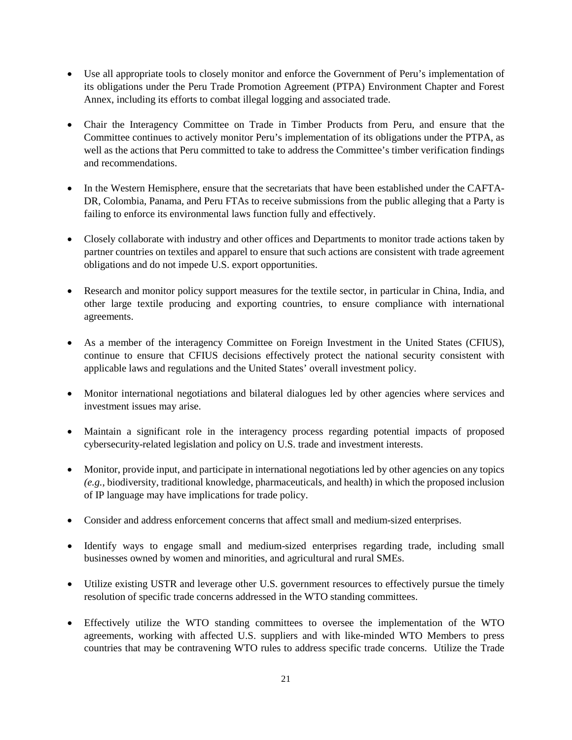- Use all appropriate tools to closely monitor and enforce the Government of Peru's implementation of its obligations under the Peru Trade Promotion Agreement (PTPA) Environment Chapter and Forest Annex, including its efforts to combat illegal logging and associated trade.

- Chair the Interagency Committee on Trade in Timber Products from Peru, and ensure that the Committee continues to actively monitor Peru's implementation of its obligations under the PTPA, as well as the actions that Peru committed to take to address the Committee's timber verification findings and recommendations.

- In the Western Hemisphere, ensure that the secretariats that have been established under the CAFTA-DR, Colombia, Panama, and Peru FTAs to receive submissions from the public alleging that a Party is failing to enforce its environmental laws function fully and effectively.

- Closely collaborate with industry and other offices and Departments to monitor trade actions taken by partner countries on textiles and apparel to ensure that such actions are consistent with trade agreement obligations and do not impede U.S. export opportunities.

- Research and monitor policy support measures for the textile sector, in particular in China, India, and other large textile producing and exporting countries, to ensure compliance with international agreements.

- As a member of the interagency Committee on Foreign Investment in the United States (CFIUS), continue to ensure that CFIUS decisions effectively protect the national security consistent with applicable laws and regulations and the United States' overall investment policy.

- Monitor international negotiations and bilateral dialogues led by other agencies where services and investment issues may arise.

- Maintain a significant role in the interagency process regarding potential impacts of proposed cybersecurity-related legislation and policy on U.S. trade and investment interests.

- Monitor, provide input, and participate in international negotiations led by other agencies on any topics *(e.g.,* biodiversity, traditional knowledge, pharmaceuticals, and health) in which the proposed inclusion of IP language may have implications for trade policy.

- Consider and address enforcement concerns that affect small and medium-sized enterprises.

- Identify ways to engage small and medium-sized enterprises regarding trade, including small businesses owned by women and minorities, and agricultural and rural SMEs.

- Utilize existing USTR and leverage other U.S. government resources to effectively pursue the timely resolution of specific trade concerns addressed in the WTO standing committees.

- Effectively utilize the WTO standing committees to oversee the implementation of the WTO agreements, working with affected U.S. suppliers and with like-minded WTO Members to press countries that may be contravening WTO rules to address specific trade concerns. Utilize the Trade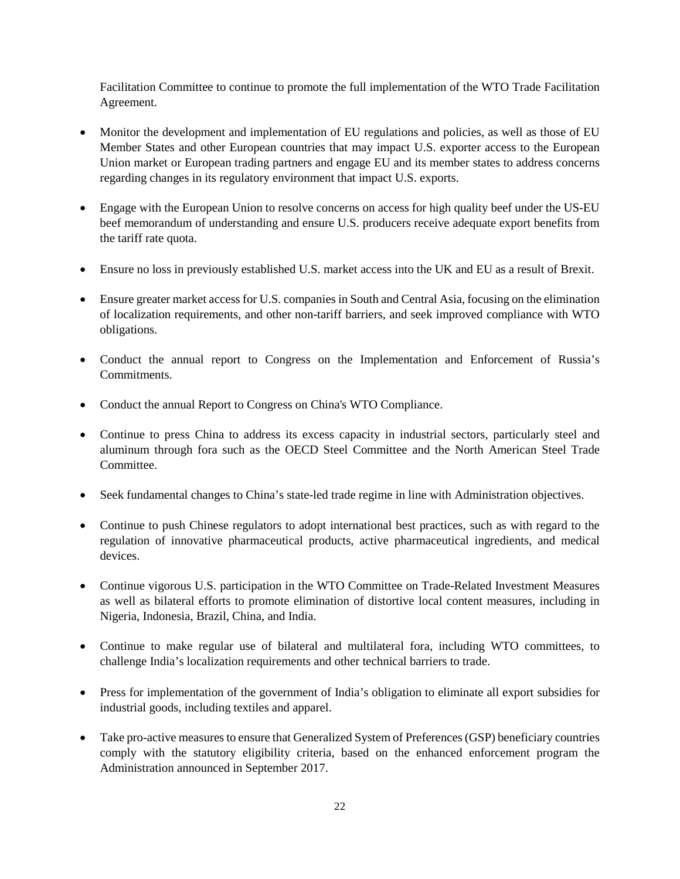Facilitation Committee to continue to promote the full implementation of the WTO Trade Facilitation Agreement.

- Monitor the development and implementation of EU regulations and policies, as well as those of EU Member States and other European countries that may impact U.S. exporter access to the European Union market or European trading partners and engage EU and its member states to address concerns regarding changes in its regulatory environment that impact U.S. exports.

- Engage with the European Union to resolve concerns on access for high quality beef under the US-EU beef memorandum of understanding and ensure U.S. producers receive adequate export benefits from the tariff rate quota.

- Ensure no loss in previously established U.S. market access into the UK and EU as a result of Brexit.

- Ensure greater market access for U.S. companies in South and Central Asia, focusing on the elimination of localization requirements, and other non-tariff barriers, and seek improved compliance with WTO obligations.

- Conduct the annual report to Congress on the Implementation and Enforcement of Russia's Commitments.

- Conduct the annual Report to Congress on China's WTO Compliance.

- Continue to press China to address its excess capacity in industrial sectors, particularly steel and aluminum through fora such as the OECD Steel Committee and the North American Steel Trade Committee.

- Seek fundamental changes to China's state-led trade regime in line with Administration objectives.

- Continue to push Chinese regulators to adopt international best practices, such as with regard to the regulation of innovative pharmaceutical products, active pharmaceutical ingredients, and medical devices.

- Continue vigorous U.S. participation in the WTO Committee on Trade-Related Investment Measures as well as bilateral efforts to promote elimination of distortive local content measures, including in Nigeria, Indonesia, Brazil, China, and India.

- Continue to make regular use of bilateral and multilateral fora, including WTO committees, to challenge India's localization requirements and other technical barriers to trade.

- Press for implementation of the government of India's obligation to eliminate all export subsidies for industrial goods, including textiles and apparel.

- Take pro-active measures to ensure that Generalized System of Preferences (GSP) beneficiary countries comply with the statutory eligibility criteria, based on the enhanced enforcement program the Administration announced in September 2017.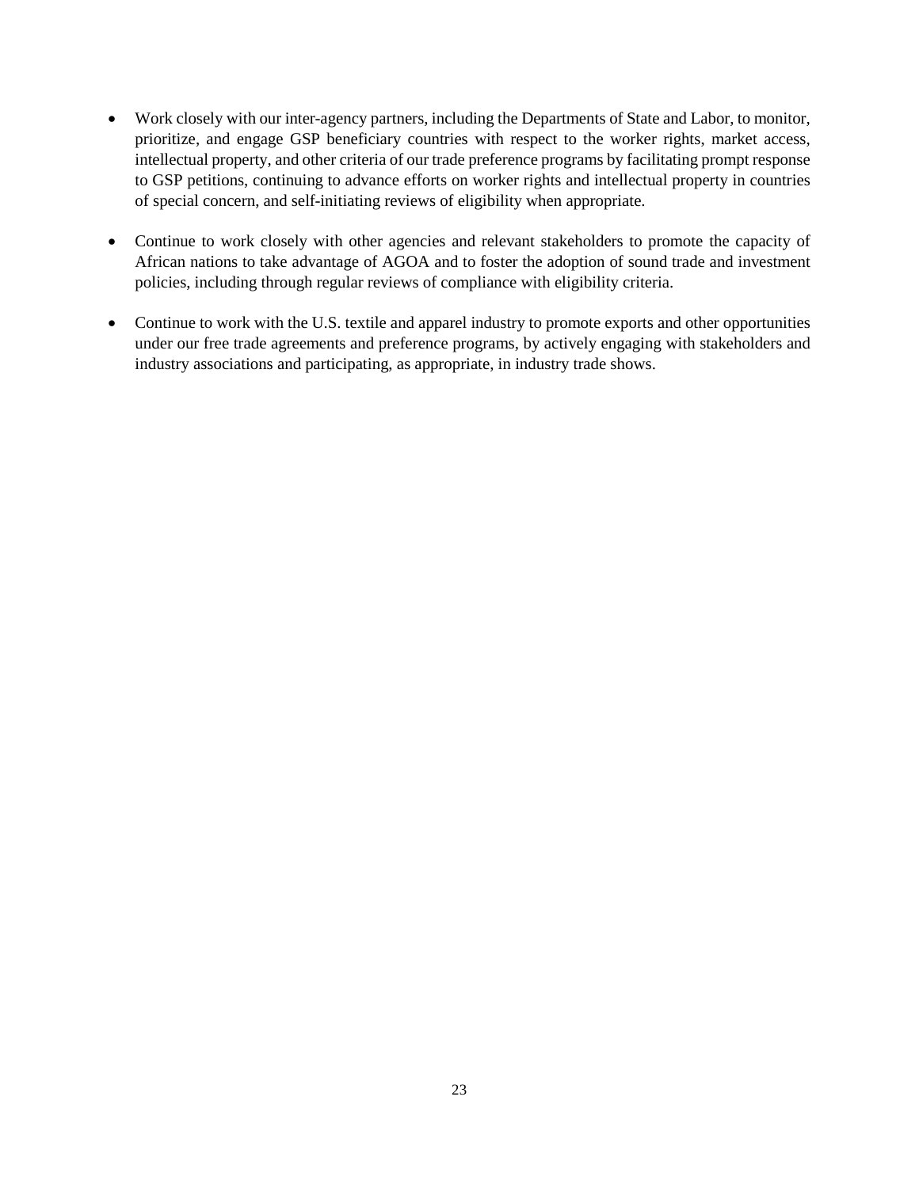- Work closely with our inter-agency partners, including the Departments of State and Labor, to monitor, prioritize, and engage GSP beneficiary countries with respect to the worker rights, market access, intellectual property, and other criteria of our trade preference programs by facilitating prompt response to GSP petitions, continuing to advance efforts on worker rights and intellectual property in countries of special concern, and self-initiating reviews of eligibility when appropriate.

- Continue to work closely with other agencies and relevant stakeholders to promote the capacity of African nations to take advantage of AGOA and to foster the adoption of sound trade and investment policies, including through regular reviews of compliance with eligibility criteria.

- Continue to work with the U.S. textile and apparel industry to promote exports and other opportunities under our free trade agreements and preference programs, by actively engaging with stakeholders and industry associations and participating, as appropriate, in industry trade shows.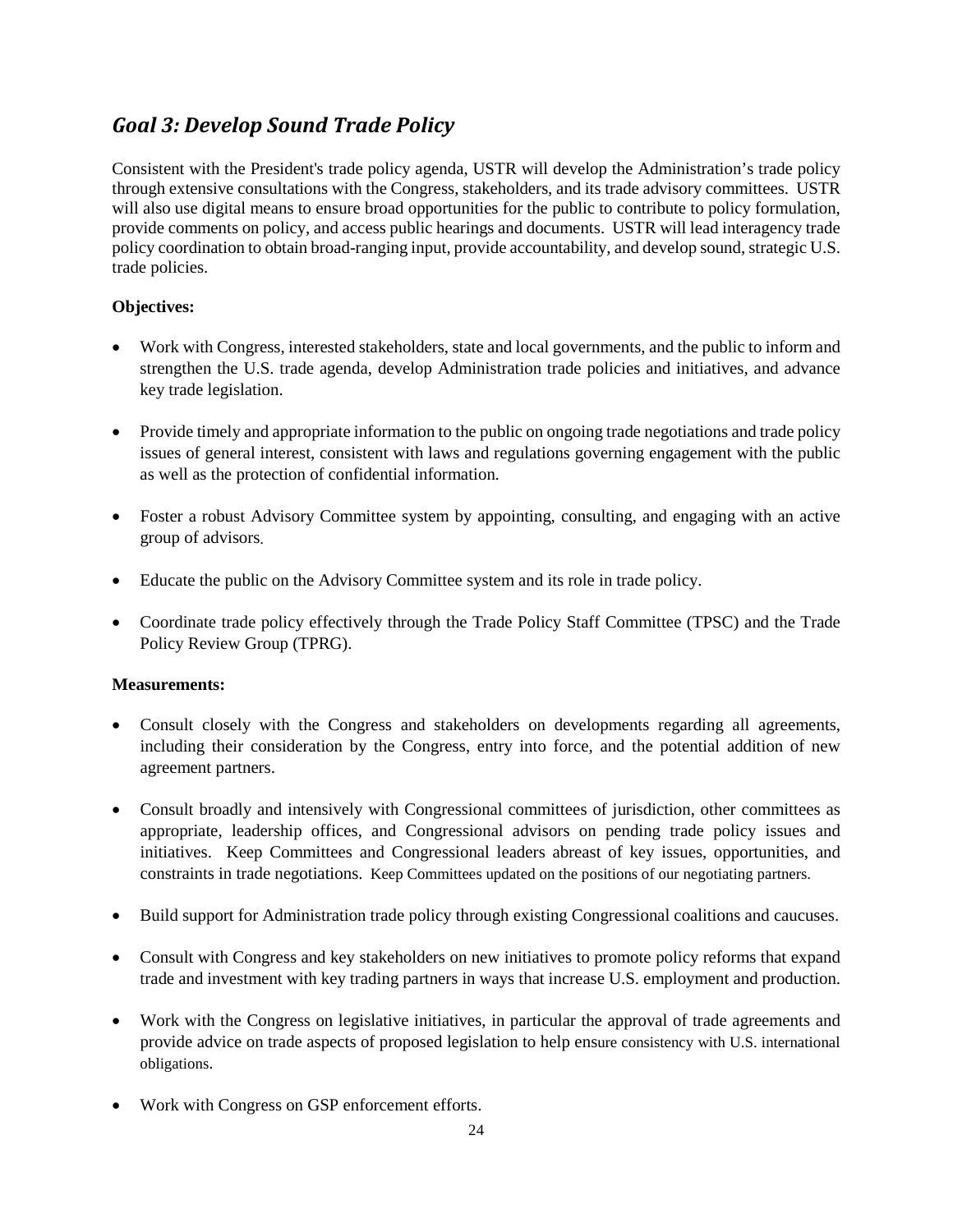## *Goal 3: Develop Sound Trade Policy*

Consistent with the President's trade policy agenda, USTR will develop the Administration's trade policy through extensive consultations with the Congress, stakeholders, and its trade advisory committees. USTR will also use digital means to ensure broad opportunities for the public to contribute to policy formulation, provide comments on policy, and access public hearings and documents. USTR will lead interagency trade policy coordination to obtain broad-ranging input, provide accountability, and develop sound, strategic U.S. trade policies.

**Objectives:**

- Work with Congress, interested stakeholders, state and local governments, and the public to inform and strengthen the U.S. trade agenda, develop Administration trade policies and initiatives, and advance key trade legislation.
- Provide timely and appropriate information to the public on ongoing trade negotiations and trade policy issues of general interest, consistent with laws and regulations governing engagement with the public as well as the protection of confidential information.
- Foster a robust Advisory Committee system by appointing, consulting, and engaging with an active group of advisors.
- Educate the public on the Advisory Committee system and its role in trade policy.
- Coordinate trade policy effectively through the Trade Policy Staff Committee (TPSC) and the Trade Policy Review Group (TPRG).

**Measurements:**

- Consult closely with the Congress and stakeholders on developments regarding all agreements, including their consideration by the Congress, entry into force, and the potential addition of new agreement partners.
- Consult broadly and intensively with Congressional committees of jurisdiction, other committees as appropriate, leadership offices, and Congressional advisors on pending trade policy issues and initiatives. Keep Committees and Congressional leaders abreast of key issues, opportunities, and constraints in trade negotiations. Keep Committees updated on the positions of our negotiating partners.
- Build support for Administration trade policy through existing Congressional coalitions and caucuses.
- Consult with Congress and key stakeholders on new initiatives to promote policy reforms that expand trade and investment with key trading partners in ways that increase U.S. employment and production.
- Work with the Congress on legislative initiatives, in particular the approval of trade agreements and provide advice on trade aspects of proposed legislation to help ensure consistency with U.S. international obligations.
- Work with Congress on GSP enforcement efforts.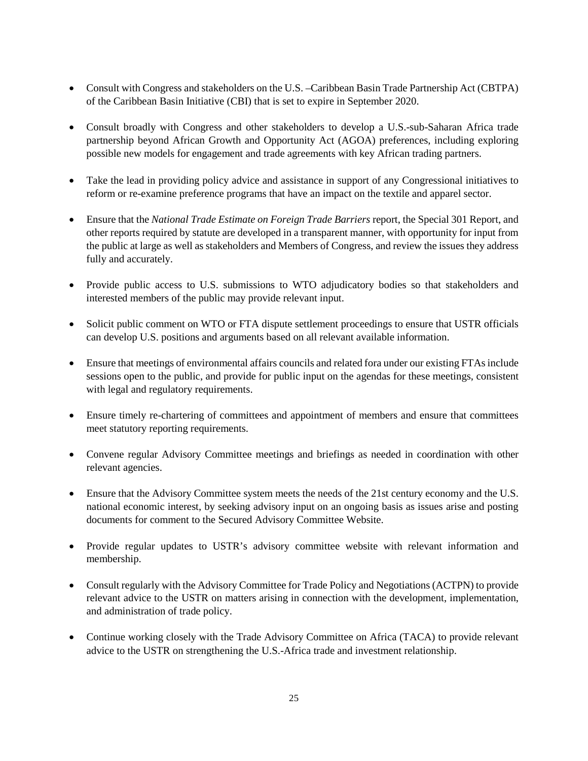- Consult with Congress and stakeholders on the U.S. –Caribbean Basin Trade Partnership Act (CBTPA) of the Caribbean Basin Initiative (CBI) that is set to expire in September 2020.

- Consult broadly with Congress and other stakeholders to develop a U.S.-sub-Saharan Africa trade partnership beyond African Growth and Opportunity Act (AGOA) preferences, including exploring possible new models for engagement and trade agreements with key African trading partners.

- Take the lead in providing policy advice and assistance in support of any Congressional initiatives to reform or re-examine preference programs that have an impact on the textile and apparel sector.

- Ensure that the *National Trade Estimate on Foreign Trade Barriers* report, the Special 301 Report, and other reports required by statute are developed in a transparent manner, with opportunity for input from the public at large as well as stakeholders and Members of Congress, and review the issues they address fully and accurately.

- Provide public access to U.S. submissions to WTO adjudicatory bodies so that stakeholders and interested members of the public may provide relevant input.

- Solicit public comment on WTO or FTA dispute settlement proceedings to ensure that USTR officials can develop U.S. positions and arguments based on all relevant available information.

- Ensure that meetings of environmental affairs councils and related fora under our existing FTAs include sessions open to the public, and provide for public input on the agendas for these meetings, consistent with legal and regulatory requirements.

- Ensure timely re-chartering of committees and appointment of members and ensure that committees meet statutory reporting requirements.

- Convene regular Advisory Committee meetings and briefings as needed in coordination with other relevant agencies.

- Ensure that the Advisory Committee system meets the needs of the 21st century economy and the U.S. national economic interest, by seeking advisory input on an ongoing basis as issues arise and posting documents for comment to the Secured Advisory Committee Website.

- Provide regular updates to USTR's advisory committee website with relevant information and membership.

- Consult regularly with the Advisory Committee for Trade Policy and Negotiations (ACTPN) to provide relevant advice to the USTR on matters arising in connection with the development, implementation, and administration of trade policy.

- Continue working closely with the Trade Advisory Committee on Africa (TACA) to provide relevant advice to the USTR on strengthening the U.S.-Africa trade and investment relationship.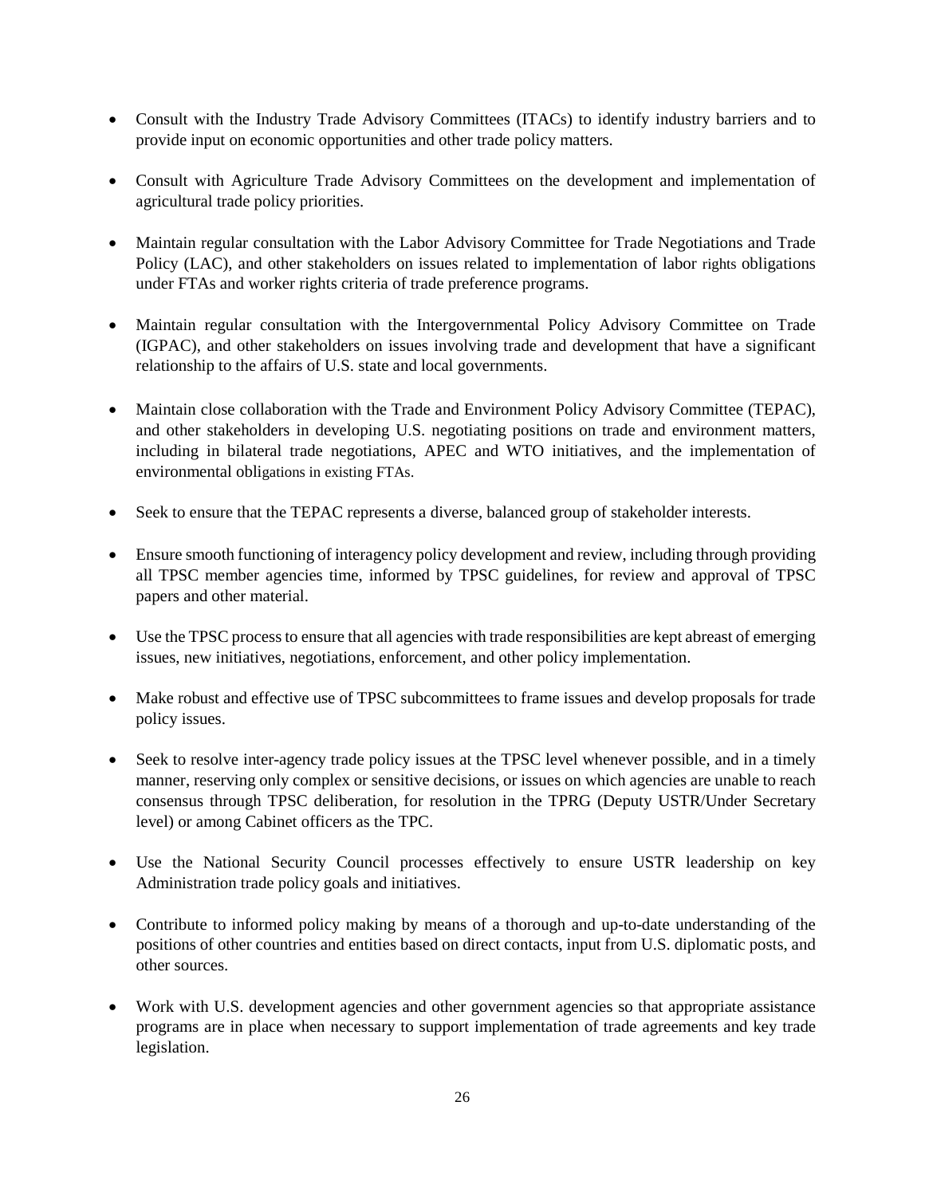- Consult with the Industry Trade Advisory Committees (ITACs) to identify industry barriers and to provide input on economic opportunities and other trade policy matters.

- Consult with Agriculture Trade Advisory Committees on the development and implementation of agricultural trade policy priorities.

- Maintain regular consultation with the Labor Advisory Committee for Trade Negotiations and Trade Policy (LAC), and other stakeholders on issues related to implementation of labor rights obligations under FTAs and worker rights criteria of trade preference programs.

- Maintain regular consultation with the Intergovernmental Policy Advisory Committee on Trade (IGPAC), and other stakeholders on issues involving trade and development that have a significant relationship to the affairs of U.S. state and local governments.

- Maintain close collaboration with the Trade and Environment Policy Advisory Committee (TEPAC), and other stakeholders in developing U.S. negotiating positions on trade and environment matters, including in bilateral trade negotiations, APEC and WTO initiatives, and the implementation of environmental obligations in existing FTAs.

- Seek to ensure that the TEPAC represents a diverse, balanced group of stakeholder interests.

- Ensure smooth functioning of interagency policy development and review, including through providing all TPSC member agencies time, informed by TPSC guidelines, for review and approval of TPSC papers and other material.

- Use the TPSC process to ensure that all agencies with trade responsibilities are kept abreast of emerging issues, new initiatives, negotiations, enforcement, and other policy implementation.

- Make robust and effective use of TPSC subcommittees to frame issues and develop proposals for trade policy issues.

- Seek to resolve inter-agency trade policy issues at the TPSC level whenever possible, and in a timely manner, reserving only complex or sensitive decisions, or issues on which agencies are unable to reach consensus through TPSC deliberation, for resolution in the TPRG (Deputy USTR/Under Secretary level) or among Cabinet officers as the TPC.

- Use the National Security Council processes effectively to ensure USTR leadership on key Administration trade policy goals and initiatives.

- Contribute to informed policy making by means of a thorough and up-to-date understanding of the positions of other countries and entities based on direct contacts, input from U.S. diplomatic posts, and other sources.

- Work with U.S. development agencies and other government agencies so that appropriate assistance programs are in place when necessary to support implementation of trade agreements and key trade legislation.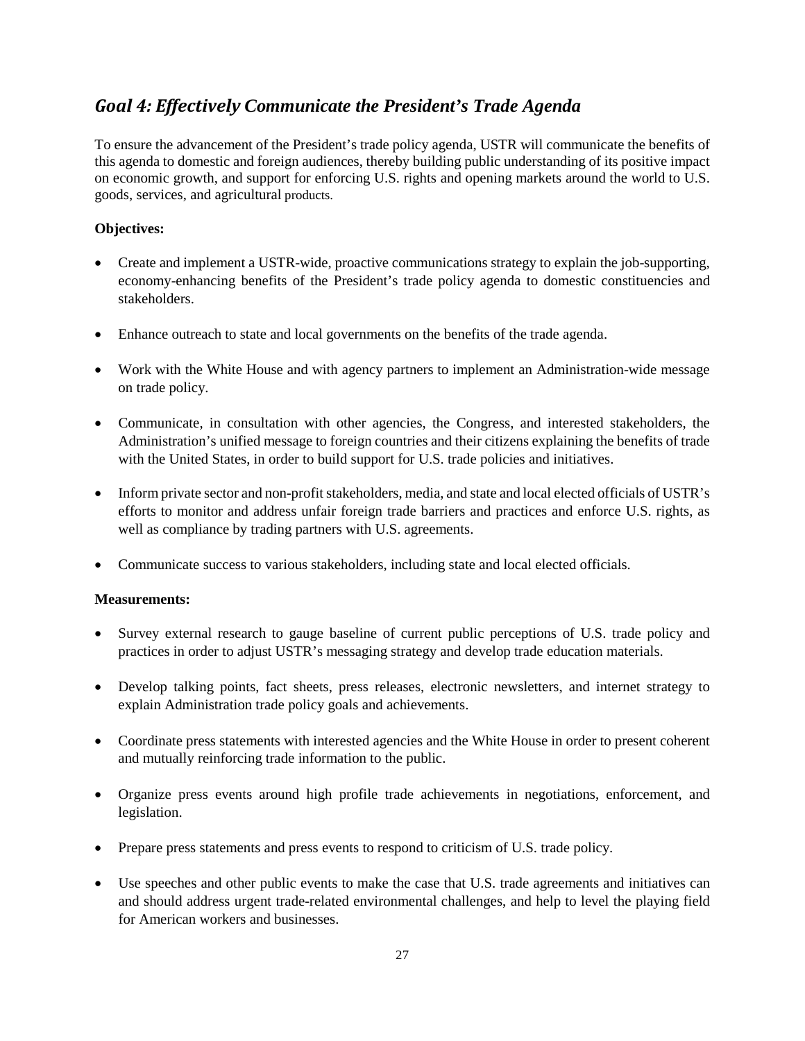## *Goal 4: Effectively Communicate the President's Trade Agenda*

To ensure the advancement of the President's trade policy agenda, USTR will communicate the benefits of this agenda to domestic and foreign audiences, thereby building public understanding of its positive impact on economic growth, and support for enforcing U.S. rights and opening markets around the world to U.S. goods, services, and agricultural products.

**Objectives:**

- Create and implement a USTR-wide, proactive communications strategy to explain the job-supporting, economy-enhancing benefits of the President's trade policy agenda to domestic constituencies and stakeholders.
- Enhance outreach to state and local governments on the benefits of the trade agenda.
- Work with the White House and with agency partners to implement an Administration-wide message on trade policy.
- Communicate, in consultation with other agencies, the Congress, and interested stakeholders, the Administration's unified message to foreign countries and their citizens explaining the benefits of trade with the United States, in order to build support for U.S. trade policies and initiatives.
- Inform private sector and non-profit stakeholders, media, and state and local elected officials of USTR's efforts to monitor and address unfair foreign trade barriers and practices and enforce U.S. rights, as well as compliance by trading partners with U.S. agreements.
- Communicate success to various stakeholders, including state and local elected officials.

**Measurements:**

- Survey external research to gauge baseline of current public perceptions of U.S. trade policy and practices in order to adjust USTR's messaging strategy and develop trade education materials.
- Develop talking points, fact sheets, press releases, electronic newsletters, and internet strategy to explain Administration trade policy goals and achievements.
- Coordinate press statements with interested agencies and the White House in order to present coherent and mutually reinforcing trade information to the public.
- Organize press events around high profile trade achievements in negotiations, enforcement, and legislation.
- Prepare press statements and press events to respond to criticism of U.S. trade policy.
- Use speeches and other public events to make the case that U.S. trade agreements and initiatives can and should address urgent trade-related environmental challenges, and help to level the playing field for American workers and businesses.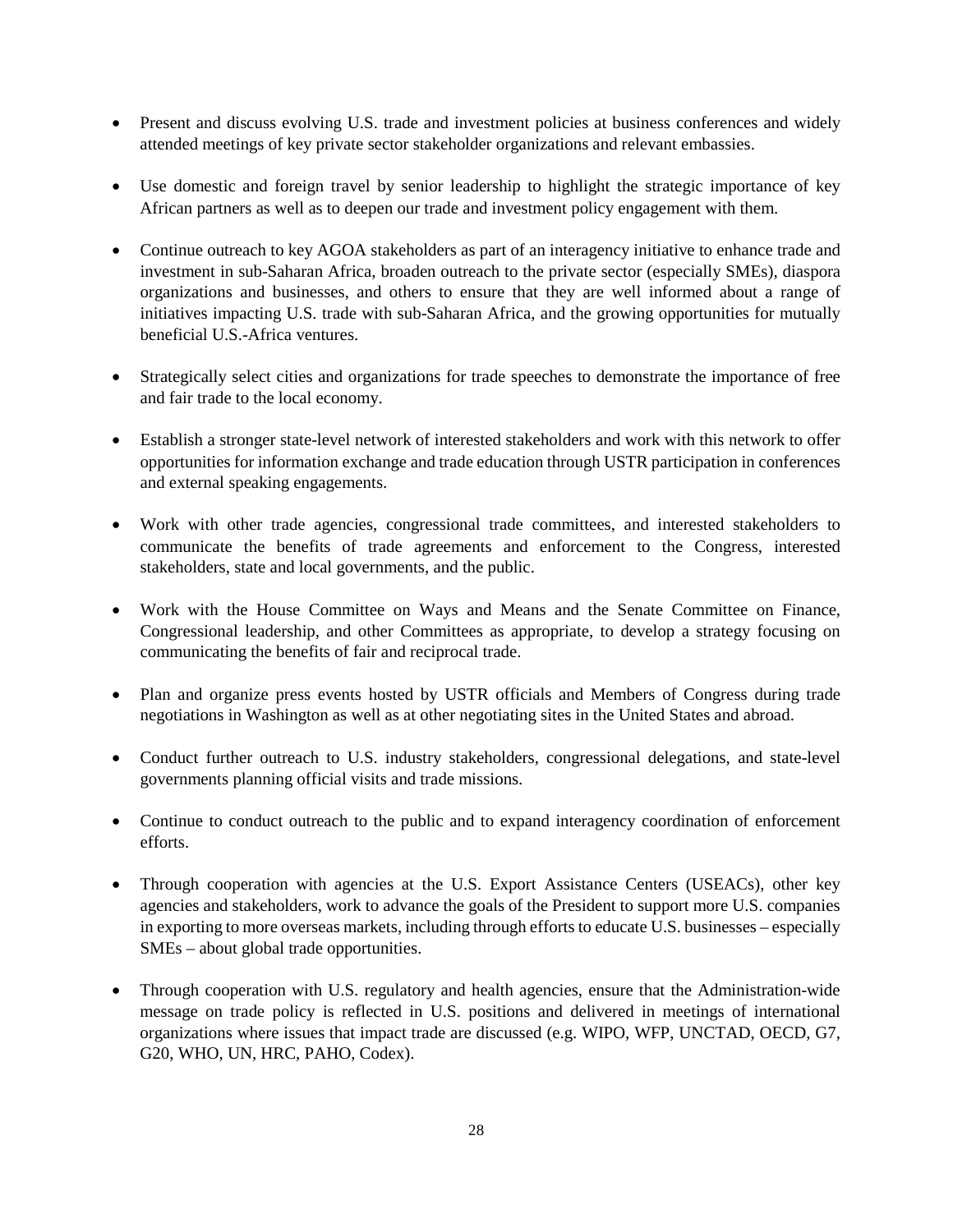- Present and discuss evolving U.S. trade and investment policies at business conferences and widely attended meetings of key private sector stakeholder organizations and relevant embassies.

- Use domestic and foreign travel by senior leadership to highlight the strategic importance of key African partners as well as to deepen our trade and investment policy engagement with them.

- Continue outreach to key AGOA stakeholders as part of an interagency initiative to enhance trade and investment in sub-Saharan Africa, broaden outreach to the private sector (especially SMEs), diaspora organizations and businesses, and others to ensure that they are well informed about a range of initiatives impacting U.S. trade with sub-Saharan Africa, and the growing opportunities for mutually beneficial U.S.-Africa ventures.

- Strategically select cities and organizations for trade speeches to demonstrate the importance of free and fair trade to the local economy.

- Establish a stronger state-level network of interested stakeholders and work with this network to offer opportunities for information exchange and trade education through USTR participation in conferences and external speaking engagements.

- Work with other trade agencies, congressional trade committees, and interested stakeholders to communicate the benefits of trade agreements and enforcement to the Congress, interested stakeholders, state and local governments, and the public.

- Work with the House Committee on Ways and Means and the Senate Committee on Finance, Congressional leadership, and other Committees as appropriate, to develop a strategy focusing on communicating the benefits of fair and reciprocal trade.

- Plan and organize press events hosted by USTR officials and Members of Congress during trade negotiations in Washington as well as at other negotiating sites in the United States and abroad.

- Conduct further outreach to U.S. industry stakeholders, congressional delegations, and state-level governments planning official visits and trade missions.

- Continue to conduct outreach to the public and to expand interagency coordination of enforcement efforts.

- Through cooperation with agencies at the U.S. Export Assistance Centers (USEACs), other key agencies and stakeholders, work to advance the goals of the President to support more U.S. companies in exporting to more overseas markets, including through efforts to educate U.S. businesses – especially SMEs – about global trade opportunities.

- Through cooperation with U.S. regulatory and health agencies, ensure that the Administration-wide message on trade policy is reflected in U.S. positions and delivered in meetings of international organizations where issues that impact trade are discussed (e.g. WIPO, WFP, UNCTAD, OECD, G7, G20, WHO, UN, HRC, PAHO, Codex).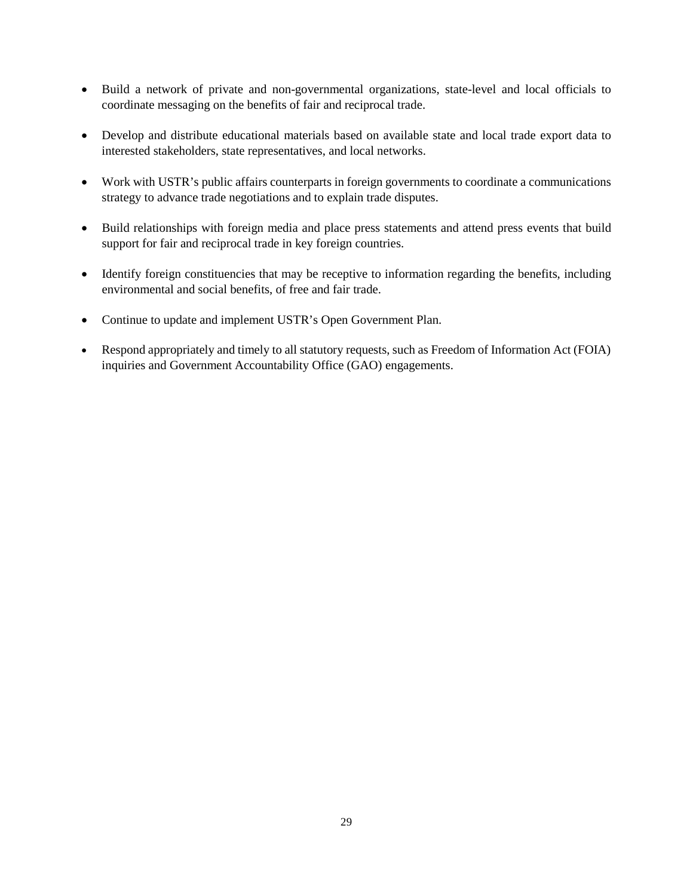- Build a network of private and non-governmental organizations, state-level and local officials to coordinate messaging on the benefits of fair and reciprocal trade.

- Develop and distribute educational materials based on available state and local trade export data to interested stakeholders, state representatives, and local networks.

- Work with USTR's public affairs counterparts in foreign governments to coordinate a communications strategy to advance trade negotiations and to explain trade disputes.

- Build relationships with foreign media and place press statements and attend press events that build support for fair and reciprocal trade in key foreign countries.

- Identify foreign constituencies that may be receptive to information regarding the benefits, including environmental and social benefits, of free and fair trade.

- Continue to update and implement USTR's Open Government Plan.

- Respond appropriately and timely to all statutory requests, such as Freedom of Information Act (FOIA) inquiries and Government Accountability Office (GAO) engagements.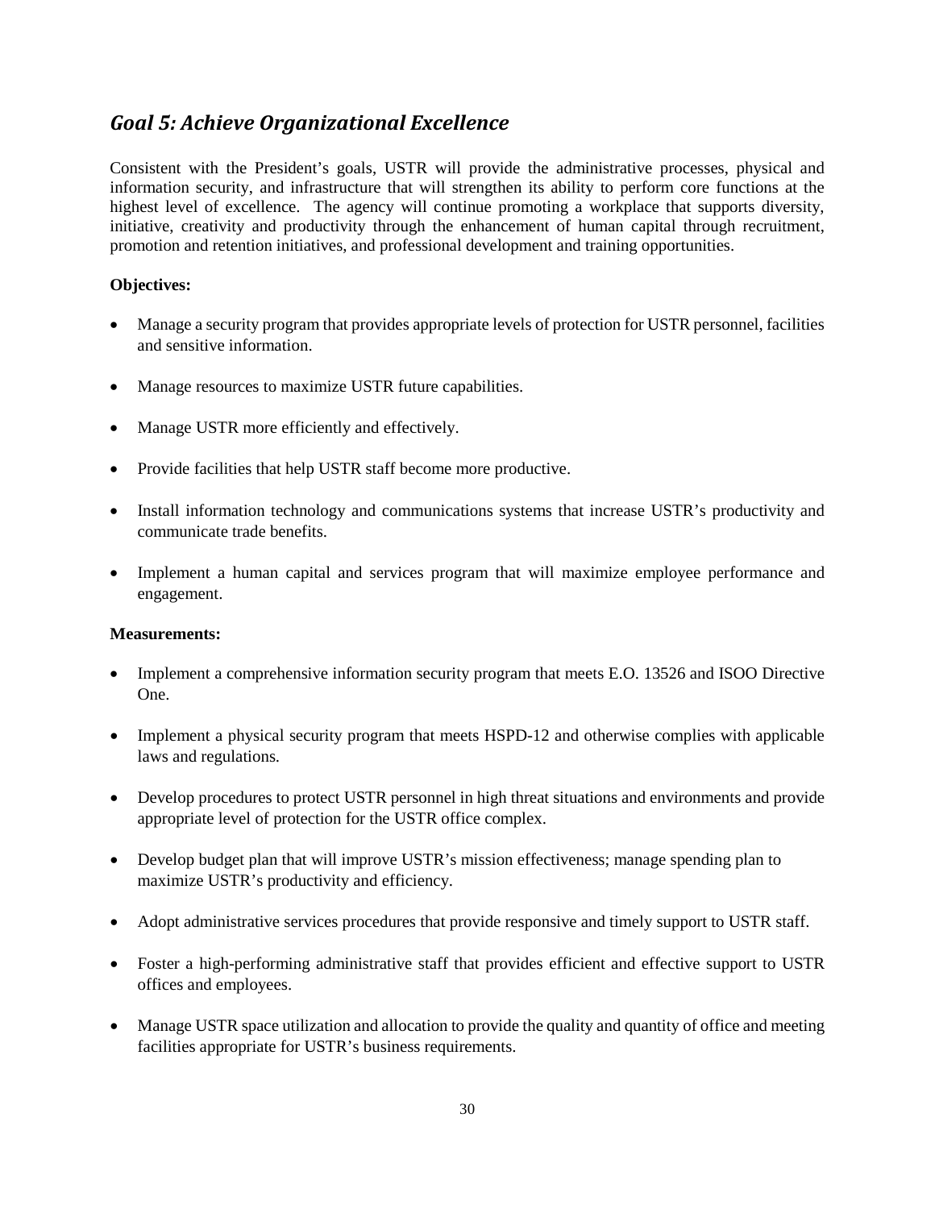## *Goal 5: Achieve Organizational Excellence*

Consistent with the President's goals, USTR will provide the administrative processes, physical and information security, and infrastructure that will strengthen its ability to perform core functions at the highest level of excellence. The agency will continue promoting a workplace that supports diversity, initiative, creativity and productivity through the enhancement of human capital through recruitment, promotion and retention initiatives, and professional development and training opportunities.

**Objectives:**

- Manage a security program that provides appropriate levels of protection for USTR personnel, facilities and sensitive information.
- Manage resources to maximize USTR future capabilities.
- Manage USTR more efficiently and effectively.
- Provide facilities that help USTR staff become more productive.
- Install information technology and communications systems that increase USTR's productivity and communicate trade benefits.
- Implement a human capital and services program that will maximize employee performance and engagement.

**Measurements:**

- Implement a comprehensive information security program that meets E.O. 13526 and ISOO Directive One.
- Implement a physical security program that meets HSPD-12 and otherwise complies with applicable laws and regulations.
- Develop procedures to protect USTR personnel in high threat situations and environments and provide appropriate level of protection for the USTR office complex.
- Develop budget plan that will improve USTR's mission effectiveness; manage spending plan to maximize USTR's productivity and efficiency.
- Adopt administrative services procedures that provide responsive and timely support to USTR staff.
- Foster a high-performing administrative staff that provides efficient and effective support to USTR offices and employees.
- Manage USTR space utilization and allocation to provide the quality and quantity of office and meeting facilities appropriate for USTR's business requirements.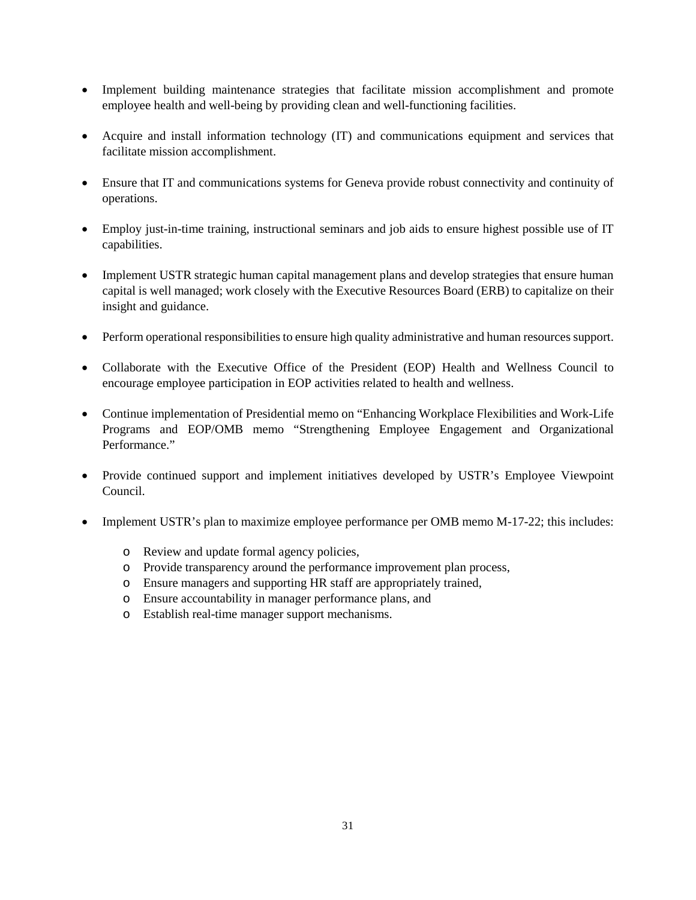- Implement building maintenance strategies that facilitate mission accomplishment and promote employee health and well-being by providing clean and well-functioning facilities.

- Acquire and install information technology (IT) and communications equipment and services that facilitate mission accomplishment.

- Ensure that IT and communications systems for Geneva provide robust connectivity and continuity of operations.

- Employ just-in-time training, instructional seminars and job aids to ensure highest possible use of IT capabilities.

- Implement USTR strategic human capital management plans and develop strategies that ensure human capital is well managed; work closely with the Executive Resources Board (ERB) to capitalize on their insight and guidance.

- Perform operational responsibilities to ensure high quality administrative and human resources support.

- Collaborate with the Executive Office of the President (EOP) Health and Wellness Council to encourage employee participation in EOP activities related to health and wellness.

- Continue implementation of Presidential memo on "Enhancing Workplace Flexibilities and Work-Life Programs and EOP/OMB memo "Strengthening Employee Engagement and Organizational Performance."

- Provide continued support and implement initiatives developed by USTR's Employee Viewpoint Council.

- Implement USTR's plan to maximize employee performance per OMB memo M-17-22; this includes:
  - Review and update formal agency policies,
  - Provide transparency around the performance improvement plan process,
  - Ensure managers and supporting HR staff are appropriately trained,
  - Ensure accountability in manager performance plans, and
  - Establish real-time manager support mechanisms.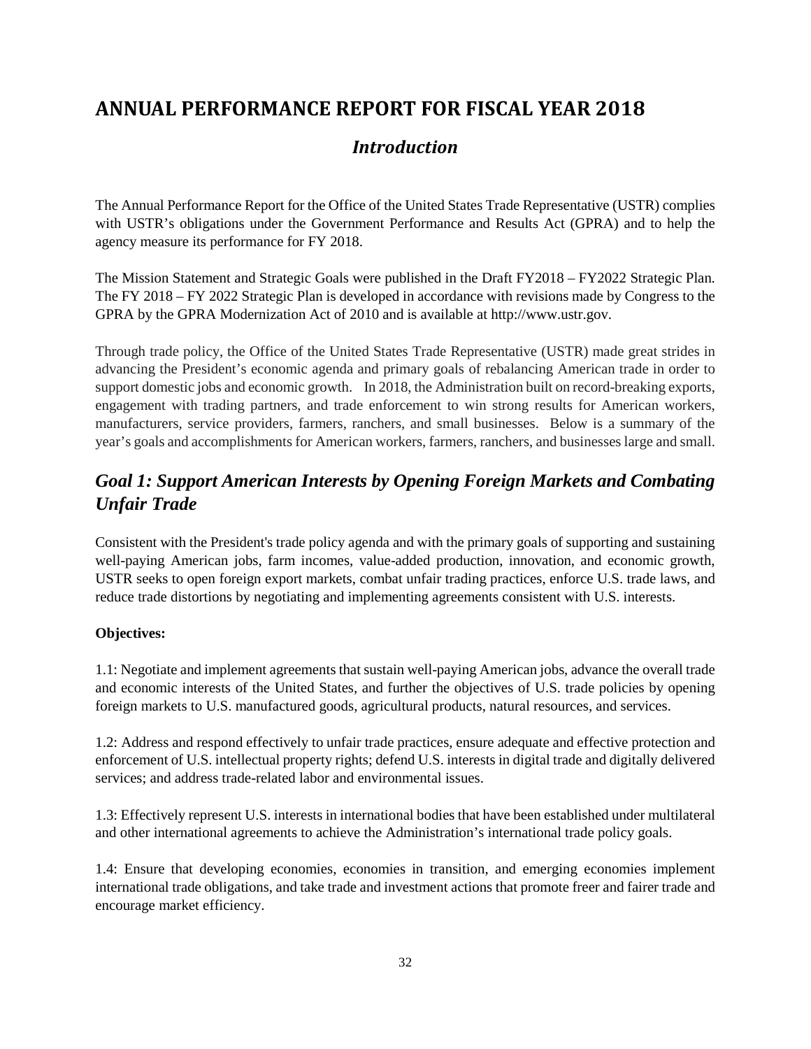# ANNUAL PERFORMANCE REPORT FOR FISCAL YEAR 2018

## *Introduction*

The Annual Performance Report for the Office of the United States Trade Representative (USTR) complies with USTR's obligations under the Government Performance and Results Act (GPRA) and to help the agency measure its performance for FY 2018.

The Mission Statement and Strategic Goals were published in the Draft FY2018 – FY2022 Strategic Plan. The FY 2018 – FY 2022 Strategic Plan is developed in accordance with revisions made by Congress to the GPRA by the GPRA Modernization Act of 2010 and is available at http://www.ustr.gov.

Through trade policy, the Office of the United States Trade Representative (USTR) made great strides in advancing the President's economic agenda and primary goals of rebalancing American trade in order to support domestic jobs and economic growth. In 2018, the Administration built on record-breaking exports, engagement with trading partners, and trade enforcement to win strong results for American workers, manufacturers, service providers, farmers, ranchers, and small businesses. Below is a summary of the year's goals and accomplishments for American workers, farmers, ranchers, and businesses large and small.

## *Goal 1: Support American Interests by Opening Foreign Markets and Combating Unfair Trade*

Consistent with the President's trade policy agenda and with the primary goals of supporting and sustaining well-paying American jobs, farm incomes, value-added production, innovation, and economic growth, USTR seeks to open foreign export markets, combat unfair trading practices, enforce U.S. trade laws, and reduce trade distortions by negotiating and implementing agreements consistent with U.S. interests.

**Objectives:**

1.1: Negotiate and implement agreements that sustain well-paying American jobs, advance the overall trade and economic interests of the United States, and further the objectives of U.S. trade policies by opening foreign markets to U.S. manufactured goods, agricultural products, natural resources, and services.

1.2: Address and respond effectively to unfair trade practices, ensure adequate and effective protection and enforcement of U.S. intellectual property rights; defend U.S. interests in digital trade and digitally delivered services; and address trade-related labor and environmental issues.

1.3: Effectively represent U.S. interests in international bodies that have been established under multilateral and other international agreements to achieve the Administration's international trade policy goals.

1.4: Ensure that developing economies, economies in transition, and emerging economies implement international trade obligations, and take trade and investment actions that promote freer and fairer trade and encourage market efficiency.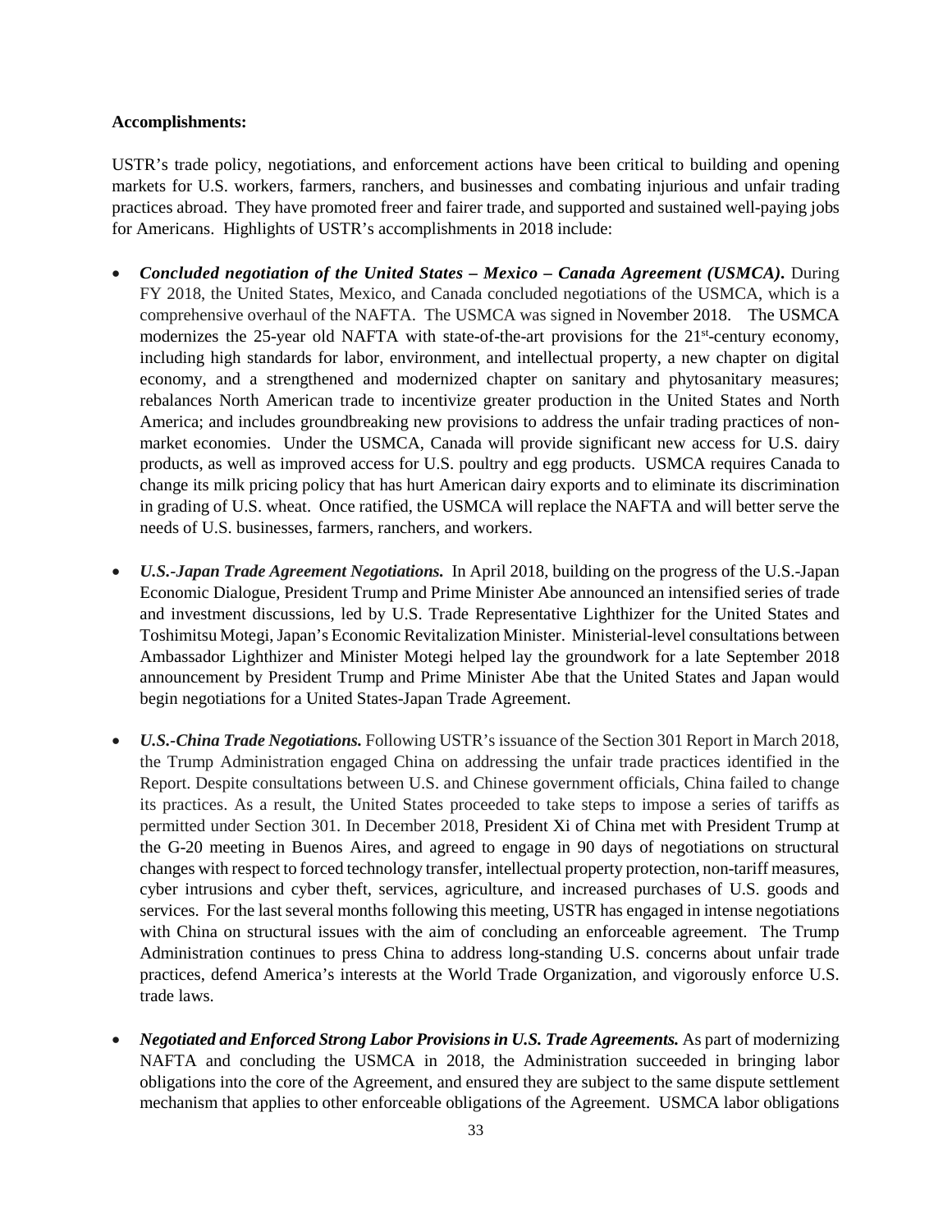**Accomplishments:**

USTR's trade policy, negotiations, and enforcement actions have been critical to building and opening markets for U.S. workers, farmers, ranchers, and businesses and combating injurious and unfair trading practices abroad. They have promoted freer and fairer trade, and supported and sustained well-paying jobs for Americans. Highlights of USTR's accomplishments in 2018 include:

- ***Concluded negotiation of the United States – Mexico – Canada Agreement (USMCA).*** During FY 2018, the United States, Mexico, and Canada concluded negotiations of the USMCA, which is a comprehensive overhaul of the NAFTA. The USMCA was signed in November 2018. The USMCA modernizes the 25-year old NAFTA with state-of-the-art provisions for the 21st-century economy, including high standards for labor, environment, and intellectual property, a new chapter on digital economy, and a strengthened and modernized chapter on sanitary and phytosanitary measures; rebalances North American trade to incentivize greater production in the United States and North America; and includes groundbreaking new provisions to address the unfair trading practices of non-market economies. Under the USMCA, Canada will provide significant new access for U.S. dairy products, as well as improved access for U.S. poultry and egg products. USMCA requires Canada to change its milk pricing policy that has hurt American dairy exports and to eliminate its discrimination in grading of U.S. wheat. Once ratified, the USMCA will replace the NAFTA and will better serve the needs of U.S. businesses, farmers, ranchers, and workers.

- ***U.S.-Japan Trade Agreement Negotiations.*** In April 2018, building on the progress of the U.S.-Japan Economic Dialogue, President Trump and Prime Minister Abe announced an intensified series of trade and investment discussions, led by U.S. Trade Representative Lighthizer for the United States and Toshimitsu Motegi, Japan's Economic Revitalization Minister. Ministerial-level consultations between Ambassador Lighthizer and Minister Motegi helped lay the groundwork for a late September 2018 announcement by President Trump and Prime Minister Abe that the United States and Japan would begin negotiations for a United States-Japan Trade Agreement.

- ***U.S.-China Trade Negotiations.*** Following USTR's issuance of the Section 301 Report in March 2018, the Trump Administration engaged China on addressing the unfair trade practices identified in the Report. Despite consultations between U.S. and Chinese government officials, China failed to change its practices. As a result, the United States proceeded to take steps to impose a series of tariffs as permitted under Section 301. In December 2018, President Xi of China met with President Trump at the G-20 meeting in Buenos Aires, and agreed to engage in 90 days of negotiations on structural changes with respect to forced technology transfer, intellectual property protection, non-tariff measures, cyber intrusions and cyber theft, services, agriculture, and increased purchases of U.S. goods and services. For the last several months following this meeting, USTR has engaged in intense negotiations with China on structural issues with the aim of concluding an enforceable agreement. The Trump Administration continues to press China to address long-standing U.S. concerns about unfair trade practices, defend America's interests at the World Trade Organization, and vigorously enforce U.S. trade laws.

- ***Negotiated and Enforced Strong Labor Provisions in U.S. Trade Agreements.*** As part of modernizing NAFTA and concluding the USMCA in 2018, the Administration succeeded in bringing labor obligations into the core of the Agreement, and ensured they are subject to the same dispute settlement mechanism that applies to other enforceable obligations of the Agreement. USMCA labor obligations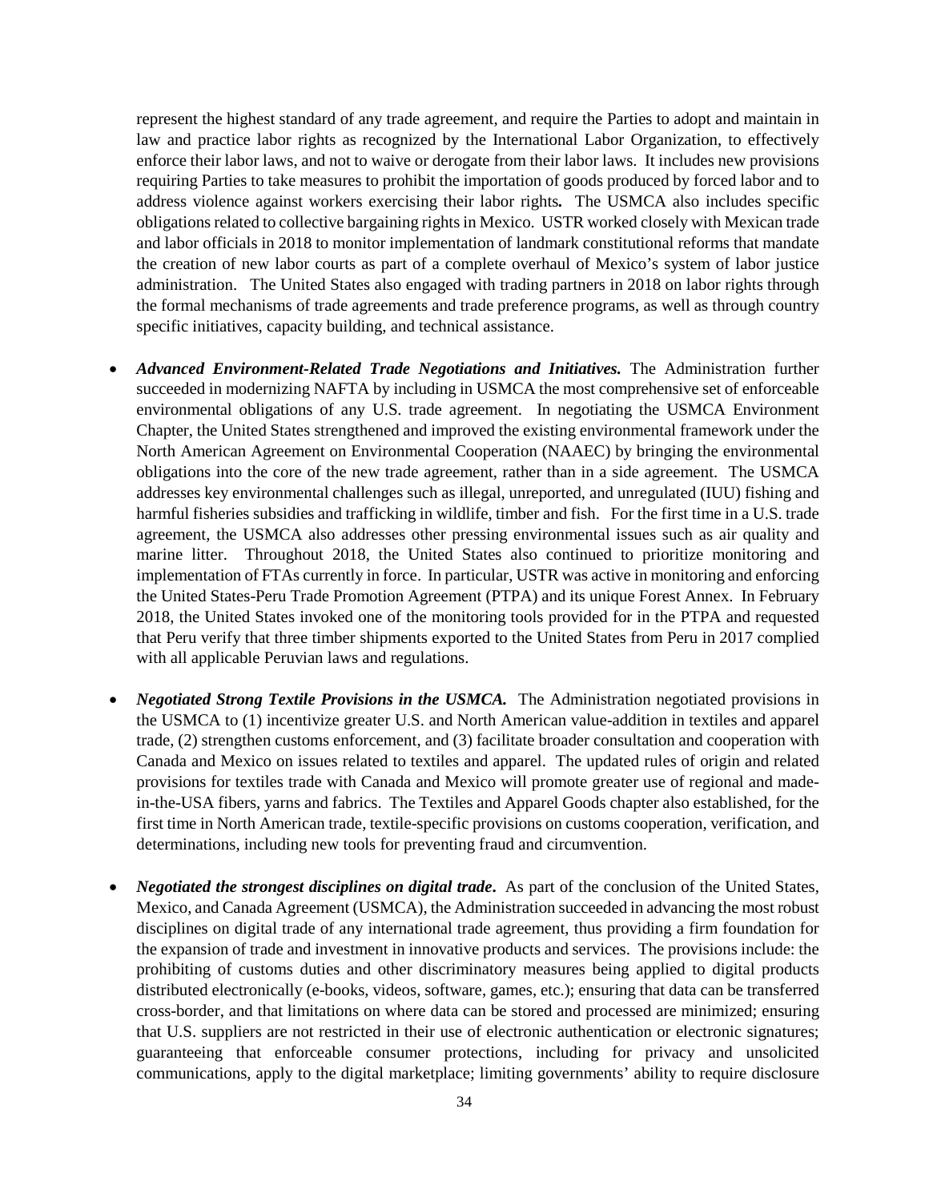represent the highest standard of any trade agreement, and require the Parties to adopt and maintain in law and practice labor rights as recognized by the International Labor Organization, to effectively enforce their labor laws, and not to waive or derogate from their labor laws. It includes new provisions requiring Parties to take measures to prohibit the importation of goods produced by forced labor and to address violence against workers exercising their labor rights**.** The USMCA also includes specific obligations related to collective bargaining rights in Mexico. USTR worked closely with Mexican trade and labor officials in 2018 to monitor implementation of landmark constitutional reforms that mandate the creation of new labor courts as part of a complete overhaul of Mexico's system of labor justice administration. The United States also engaged with trading partners in 2018 on labor rights through the formal mechanisms of trade agreements and trade preference programs, as well as through country specific initiatives, capacity building, and technical assistance.

- ***Advanced Environment-Related Trade Negotiations and Initiatives.*** The Administration further succeeded in modernizing NAFTA by including in USMCA the most comprehensive set of enforceable environmental obligations of any U.S. trade agreement. In negotiating the USMCA Environment Chapter, the United States strengthened and improved the existing environmental framework under the North American Agreement on Environmental Cooperation (NAAEC) by bringing the environmental obligations into the core of the new trade agreement, rather than in a side agreement. The USMCA addresses key environmental challenges such as illegal, unreported, and unregulated (IUU) fishing and harmful fisheries subsidies and trafficking in wildlife, timber and fish. For the first time in a U.S. trade agreement, the USMCA also addresses other pressing environmental issues such as air quality and marine litter. Throughout 2018, the United States also continued to prioritize monitoring and implementation of FTAs currently in force. In particular, USTR was active in monitoring and enforcing the United States-Peru Trade Promotion Agreement (PTPA) and its unique Forest Annex. In February 2018, the United States invoked one of the monitoring tools provided for in the PTPA and requested that Peru verify that three timber shipments exported to the United States from Peru in 2017 complied with all applicable Peruvian laws and regulations.

- ***Negotiated Strong Textile Provisions in the USMCA.*** The Administration negotiated provisions in the USMCA to (1) incentivize greater U.S. and North American value-addition in textiles and apparel trade, (2) strengthen customs enforcement, and (3) facilitate broader consultation and cooperation with Canada and Mexico on issues related to textiles and apparel. The updated rules of origin and related provisions for textiles trade with Canada and Mexico will promote greater use of regional and made-in-the-USA fibers, yarns and fabrics. The Textiles and Apparel Goods chapter also established, for the first time in North American trade, textile-specific provisions on customs cooperation, verification, and determinations, including new tools for preventing fraud and circumvention.

- ***Negotiated the strongest disciplines on digital trade*.** As part of the conclusion of the United States, Mexico, and Canada Agreement (USMCA), the Administration succeeded in advancing the most robust disciplines on digital trade of any international trade agreement, thus providing a firm foundation for the expansion of trade and investment in innovative products and services. The provisions include: the prohibiting of customs duties and other discriminatory measures being applied to digital products distributed electronically (e-books, videos, software, games, etc.); ensuring that data can be transferred cross-border, and that limitations on where data can be stored and processed are minimized; ensuring that U.S. suppliers are not restricted in their use of electronic authentication or electronic signatures; guaranteeing that enforceable consumer protections, including for privacy and unsolicited communications, apply to the digital marketplace; limiting governments' ability to require disclosure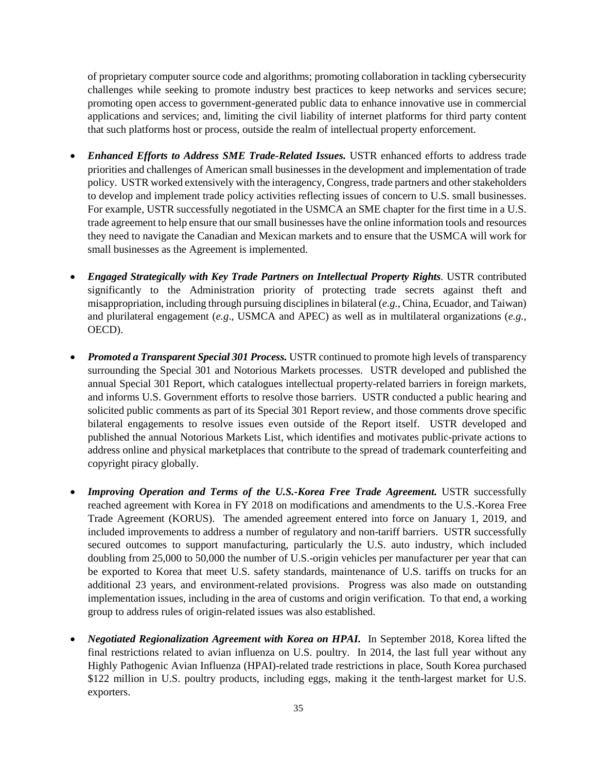of proprietary computer source code and algorithms; promoting collaboration in tackling cybersecurity challenges while seeking to promote industry best practices to keep networks and services secure; promoting open access to government-generated public data to enhance innovative use in commercial applications and services; and, limiting the civil liability of internet platforms for third party content that such platforms host or process, outside the realm of intellectual property enforcement.

- ***Enhanced Efforts to Address SME Trade-Related Issues.*** USTR enhanced efforts to address trade priorities and challenges of American small businesses in the development and implementation of trade policy. USTR worked extensively with the interagency, Congress, trade partners and other stakeholders to develop and implement trade policy activities reflecting issues of concern to U.S. small businesses. For example, USTR successfully negotiated in the USMCA an SME chapter for the first time in a U.S. trade agreement to help ensure that our small businesses have the online information tools and resources they need to navigate the Canadian and Mexican markets and to ensure that the USMCA will work for small businesses as the Agreement is implemented.

- ***Engaged Strategically with Key Trade Partners on Intellectual Property Rights*.** USTR contributed significantly to the Administration priority of protecting trade secrets against theft and misappropriation, including through pursuing disciplines in bilateral (*e.g.*, China, Ecuador, and Taiwan) and plurilateral engagement (*e.g*., USMCA and APEC) as well as in multilateral organizations (*e.g.*, OECD).

- ***Promoted a Transparent Special 301 Process.*** USTR continued to promote high levels of transparency surrounding the Special 301 and Notorious Markets processes. USTR developed and published the annual Special 301 Report, which catalogues intellectual property-related barriers in foreign markets, and informs U.S. Government efforts to resolve those barriers. USTR conducted a public hearing and solicited public comments as part of its Special 301 Report review, and those comments drove specific bilateral engagements to resolve issues even outside of the Report itself. USTR developed and published the annual Notorious Markets List, which identifies and motivates public-private actions to address online and physical marketplaces that contribute to the spread of trademark counterfeiting and copyright piracy globally.

- ***Improving Operation and Terms of the U.S.-Korea Free Trade Agreement.*** USTR successfully reached agreement with Korea in FY 2018 on modifications and amendments to the U.S.-Korea Free Trade Agreement (KORUS). The amended agreement entered into force on January 1, 2019, and included improvements to address a number of regulatory and non-tariff barriers. USTR successfully secured outcomes to support manufacturing, particularly the U.S. auto industry, which included doubling from 25,000 to 50,000 the number of U.S.-origin vehicles per manufacturer per year that can be exported to Korea that meet U.S. safety standards, maintenance of U.S. tariffs on trucks for an additional 23 years, and environment-related provisions. Progress was also made on outstanding implementation issues, including in the area of customs and origin verification. To that end, a working group to address rules of origin-related issues was also established.

- ***Negotiated Regionalization Agreement with Korea on HPAI.*** In September 2018, Korea lifted the final restrictions related to avian influenza on U.S. poultry. In 2014, the last full year without any Highly Pathogenic Avian Influenza (HPAI)-related trade restrictions in place, South Korea purchased $122 million in U.S. poultry products, including eggs, making it the tenth-largest market for U.S. exporters.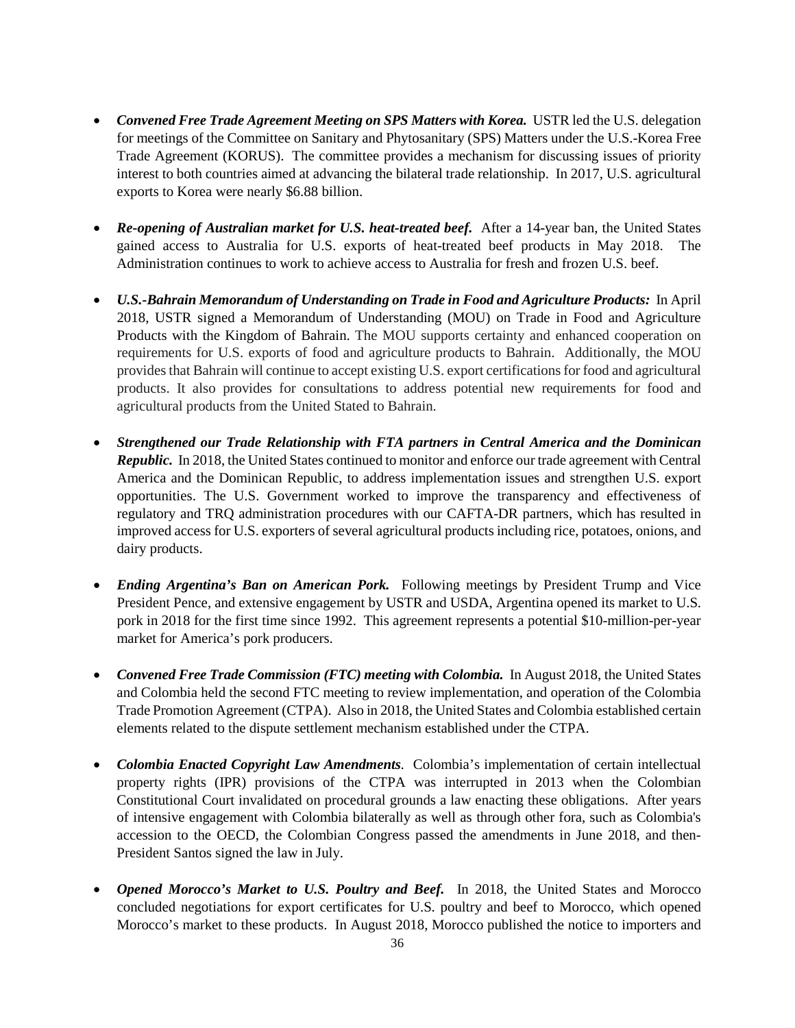- ***Convened Free Trade Agreement Meeting on SPS Matters with Korea.*** USTR led the U.S. delegation for meetings of the Committee on Sanitary and Phytosanitary (SPS) Matters under the U.S.-Korea Free Trade Agreement (KORUS). The committee provides a mechanism for discussing issues of priority interest to both countries aimed at advancing the bilateral trade relationship. In 2017, U.S. agricultural exports to Korea were nearly $6.88 billion.

- ***Re-opening of Australian market for U.S. heat-treated beef.*** After a 14-year ban, the United States gained access to Australia for U.S. exports of heat-treated beef products in May 2018. The Administration continues to work to achieve access to Australia for fresh and frozen U.S. beef.

- ***U.S.-Bahrain Memorandum of Understanding on Trade in Food and Agriculture Products:*** In April 2018, USTR signed a Memorandum of Understanding (MOU) on Trade in Food and Agriculture Products with the Kingdom of Bahrain. The MOU supports certainty and enhanced cooperation on requirements for U.S. exports of food and agriculture products to Bahrain. Additionally, the MOU provides that Bahrain will continue to accept existing U.S. export certifications for food and agricultural products. It also provides for consultations to address potential new requirements for food and agricultural products from the United Stated to Bahrain.

- ***Strengthened our Trade Relationship with FTA partners in Central America and the Dominican Republic.*** In 2018, the United States continued to monitor and enforce our trade agreement with Central America and the Dominican Republic, to address implementation issues and strengthen U.S. export opportunities. The U.S. Government worked to improve the transparency and effectiveness of regulatory and TRQ administration procedures with our CAFTA-DR partners, which has resulted in improved access for U.S. exporters of several agricultural products including rice, potatoes, onions, and dairy products.

- ***Ending Argentina's Ban on American Pork.*** Following meetings by President Trump and Vice President Pence, and extensive engagement by USTR and USDA, Argentina opened its market to U.S. pork in 2018 for the first time since 1992. This agreement represents a potential $10-million-per-year market for America's pork producers.

- ***Convened Free Trade Commission (FTC) meeting with Colombia.*** In August 2018, the United States and Colombia held the second FTC meeting to review implementation, and operation of the Colombia Trade Promotion Agreement (CTPA). Also in 2018, the United States and Colombia established certain elements related to the dispute settlement mechanism established under the CTPA.

- ***Colombia Enacted Copyright Law Amendments***. Colombia's implementation of certain intellectual property rights (IPR) provisions of the CTPA was interrupted in 2013 when the Colombian Constitutional Court invalidated on procedural grounds a law enacting these obligations. After years of intensive engagement with Colombia bilaterally as well as through other fora, such as Colombia's accession to the OECD, the Colombian Congress passed the amendments in June 2018, and then-President Santos signed the law in July.

- ***Opened Morocco's Market to U.S. Poultry and Beef.*** In 2018, the United States and Morocco concluded negotiations for export certificates for U.S. poultry and beef to Morocco, which opened Morocco's market to these products. In August 2018, Morocco published the notice to importers and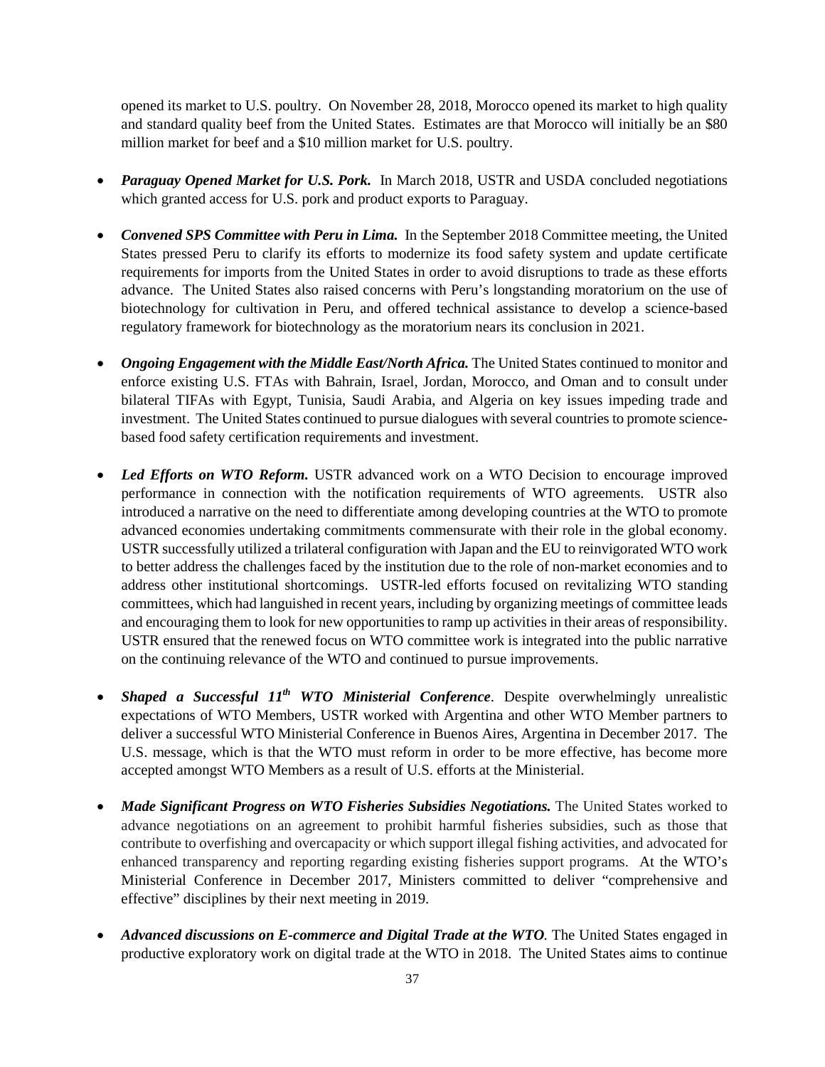opened its market to U.S. poultry. On November 28, 2018, Morocco opened its market to high quality and standard quality beef from the United States. Estimates are that Morocco will initially be an $80 million market for beef and a $10 million market for U.S. poultry.

- ***Paraguay Opened Market for U.S. Pork.*** In March 2018, USTR and USDA concluded negotiations which granted access for U.S. pork and product exports to Paraguay.

- ***Convened SPS Committee with Peru in Lima.*** In the September 2018 Committee meeting, the United States pressed Peru to clarify its efforts to modernize its food safety system and update certificate requirements for imports from the United States in order to avoid disruptions to trade as these efforts advance. The United States also raised concerns with Peru's longstanding moratorium on the use of biotechnology for cultivation in Peru, and offered technical assistance to develop a science-based regulatory framework for biotechnology as the moratorium nears its conclusion in 2021.

- ***Ongoing Engagement with the Middle East/North Africa.*** The United States continued to monitor and enforce existing U.S. FTAs with Bahrain, Israel, Jordan, Morocco, and Oman and to consult under bilateral TIFAs with Egypt, Tunisia, Saudi Arabia, and Algeria on key issues impeding trade and investment. The United States continued to pursue dialogues with several countries to promote science-based food safety certification requirements and investment.

- ***Led Efforts on WTO Reform.*** USTR advanced work on a WTO Decision to encourage improved performance in connection with the notification requirements of WTO agreements. USTR also introduced a narrative on the need to differentiate among developing countries at the WTO to promote advanced economies undertaking commitments commensurate with their role in the global economy. USTR successfully utilized a trilateral configuration with Japan and the EU to reinvigorated WTO work to better address the challenges faced by the institution due to the role of non-market economies and to address other institutional shortcomings. USTR-led efforts focused on revitalizing WTO standing committees, which had languished in recent years, including by organizing meetings of committee leads and encouraging them to look for new opportunities to ramp up activities in their areas of responsibility. USTR ensured that the renewed focus on WTO committee work is integrated into the public narrative on the continuing relevance of the WTO and continued to pursue improvements.

- ***Shaped a Successful 11th WTO Ministerial Conference***. Despite overwhelmingly unrealistic expectations of WTO Members, USTR worked with Argentina and other WTO Member partners to deliver a successful WTO Ministerial Conference in Buenos Aires, Argentina in December 2017. The U.S. message, which is that the WTO must reform in order to be more effective, has become more accepted amongst WTO Members as a result of U.S. efforts at the Ministerial.

- ***Made Significant Progress on WTO Fisheries Subsidies Negotiations.*** The United States worked to advance negotiations on an agreement to prohibit harmful fisheries subsidies, such as those that contribute to overfishing and overcapacity or which support illegal fishing activities, and advocated for enhanced transparency and reporting regarding existing fisheries support programs. At the WTO's Ministerial Conference in December 2017, Ministers committed to deliver "comprehensive and effective" disciplines by their next meeting in 2019.

- ***Advanced discussions on E-commerce and Digital Trade at the WTO****.* The United States engaged in productive exploratory work on digital trade at the WTO in 2018. The United States aims to continue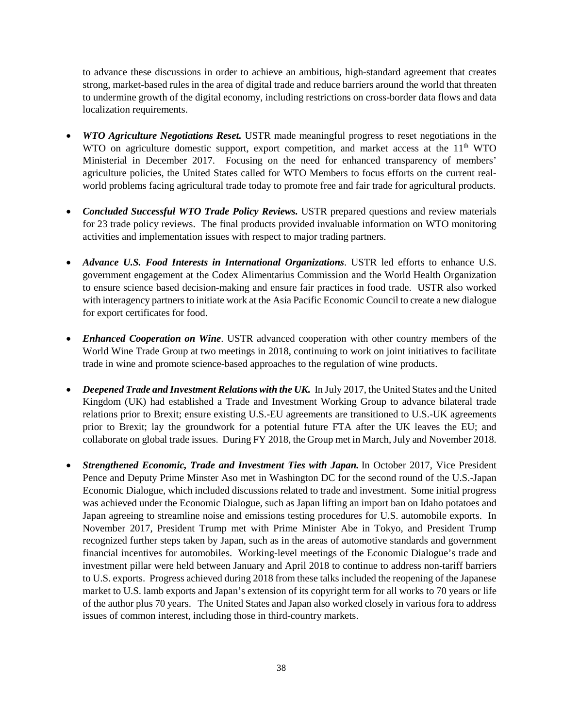to advance these discussions in order to achieve an ambitious, high-standard agreement that creates strong, market-based rules in the area of digital trade and reduce barriers around the world that threaten to undermine growth of the digital economy, including restrictions on cross-border data flows and data localization requirements.

- ***WTO Agriculture Negotiations Reset.*** USTR made meaningful progress to reset negotiations in the WTO on agriculture domestic support, export competition, and market access at the 11th WTO Ministerial in December 2017. Focusing on the need for enhanced transparency of members' agriculture policies, the United States called for WTO Members to focus efforts on the current real-world problems facing agricultural trade today to promote free and fair trade for agricultural products.

- ***Concluded Successful WTO Trade Policy Reviews.*** USTR prepared questions and review materials for 23 trade policy reviews. The final products provided invaluable information on WTO monitoring activities and implementation issues with respect to major trading partners.

- ***Advance U.S. Food Interests in International Organizations***. USTR led efforts to enhance U.S. government engagement at the Codex Alimentarius Commission and the World Health Organization to ensure science based decision-making and ensure fair practices in food trade. USTR also worked with interagency partners to initiate work at the Asia Pacific Economic Council to create a new dialogue for export certificates for food.

- ***Enhanced Cooperation on Wine***. USTR advanced cooperation with other country members of the World Wine Trade Group at two meetings in 2018, continuing to work on joint initiatives to facilitate trade in wine and promote science-based approaches to the regulation of wine products.

- ***Deepened Trade and Investment Relations with the UK.*** In July 2017, the United States and the United Kingdom (UK) had established a Trade and Investment Working Group to advance bilateral trade relations prior to Brexit; ensure existing U.S.-EU agreements are transitioned to U.S.-UK agreements prior to Brexit; lay the groundwork for a potential future FTA after the UK leaves the EU; and collaborate on global trade issues. During FY 2018, the Group met in March, July and November 2018.

- ***Strengthened Economic, Trade and Investment Ties with Japan.*** In October 2017, Vice President Pence and Deputy Prime Minster Aso met in Washington DC for the second round of the U.S.-Japan Economic Dialogue, which included discussions related to trade and investment. Some initial progress was achieved under the Economic Dialogue, such as Japan lifting an import ban on Idaho potatoes and Japan agreeing to streamline noise and emissions testing procedures for U.S. automobile exports. In November 2017, President Trump met with Prime Minister Abe in Tokyo, and President Trump recognized further steps taken by Japan, such as in the areas of automotive standards and government financial incentives for automobiles. Working-level meetings of the Economic Dialogue's trade and investment pillar were held between January and April 2018 to continue to address non-tariff barriers to U.S. exports. Progress achieved during 2018 from these talks included the reopening of the Japanese market to U.S. lamb exports and Japan's extension of its copyright term for all works to 70 years or life of the author plus 70 years. The United States and Japan also worked closely in various fora to address issues of common interest, including those in third-country markets.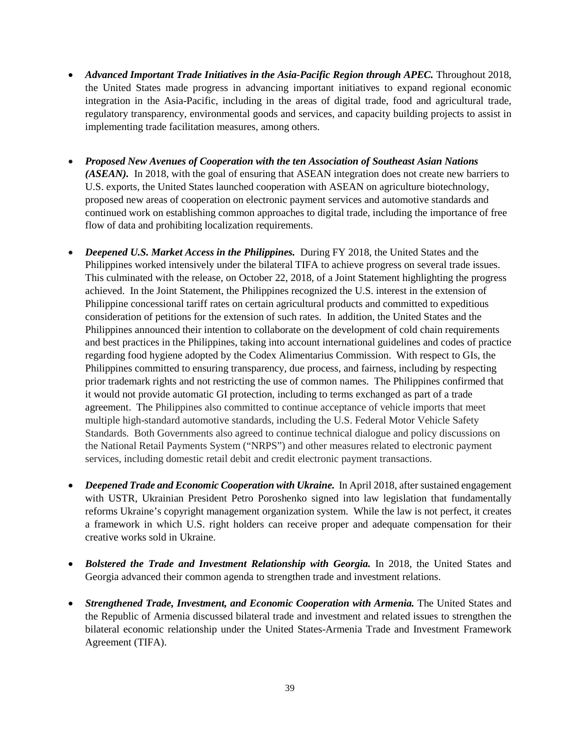- ***Advanced Important Trade Initiatives in the Asia-Pacific Region through APEC.*** Throughout 2018, the United States made progress in advancing important initiatives to expand regional economic integration in the Asia-Pacific, including in the areas of digital trade, food and agricultural trade, regulatory transparency, environmental goods and services, and capacity building projects to assist in implementing trade facilitation measures, among others.

- ***Proposed New Avenues of Cooperation with the ten Association of Southeast Asian Nations (ASEAN).*** In 2018, with the goal of ensuring that ASEAN integration does not create new barriers to U.S. exports, the United States launched cooperation with ASEAN on agriculture biotechnology, proposed new areas of cooperation on electronic payment services and automotive standards and continued work on establishing common approaches to digital trade, including the importance of free flow of data and prohibiting localization requirements.

- ***Deepened U.S. Market Access in the Philippines.*** During FY 2018, the United States and the Philippines worked intensively under the bilateral TIFA to achieve progress on several trade issues. This culminated with the release, on October 22, 2018, of a Joint Statement highlighting the progress achieved. In the Joint Statement, the Philippines recognized the U.S. interest in the extension of Philippine concessional tariff rates on certain agricultural products and committed to expeditious consideration of petitions for the extension of such rates. In addition, the United States and the Philippines announced their intention to collaborate on the development of cold chain requirements and best practices in the Philippines, taking into account international guidelines and codes of practice regarding food hygiene adopted by the Codex Alimentarius Commission. With respect to GIs, the Philippines committed to ensuring transparency, due process, and fairness, including by respecting prior trademark rights and not restricting the use of common names. The Philippines confirmed that it would not provide automatic GI protection, including to terms exchanged as part of a trade agreement. The Philippines also committed to continue acceptance of vehicle imports that meet multiple high-standard automotive standards, including the U.S. Federal Motor Vehicle Safety Standards. Both Governments also agreed to continue technical dialogue and policy discussions on the National Retail Payments System ("NRPS") and other measures related to electronic payment services, including domestic retail debit and credit electronic payment transactions.

- ***Deepened Trade and Economic Cooperation with Ukraine.*** In April 2018, after sustained engagement with USTR, Ukrainian President Petro Poroshenko signed into law legislation that fundamentally reforms Ukraine's copyright management organization system. While the law is not perfect, it creates a framework in which U.S. right holders can receive proper and adequate compensation for their creative works sold in Ukraine.

- ***Bolstered the Trade and Investment Relationship with Georgia.*** In 2018, the United States and Georgia advanced their common agenda to strengthen trade and investment relations.

- ***Strengthened Trade, Investment, and Economic Cooperation with Armenia.*** The United States and the Republic of Armenia discussed bilateral trade and investment and related issues to strengthen the bilateral economic relationship under the United States-Armenia Trade and Investment Framework Agreement (TIFA).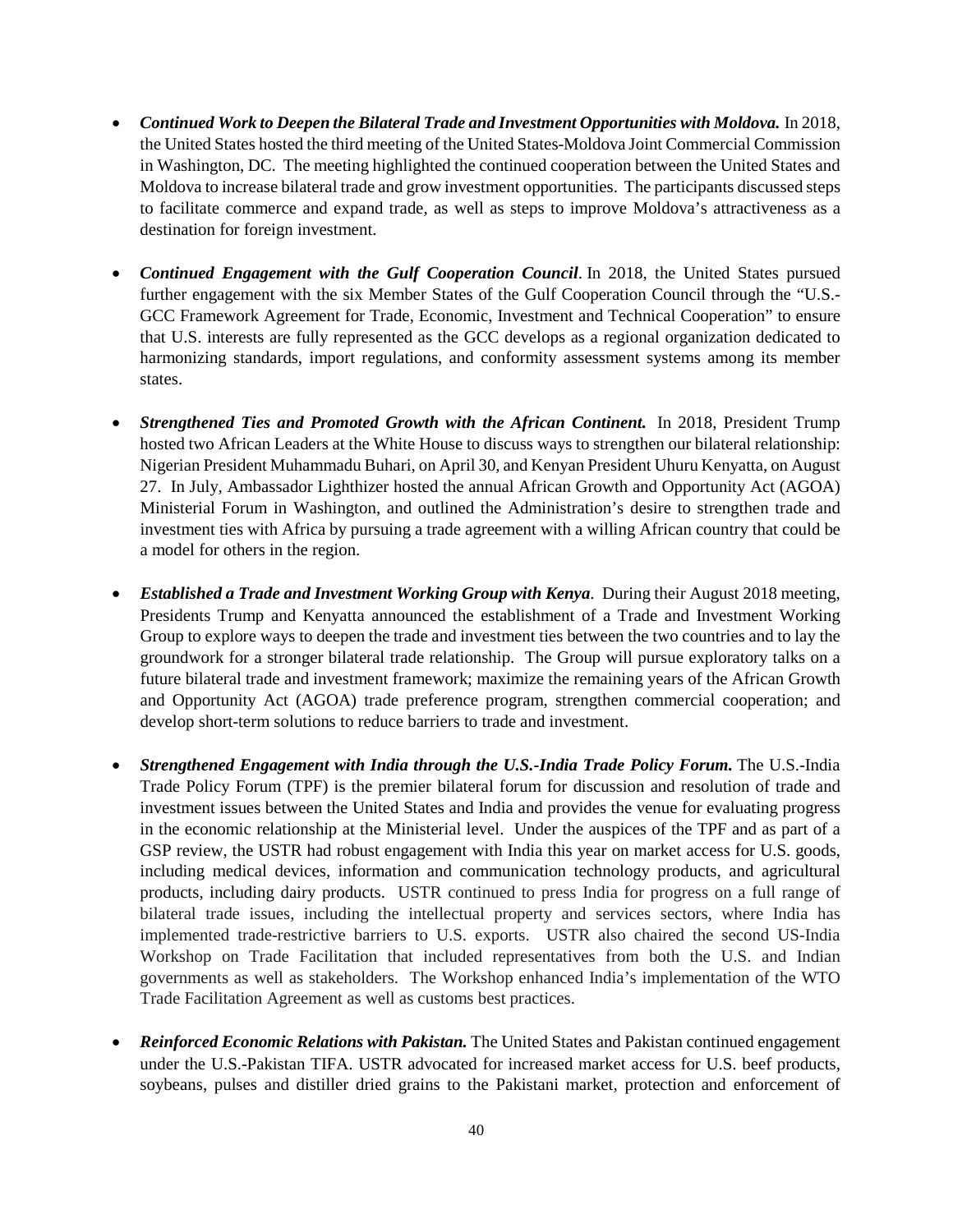- ***Continued Work to Deepen the Bilateral Trade and Investment Opportunities with Moldova.*** In 2018, the United States hosted the third meeting of the United States-Moldova Joint Commercial Commission in Washington, DC. The meeting highlighted the continued cooperation between the United States and Moldova to increase bilateral trade and grow investment opportunities. The participants discussed steps to facilitate commerce and expand trade, as well as steps to improve Moldova's attractiveness as a destination for foreign investment.

- ***Continued Engagement with the Gulf Cooperation Council***. In 2018, the United States pursued further engagement with the six Member States of the Gulf Cooperation Council through the "U.S.-GCC Framework Agreement for Trade, Economic, Investment and Technical Cooperation" to ensure that U.S. interests are fully represented as the GCC develops as a regional organization dedicated to harmonizing standards, import regulations, and conformity assessment systems among its member states.

- ***Strengthened Ties and Promoted Growth with the African Continent.*** In 2018, President Trump hosted two African Leaders at the White House to discuss ways to strengthen our bilateral relationship: Nigerian President Muhammadu Buhari, on April 30, and Kenyan President Uhuru Kenyatta, on August 27. In July, Ambassador Lighthizer hosted the annual African Growth and Opportunity Act (AGOA) Ministerial Forum in Washington, and outlined the Administration's desire to strengthen trade and investment ties with Africa by pursuing a trade agreement with a willing African country that could be a model for others in the region.

- ***Established a Trade and Investment Working Group with Kenya***. During their August 2018 meeting, Presidents Trump and Kenyatta announced the establishment of a Trade and Investment Working Group to explore ways to deepen the trade and investment ties between the two countries and to lay the groundwork for a stronger bilateral trade relationship. The Group will pursue exploratory talks on a future bilateral trade and investment framework; maximize the remaining years of the African Growth and Opportunity Act (AGOA) trade preference program, strengthen commercial cooperation; and develop short-term solutions to reduce barriers to trade and investment.

- ***Strengthened Engagement with India through the U.S.-India Trade Policy Forum.*** The U.S.-India Trade Policy Forum (TPF) is the premier bilateral forum for discussion and resolution of trade and investment issues between the United States and India and provides the venue for evaluating progress in the economic relationship at the Ministerial level. Under the auspices of the TPF and as part of a GSP review, the USTR had robust engagement with India this year on market access for U.S. goods, including medical devices, information and communication technology products, and agricultural products, including dairy products. USTR continued to press India for progress on a full range of bilateral trade issues, including the intellectual property and services sectors, where India has implemented trade-restrictive barriers to U.S. exports. USTR also chaired the second US-India Workshop on Trade Facilitation that included representatives from both the U.S. and Indian governments as well as stakeholders. The Workshop enhanced India's implementation of the WTO Trade Facilitation Agreement as well as customs best practices.

- ***Reinforced Economic Relations with Pakistan.*** The United States and Pakistan continued engagement under the U.S.-Pakistan TIFA. USTR advocated for increased market access for U.S. beef products, soybeans, pulses and distiller dried grains to the Pakistani market, protection and enforcement of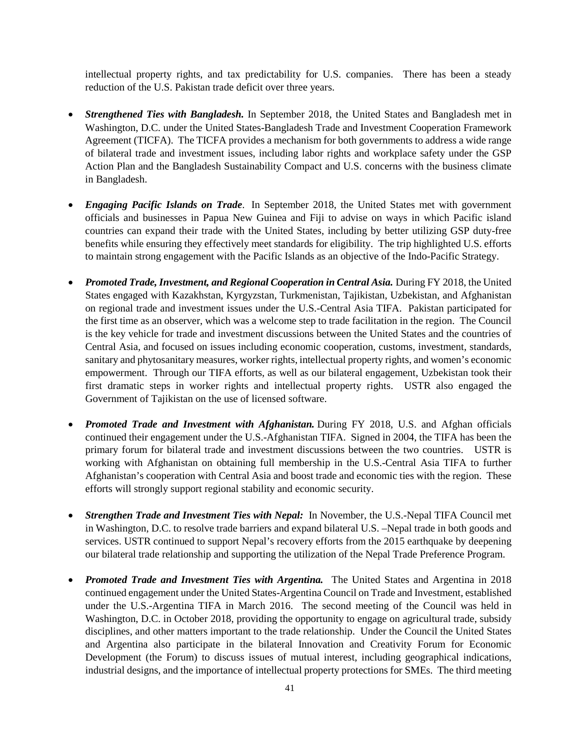intellectual property rights, and tax predictability for U.S. companies. There has been a steady reduction of the U.S. Pakistan trade deficit over three years.

- ***Strengthened Ties with Bangladesh.*** In September 2018, the United States and Bangladesh met in Washington, D.C. under the United States-Bangladesh Trade and Investment Cooperation Framework Agreement (TICFA). The TICFA provides a mechanism for both governments to address a wide range of bilateral trade and investment issues, including labor rights and workplace safety under the GSP Action Plan and the Bangladesh Sustainability Compact and U.S. concerns with the business climate in Bangladesh.

- ***Engaging Pacific Islands on Trade***. In September 2018, the United States met with government officials and businesses in Papua New Guinea and Fiji to advise on ways in which Pacific island countries can expand their trade with the United States, including by better utilizing GSP duty-free benefits while ensuring they effectively meet standards for eligibility. The trip highlighted U.S. efforts to maintain strong engagement with the Pacific Islands as an objective of the Indo-Pacific Strategy.

- ***Promoted Trade, Investment, and Regional Cooperation in Central Asia.*** During FY 2018, the United States engaged with Kazakhstan, Kyrgyzstan, Turkmenistan, Tajikistan, Uzbekistan, and Afghanistan on regional trade and investment issues under the U.S.-Central Asia TIFA. Pakistan participated for the first time as an observer, which was a welcome step to trade facilitation in the region. The Council is the key vehicle for trade and investment discussions between the United States and the countries of Central Asia, and focused on issues including economic cooperation, customs, investment, standards, sanitary and phytosanitary measures, worker rights, intellectual property rights, and women's economic empowerment. Through our TIFA efforts, as well as our bilateral engagement, Uzbekistan took their first dramatic steps in worker rights and intellectual property rights. USTR also engaged the Government of Tajikistan on the use of licensed software.

- ***Promoted Trade and Investment with Afghanistan.*** During FY 2018, U.S. and Afghan officials continued their engagement under the U.S.-Afghanistan TIFA. Signed in 2004, the TIFA has been the primary forum for bilateral trade and investment discussions between the two countries. USTR is working with Afghanistan on obtaining full membership in the U.S.-Central Asia TIFA to further Afghanistan's cooperation with Central Asia and boost trade and economic ties with the region. These efforts will strongly support regional stability and economic security.

- ***Strengthen Trade and Investment Ties with Nepal:*** In November, the U.S.-Nepal TIFA Council met in Washington, D.C. to resolve trade barriers and expand bilateral U.S. –Nepal trade in both goods and services. USTR continued to support Nepal's recovery efforts from the 2015 earthquake by deepening our bilateral trade relationship and supporting the utilization of the Nepal Trade Preference Program.

- ***Promoted Trade and Investment Ties with Argentina.*** The United States and Argentina in 2018 continued engagement under the United States-Argentina Council on Trade and Investment, established under the U.S.-Argentina TIFA in March 2016. The second meeting of the Council was held in Washington, D.C. in October 2018, providing the opportunity to engage on agricultural trade, subsidy disciplines, and other matters important to the trade relationship. Under the Council the United States and Argentina also participate in the bilateral Innovation and Creativity Forum for Economic Development (the Forum) to discuss issues of mutual interest, including geographical indications, industrial designs, and the importance of intellectual property protections for SMEs. The third meeting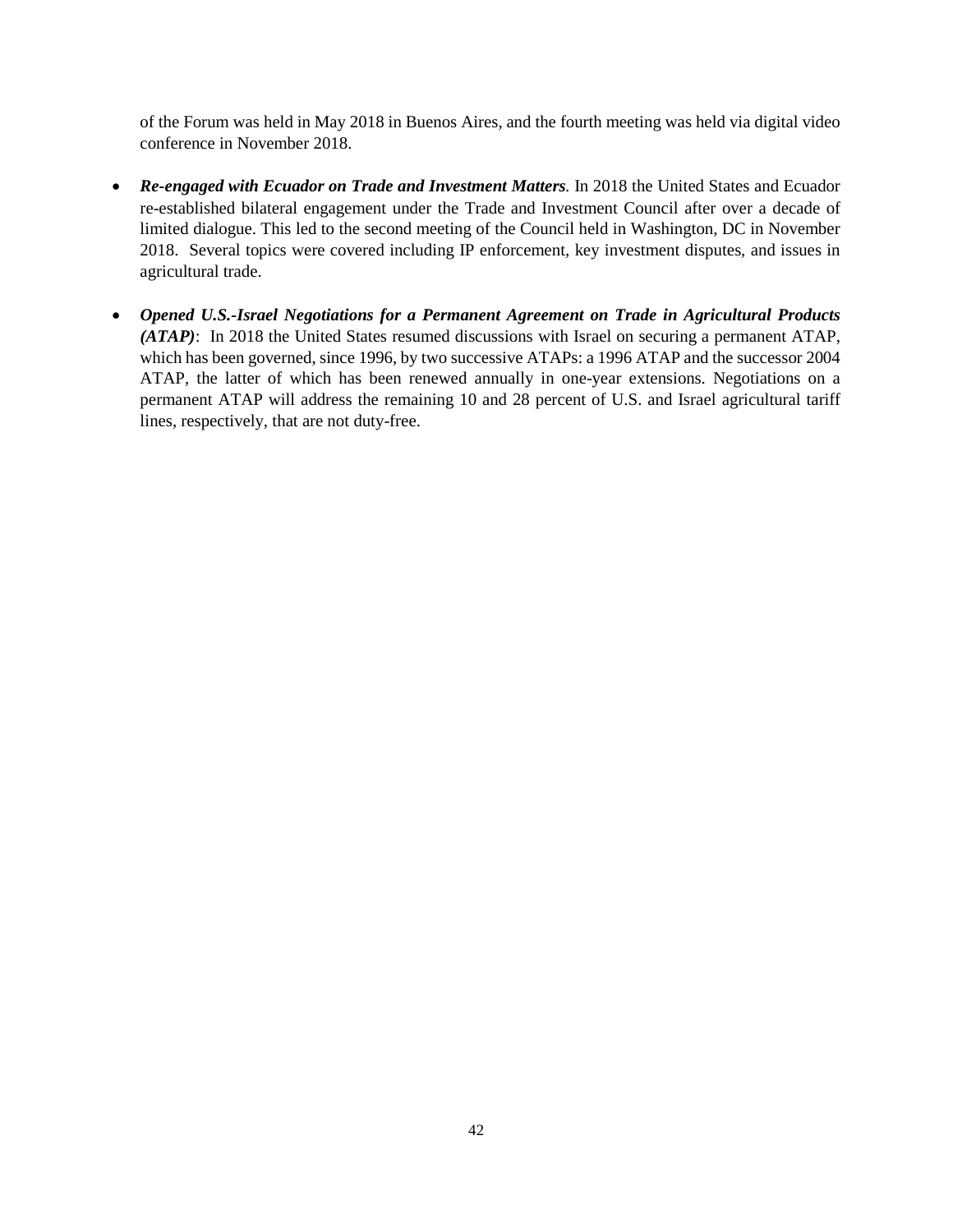of the Forum was held in May 2018 in Buenos Aires, and the fourth meeting was held via digital video conference in November 2018.

- ***Re-engaged with Ecuador on Trade and Investment Matters.*** In 2018 the United States and Ecuador re-established bilateral engagement under the Trade and Investment Council after over a decade of limited dialogue. This led to the second meeting of the Council held in Washington, DC in November 2018. Several topics were covered including IP enforcement, key investment disputes, and issues in agricultural trade.

- ***Opened U.S.-Israel Negotiations for a Permanent Agreement on Trade in Agricultural Products (ATAP)***: In 2018 the United States resumed discussions with Israel on securing a permanent ATAP, which has been governed, since 1996, by two successive ATAPs: a 1996 ATAP and the successor 2004 ATAP, the latter of which has been renewed annually in one-year extensions. Negotiations on a permanent ATAP will address the remaining 10 and 28 percent of U.S. and Israel agricultural tariff lines, respectively, that are not duty-free.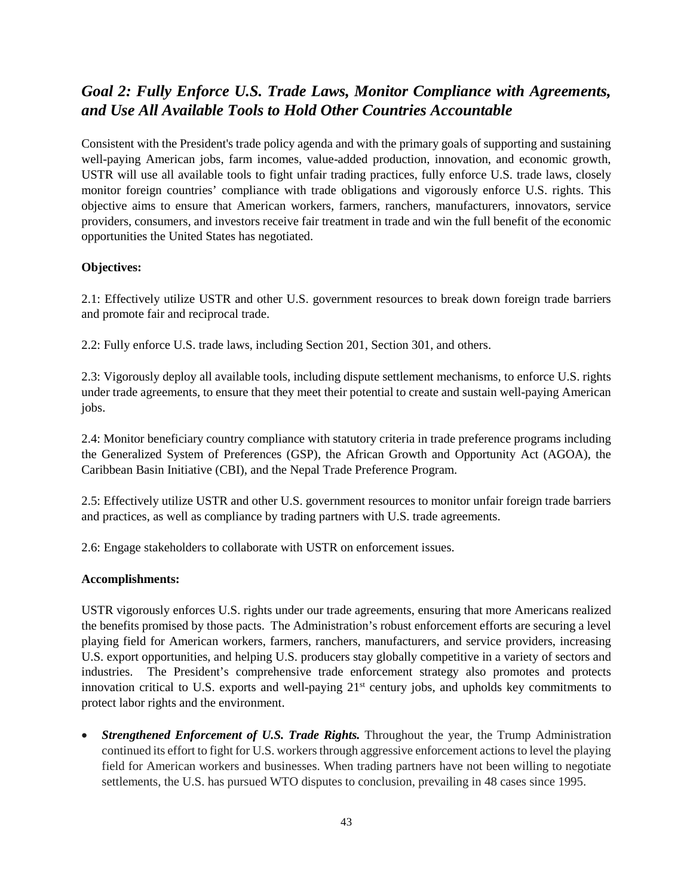## *Goal 2: Fully Enforce U.S. Trade Laws, Monitor Compliance with Agreements, and Use All Available Tools to Hold Other Countries Accountable*

Consistent with the President's trade policy agenda and with the primary goals of supporting and sustaining well-paying American jobs, farm incomes, value-added production, innovation, and economic growth, USTR will use all available tools to fight unfair trading practices, fully enforce U.S. trade laws, closely monitor foreign countries' compliance with trade obligations and vigorously enforce U.S. rights. This objective aims to ensure that American workers, farmers, ranchers, manufacturers, innovators, service providers, consumers, and investors receive fair treatment in trade and win the full benefit of the economic opportunities the United States has negotiated.

**Objectives:**

2.1: Effectively utilize USTR and other U.S. government resources to break down foreign trade barriers and promote fair and reciprocal trade.

2.2: Fully enforce U.S. trade laws, including Section 201, Section 301, and others.

2.3: Vigorously deploy all available tools, including dispute settlement mechanisms, to enforce U.S. rights under trade agreements, to ensure that they meet their potential to create and sustain well-paying American jobs.

2.4: Monitor beneficiary country compliance with statutory criteria in trade preference programs including the Generalized System of Preferences (GSP), the African Growth and Opportunity Act (AGOA), the Caribbean Basin Initiative (CBI), and the Nepal Trade Preference Program.

2.5: Effectively utilize USTR and other U.S. government resources to monitor unfair foreign trade barriers and practices, as well as compliance by trading partners with U.S. trade agreements.

2.6: Engage stakeholders to collaborate with USTR on enforcement issues.

**Accomplishments:**

USTR vigorously enforces U.S. rights under our trade agreements, ensuring that more Americans realized the benefits promised by those pacts. The Administration's robust enforcement efforts are securing a level playing field for American workers, farmers, ranchers, manufacturers, and service providers, increasing U.S. export opportunities, and helping U.S. producers stay globally competitive in a variety of sectors and industries. The President's comprehensive trade enforcement strategy also promotes and protects innovation critical to U.S. exports and well-paying 21st century jobs, and upholds key commitments to protect labor rights and the environment.

- ***Strengthened Enforcement of U.S. Trade Rights.*** Throughout the year, the Trump Administration continued its effort to fight for U.S. workers through aggressive enforcement actions to level the playing field for American workers and businesses. When trading partners have not been willing to negotiate settlements, the U.S. has pursued WTO disputes to conclusion, prevailing in 48 cases since 1995.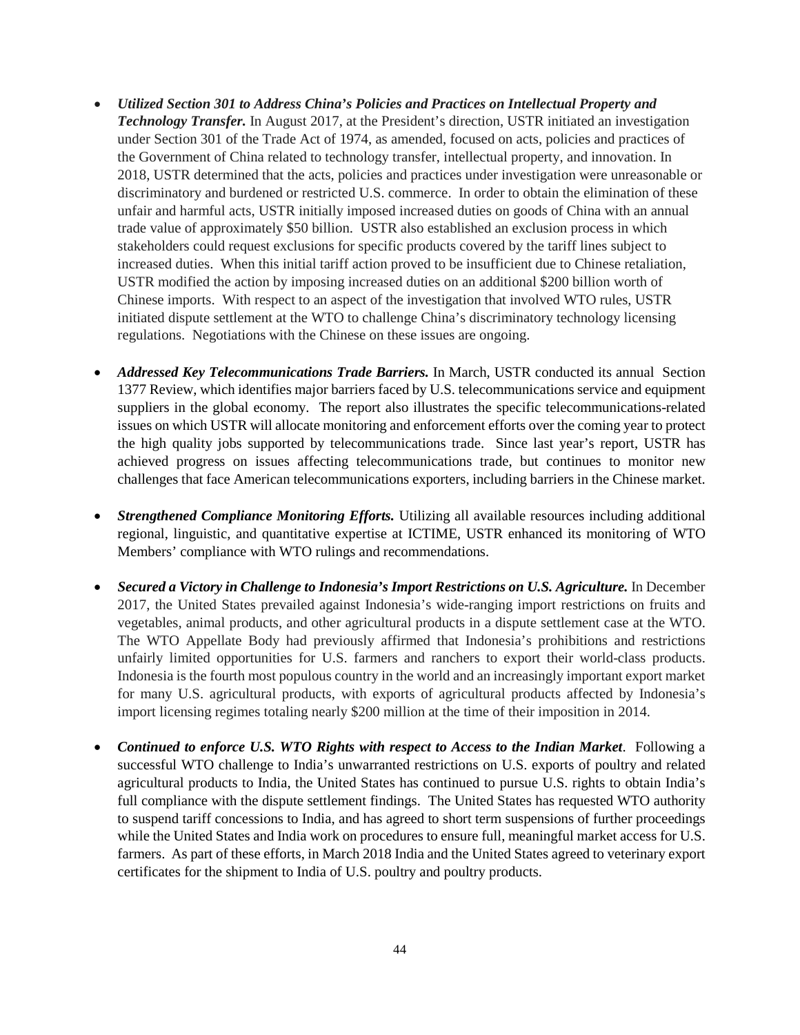- ***Utilized Section 301 to Address China's Policies and Practices on Intellectual Property and Technology Transfer.*** In August 2017, at the President's direction, USTR initiated an investigation under Section 301 of the Trade Act of 1974, as amended, focused on acts, policies and practices of the Government of China related to technology transfer, intellectual property, and innovation. In 2018, USTR determined that the acts, policies and practices under investigation were unreasonable or discriminatory and burdened or restricted U.S. commerce. In order to obtain the elimination of these unfair and harmful acts, USTR initially imposed increased duties on goods of China with an annual trade value of approximately $50 billion. USTR also established an exclusion process in which stakeholders could request exclusions for specific products covered by the tariff lines subject to increased duties. When this initial tariff action proved to be insufficient due to Chinese retaliation, USTR modified the action by imposing increased duties on an additional $200 billion worth of Chinese imports. With respect to an aspect of the investigation that involved WTO rules, USTR initiated dispute settlement at the WTO to challenge China's discriminatory technology licensing regulations. Negotiations with the Chinese on these issues are ongoing.

- ***Addressed Key Telecommunications Trade Barriers.*** In March, USTR conducted its annual Section 1377 Review, which identifies major barriers faced by U.S. telecommunications service and equipment suppliers in the global economy. The report also illustrates the specific telecommunications-related issues on which USTR will allocate monitoring and enforcement efforts over the coming year to protect the high quality jobs supported by telecommunications trade. Since last year's report, USTR has achieved progress on issues affecting telecommunications trade, but continues to monitor new challenges that face American telecommunications exporters, including barriers in the Chinese market.

- ***Strengthened Compliance Monitoring Efforts.*** Utilizing all available resources including additional regional, linguistic, and quantitative expertise at ICTIME, USTR enhanced its monitoring of WTO Members' compliance with WTO rulings and recommendations.

- ***Secured a Victory in Challenge to Indonesia's Import Restrictions on U.S. Agriculture.*** In December 2017, the United States prevailed against Indonesia's wide-ranging import restrictions on fruits and vegetables, animal products, and other agricultural products in a dispute settlement case at the WTO. The WTO Appellate Body had previously affirmed that Indonesia's prohibitions and restrictions unfairly limited opportunities for U.S. farmers and ranchers to export their world-class products. Indonesia is the fourth most populous country in the world and an increasingly important export market for many U.S. agricultural products, with exports of agricultural products affected by Indonesia's import licensing regimes totaling nearly $200 million at the time of their imposition in 2014.

- ***Continued to enforce U.S. WTO Rights with respect to Access to the Indian Market***. Following a successful WTO challenge to India's unwarranted restrictions on U.S. exports of poultry and related agricultural products to India, the United States has continued to pursue U.S. rights to obtain India's full compliance with the dispute settlement findings. The United States has requested WTO authority to suspend tariff concessions to India, and has agreed to short term suspensions of further proceedings while the United States and India work on procedures to ensure full, meaningful market access for U.S. farmers. As part of these efforts, in March 2018 India and the United States agreed to veterinary export certificates for the shipment to India of U.S. poultry and poultry products.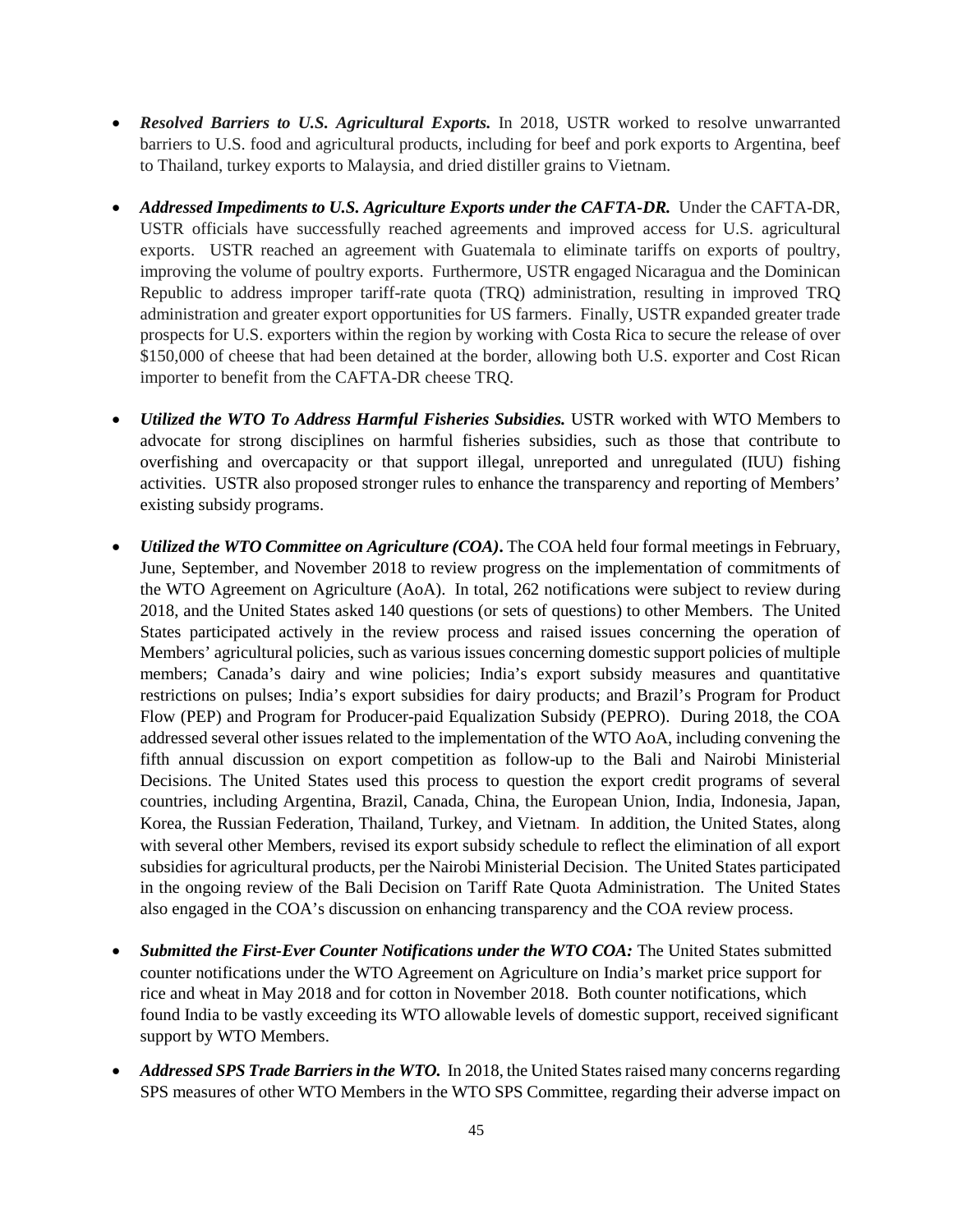- ***Resolved Barriers to U.S. Agricultural Exports.*** In 2018, USTR worked to resolve unwarranted barriers to U.S. food and agricultural products, including for beef and pork exports to Argentina, beef to Thailand, turkey exports to Malaysia, and dried distiller grains to Vietnam.

- ***Addressed Impediments to U.S. Agriculture Exports under the CAFTA-DR.*** Under the CAFTA-DR, USTR officials have successfully reached agreements and improved access for U.S. agricultural exports. USTR reached an agreement with Guatemala to eliminate tariffs on exports of poultry, improving the volume of poultry exports. Furthermore, USTR engaged Nicaragua and the Dominican Republic to address improper tariff-rate quota (TRQ) administration, resulting in improved TRQ administration and greater export opportunities for US farmers. Finally, USTR expanded greater trade prospects for U.S. exporters within the region by working with Costa Rica to secure the release of over $150,000 of cheese that had been detained at the border, allowing both U.S. exporter and Cost Rican importer to benefit from the CAFTA-DR cheese TRQ.

- ***Utilized the WTO To Address Harmful Fisheries Subsidies.*** USTR worked with WTO Members to advocate for strong disciplines on harmful fisheries subsidies, such as those that contribute to overfishing and overcapacity or that support illegal, unreported and unregulated (IUU) fishing activities. USTR also proposed stronger rules to enhance the transparency and reporting of Members' existing subsidy programs.

- ***Utilized the WTO Committee on Agriculture (COA)*****.** The COA held four formal meetings in February, June, September, and November 2018 to review progress on the implementation of commitments of the WTO Agreement on Agriculture (AoA). In total, 262 notifications were subject to review during 2018, and the United States asked 140 questions (or sets of questions) to other Members. The United States participated actively in the review process and raised issues concerning the operation of Members' agricultural policies, such as various issues concerning domestic support policies of multiple members; Canada's dairy and wine policies; India's export subsidy measures and quantitative restrictions on pulses; India's export subsidies for dairy products; and Brazil's Program for Product Flow (PEP) and Program for Producer-paid Equalization Subsidy (PEPRO). During 2018, the COA addressed several other issues related to the implementation of the WTO AoA, including convening the fifth annual discussion on export competition as follow-up to the Bali and Nairobi Ministerial Decisions. The United States used this process to question the export credit programs of several countries, including Argentina, Brazil, Canada, China, the European Union, India, Indonesia, Japan, Korea, the Russian Federation, Thailand, Turkey, and Vietnam. In addition, the United States, along with several other Members, revised its export subsidy schedule to reflect the elimination of all export subsidies for agricultural products, per the Nairobi Ministerial Decision. The United States participated in the ongoing review of the Bali Decision on Tariff Rate Quota Administration. The United States also engaged in the COA's discussion on enhancing transparency and the COA review process.

- ***Submitted the First-Ever Counter Notifications under the WTO COA:*** The United States submitted counter notifications under the WTO Agreement on Agriculture on India's market price support for rice and wheat in May 2018 and for cotton in November 2018. Both counter notifications, which found India to be vastly exceeding its WTO allowable levels of domestic support, received significant support by WTO Members.

- ***Addressed SPS Trade Barriers in the WTO.*** In 2018, the United States raised many concerns regarding SPS measures of other WTO Members in the WTO SPS Committee, regarding their adverse impact on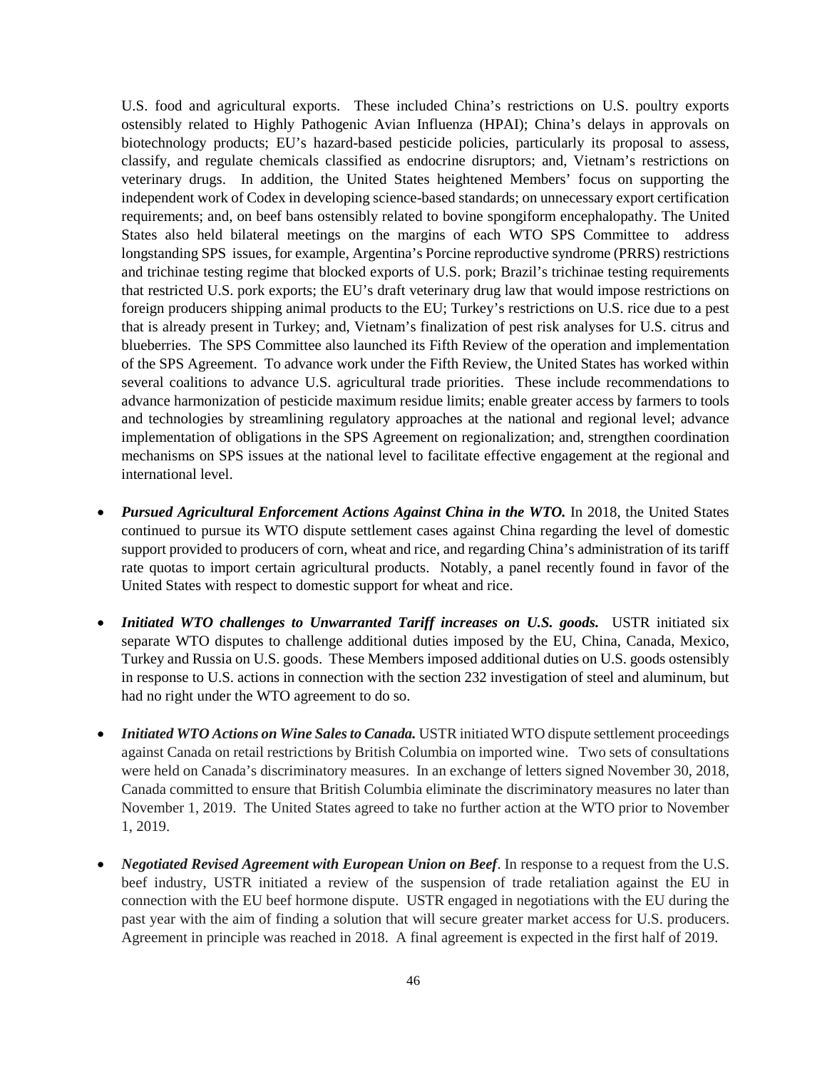U.S. food and agricultural exports. These included China's restrictions on U.S. poultry exports ostensibly related to Highly Pathogenic Avian Influenza (HPAI); China's delays in approvals on biotechnology products; EU's hazard-based pesticide policies, particularly its proposal to assess, classify, and regulate chemicals classified as endocrine disruptors; and, Vietnam's restrictions on veterinary drugs. In addition, the United States heightened Members' focus on supporting the independent work of Codex in developing science-based standards; on unnecessary export certification requirements; and, on beef bans ostensibly related to bovine spongiform encephalopathy. The United States also held bilateral meetings on the margins of each WTO SPS Committee to address longstanding SPS issues, for example, Argentina's Porcine reproductive syndrome (PRRS) restrictions and trichinae testing regime that blocked exports of U.S. pork; Brazil's trichinae testing requirements that restricted U.S. pork exports; the EU's draft veterinary drug law that would impose restrictions on foreign producers shipping animal products to the EU; Turkey's restrictions on U.S. rice due to a pest that is already present in Turkey; and, Vietnam's finalization of pest risk analyses for U.S. citrus and blueberries. The SPS Committee also launched its Fifth Review of the operation and implementation of the SPS Agreement. To advance work under the Fifth Review, the United States has worked within several coalitions to advance U.S. agricultural trade priorities. These include recommendations to advance harmonization of pesticide maximum residue limits; enable greater access by farmers to tools and technologies by streamlining regulatory approaches at the national and regional level; advance implementation of obligations in the SPS Agreement on regionalization; and, strengthen coordination mechanisms on SPS issues at the national level to facilitate effective engagement at the regional and international level.

- ***Pursued Agricultural Enforcement Actions Against China in the WTO.*** In 2018, the United States continued to pursue its WTO dispute settlement cases against China regarding the level of domestic support provided to producers of corn, wheat and rice, and regarding China's administration of its tariff rate quotas to import certain agricultural products. Notably, a panel recently found in favor of the United States with respect to domestic support for wheat and rice.

- ***Initiated WTO challenges to Unwarranted Tariff increases on U.S. goods.*** USTR initiated six separate WTO disputes to challenge additional duties imposed by the EU, China, Canada, Mexico, Turkey and Russia on U.S. goods. These Members imposed additional duties on U.S. goods ostensibly in response to U.S. actions in connection with the section 232 investigation of steel and aluminum, but had no right under the WTO agreement to do so.

- ***Initiated WTO Actions on Wine Sales to Canada.*** USTR initiated WTO dispute settlement proceedings against Canada on retail restrictions by British Columbia on imported wine. Two sets of consultations were held on Canada's discriminatory measures. In an exchange of letters signed November 30, 2018, Canada committed to ensure that British Columbia eliminate the discriminatory measures no later than November 1, 2019. The United States agreed to take no further action at the WTO prior to November 1, 2019.

- ***Negotiated Revised Agreement with European Union on Beef***. In response to a request from the U.S. beef industry, USTR initiated a review of the suspension of trade retaliation against the EU in connection with the EU beef hormone dispute. USTR engaged in negotiations with the EU during the past year with the aim of finding a solution that will secure greater market access for U.S. producers. Agreement in principle was reached in 2018. A final agreement is expected in the first half of 2019.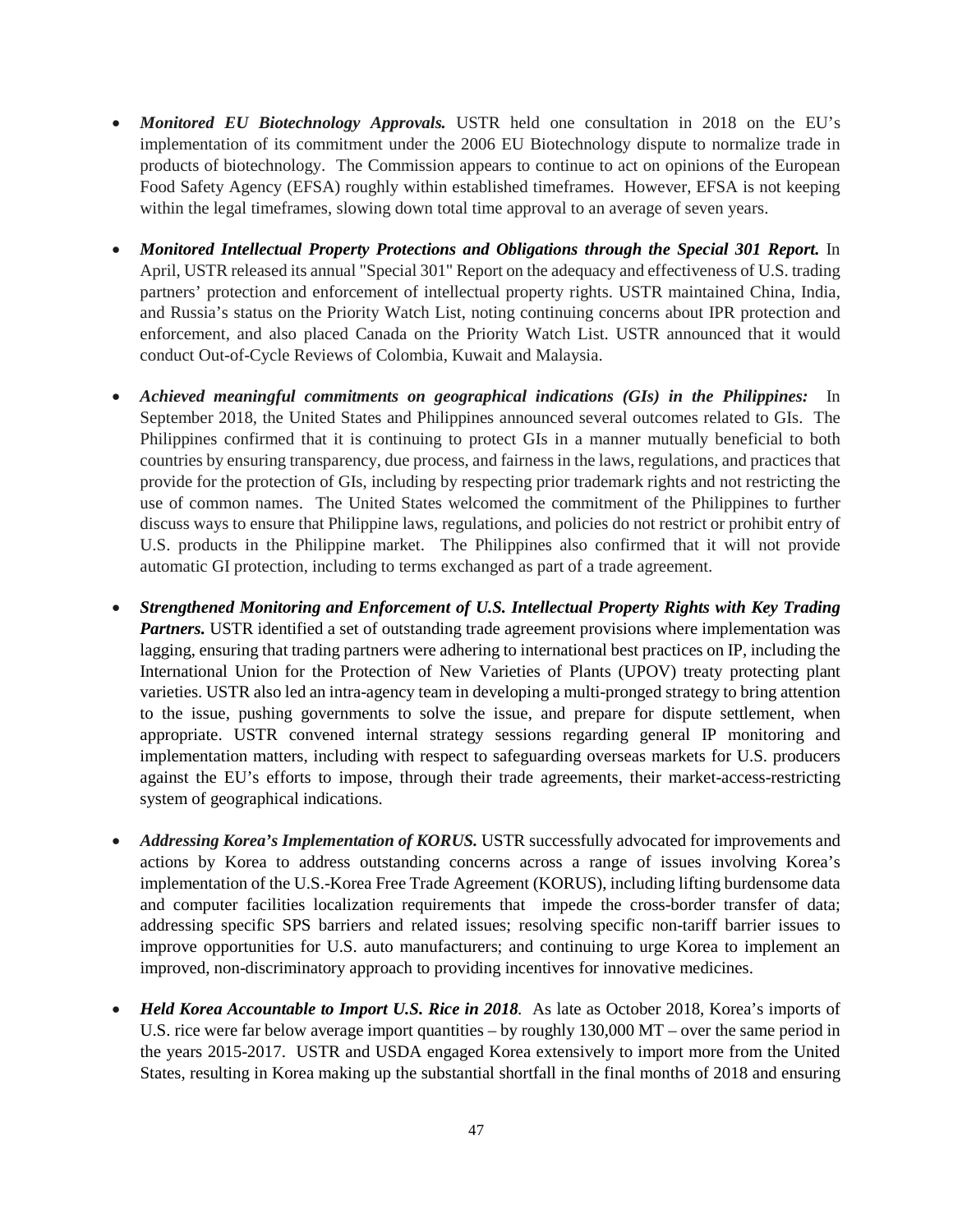- ***Monitored EU Biotechnology Approvals.*** USTR held one consultation in 2018 on the EU's implementation of its commitment under the 2006 EU Biotechnology dispute to normalize trade in products of biotechnology. The Commission appears to continue to act on opinions of the European Food Safety Agency (EFSA) roughly within established timeframes. However, EFSA is not keeping within the legal timeframes, slowing down total time approval to an average of seven years.

- ***Monitored Intellectual Property Protections and Obligations through the Special 301 Report.*** In April, USTR released its annual "Special 301" Report on the adequacy and effectiveness of U.S. trading partners' protection and enforcement of intellectual property rights. USTR maintained China, India, and Russia's status on the Priority Watch List, noting continuing concerns about IPR protection and enforcement, and also placed Canada on the Priority Watch List. USTR announced that it would conduct Out-of-Cycle Reviews of Colombia, Kuwait and Malaysia.

- ***Achieved meaningful commitments on geographical indications (GIs) in the Philippines:*** In September 2018, the United States and Philippines announced several outcomes related to GIs. The Philippines confirmed that it is continuing to protect GIs in a manner mutually beneficial to both countries by ensuring transparency, due process, and fairness in the laws, regulations, and practices that provide for the protection of GIs, including by respecting prior trademark rights and not restricting the use of common names. The United States welcomed the commitment of the Philippines to further discuss ways to ensure that Philippine laws, regulations, and policies do not restrict or prohibit entry of U.S. products in the Philippine market. The Philippines also confirmed that it will not provide automatic GI protection, including to terms exchanged as part of a trade agreement.

- ***Strengthened Monitoring and Enforcement of U.S. Intellectual Property Rights with Key Trading Partners.*** USTR identified a set of outstanding trade agreement provisions where implementation was lagging, ensuring that trading partners were adhering to international best practices on IP, including the International Union for the Protection of New Varieties of Plants (UPOV) treaty protecting plant varieties. USTR also led an intra-agency team in developing a multi-pronged strategy to bring attention to the issue, pushing governments to solve the issue, and prepare for dispute settlement, when appropriate. USTR convened internal strategy sessions regarding general IP monitoring and implementation matters, including with respect to safeguarding overseas markets for U.S. producers against the EU's efforts to impose, through their trade agreements, their market-access-restricting system of geographical indications.

- ***Addressing Korea's Implementation of KORUS.*** USTR successfully advocated for improvements and actions by Korea to address outstanding concerns across a range of issues involving Korea's implementation of the U.S.-Korea Free Trade Agreement (KORUS), including lifting burdensome data and computer facilities localization requirements that impede the cross-border transfer of data; addressing specific SPS barriers and related issues; resolving specific non-tariff barrier issues to improve opportunities for U.S. auto manufacturers; and continuing to urge Korea to implement an improved, non-discriminatory approach to providing incentives for innovative medicines.

- ***Held Korea Accountable to Import U.S. Rice in 2018.*** As late as October 2018, Korea's imports of U.S. rice were far below average import quantities – by roughly 130,000 MT – over the same period in the years 2015-2017. USTR and USDA engaged Korea extensively to import more from the United States, resulting in Korea making up the substantial shortfall in the final months of 2018 and ensuring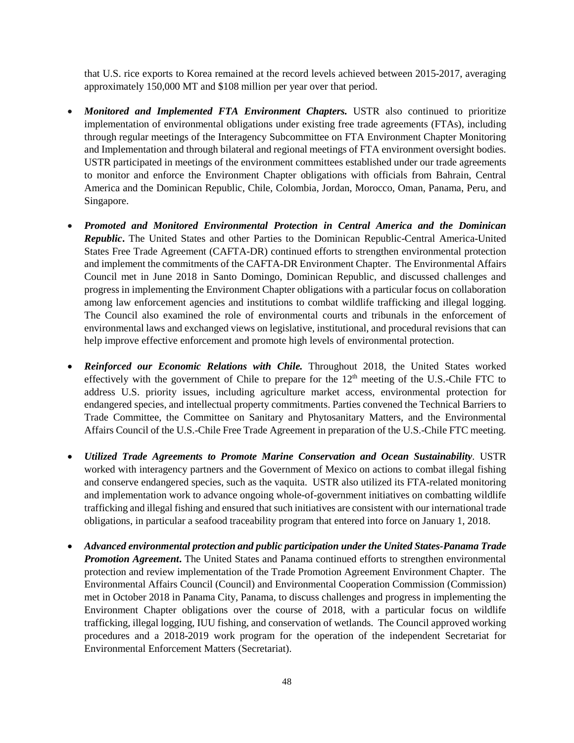that U.S. rice exports to Korea remained at the record levels achieved between 2015-2017, averaging approximately 150,000 MT and $108 million per year over that period.

- ***Monitored and Implemented FTA Environment Chapters.*** USTR also continued to prioritize implementation of environmental obligations under existing free trade agreements (FTAs), including through regular meetings of the Interagency Subcommittee on FTA Environment Chapter Monitoring and Implementation and through bilateral and regional meetings of FTA environment oversight bodies. USTR participated in meetings of the environment committees established under our trade agreements to monitor and enforce the Environment Chapter obligations with officials from Bahrain, Central America and the Dominican Republic, Chile, Colombia, Jordan, Morocco, Oman, Panama, Peru, and Singapore.

- ***Promoted and Monitored Environmental Protection in Central America and the Dominican Republic*.** The United States and other Parties to the Dominican Republic-Central America-United States Free Trade Agreement (CAFTA-DR) continued efforts to strengthen environmental protection and implement the commitments of the CAFTA-DR Environment Chapter. The Environmental Affairs Council met in June 2018 in Santo Domingo, Dominican Republic, and discussed challenges and progress in implementing the Environment Chapter obligations with a particular focus on collaboration among law enforcement agencies and institutions to combat wildlife trafficking and illegal logging. The Council also examined the role of environmental courts and tribunals in the enforcement of environmental laws and exchanged views on legislative, institutional, and procedural revisions that can help improve effective enforcement and promote high levels of environmental protection.

- ***Reinforced our Economic Relations with Chile.*** Throughout 2018, the United States worked effectively with the government of Chile to prepare for the 12th meeting of the U.S.-Chile FTC to address U.S. priority issues, including agriculture market access, environmental protection for endangered species, and intellectual property commitments. Parties convened the Technical Barriers to Trade Committee, the Committee on Sanitary and Phytosanitary Matters, and the Environmental Affairs Council of the U.S.-Chile Free Trade Agreement in preparation of the U.S.-Chile FTC meeting.

- ***Utilized Trade Agreements to Promote Marine Conservation and Ocean Sustainability*.** USTR worked with interagency partners and the Government of Mexico on actions to combat illegal fishing and conserve endangered species, such as the vaquita. USTR also utilized its FTA-related monitoring and implementation work to advance ongoing whole-of-government initiatives on combatting wildlife trafficking and illegal fishing and ensured that such initiatives are consistent with our international trade obligations, in particular a seafood traceability program that entered into force on January 1, 2018.

- ***Advanced environmental protection and public participation under the United States-Panama Trade Promotion Agreement*.** The United States and Panama continued efforts to strengthen environmental protection and review implementation of the Trade Promotion Agreement Environment Chapter. The Environmental Affairs Council (Council) and Environmental Cooperation Commission (Commission) met in October 2018 in Panama City, Panama, to discuss challenges and progress in implementing the Environment Chapter obligations over the course of 2018, with a particular focus on wildlife trafficking, illegal logging, IUU fishing, and conservation of wetlands. The Council approved working procedures and a 2018-2019 work program for the operation of the independent Secretariat for Environmental Enforcement Matters (Secretariat).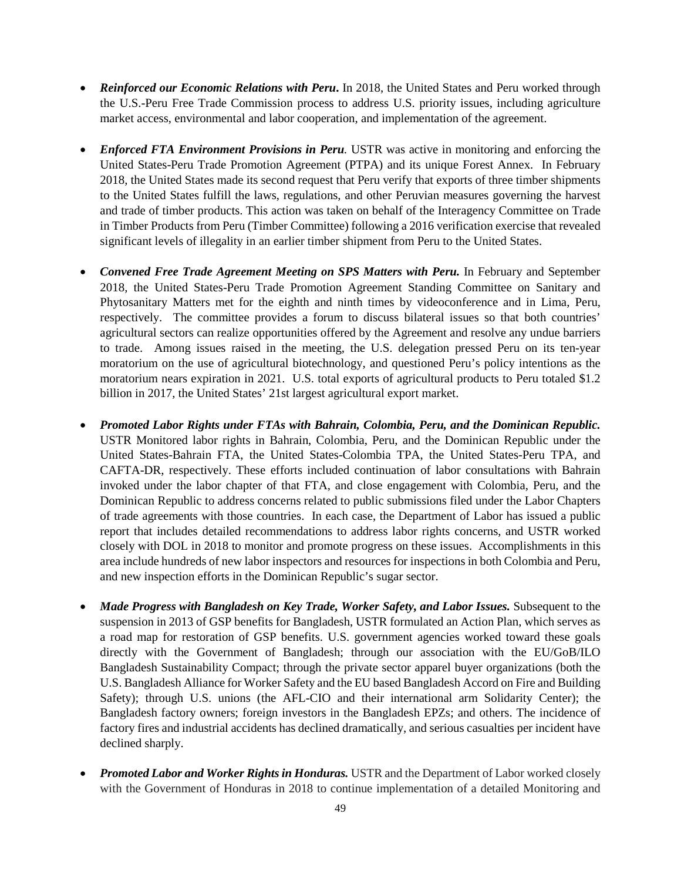- ***Reinforced our Economic Relations with Peru***. In 2018, the United States and Peru worked through the U.S.-Peru Free Trade Commission process to address U.S. priority issues, including agriculture market access, environmental and labor cooperation, and implementation of the agreement.

- ***Enforced FTA Environment Provisions in Peru****.* USTR was active in monitoring and enforcing the United States-Peru Trade Promotion Agreement (PTPA) and its unique Forest Annex. In February 2018, the United States made its second request that Peru verify that exports of three timber shipments to the United States fulfill the laws, regulations, and other Peruvian measures governing the harvest and trade of timber products. This action was taken on behalf of the Interagency Committee on Trade in Timber Products from Peru (Timber Committee) following a 2016 verification exercise that revealed significant levels of illegality in an earlier timber shipment from Peru to the United States.

- ***Convened Free Trade Agreement Meeting on SPS Matters with Peru.*** In February and September 2018, the United States-Peru Trade Promotion Agreement Standing Committee on Sanitary and Phytosanitary Matters met for the eighth and ninth times by videoconference and in Lima, Peru, respectively. The committee provides a forum to discuss bilateral issues so that both countries' agricultural sectors can realize opportunities offered by the Agreement and resolve any undue barriers to trade. Among issues raised in the meeting, the U.S. delegation pressed Peru on its ten-year moratorium on the use of agricultural biotechnology, and questioned Peru's policy intentions as the moratorium nears expiration in 2021. U.S. total exports of agricultural products to Peru totaled $1.2 billion in 2017, the United States' 21st largest agricultural export market.

- ***Promoted Labor Rights under FTAs with Bahrain, Colombia, Peru, and the Dominican Republic.*** USTR Monitored labor rights in Bahrain, Colombia, Peru, and the Dominican Republic under the United States-Bahrain FTA, the United States-Colombia TPA, the United States-Peru TPA, and CAFTA-DR, respectively. These efforts included continuation of labor consultations with Bahrain invoked under the labor chapter of that FTA, and close engagement with Colombia, Peru, and the Dominican Republic to address concerns related to public submissions filed under the Labor Chapters of trade agreements with those countries. In each case, the Department of Labor has issued a public report that includes detailed recommendations to address labor rights concerns, and USTR worked closely with DOL in 2018 to monitor and promote progress on these issues. Accomplishments in this area include hundreds of new labor inspectors and resources for inspections in both Colombia and Peru, and new inspection efforts in the Dominican Republic's sugar sector.

- ***Made Progress with Bangladesh on Key Trade, Worker Safety, and Labor Issues.*** Subsequent to the suspension in 2013 of GSP benefits for Bangladesh, USTR formulated an Action Plan, which serves as a road map for restoration of GSP benefits. U.S. government agencies worked toward these goals directly with the Government of Bangladesh; through our association with the EU/GoB/ILO Bangladesh Sustainability Compact; through the private sector apparel buyer organizations (both the U.S. Bangladesh Alliance for Worker Safety and the EU based Bangladesh Accord on Fire and Building Safety); through U.S. unions (the AFL-CIO and their international arm Solidarity Center); the Bangladesh factory owners; foreign investors in the Bangladesh EPZs; and others. The incidence of factory fires and industrial accidents has declined dramatically, and serious casualties per incident have declined sharply.

- ***Promoted Labor and Worker Rights in Honduras.*** USTR and the Department of Labor worked closely with the Government of Honduras in 2018 to continue implementation of a detailed Monitoring and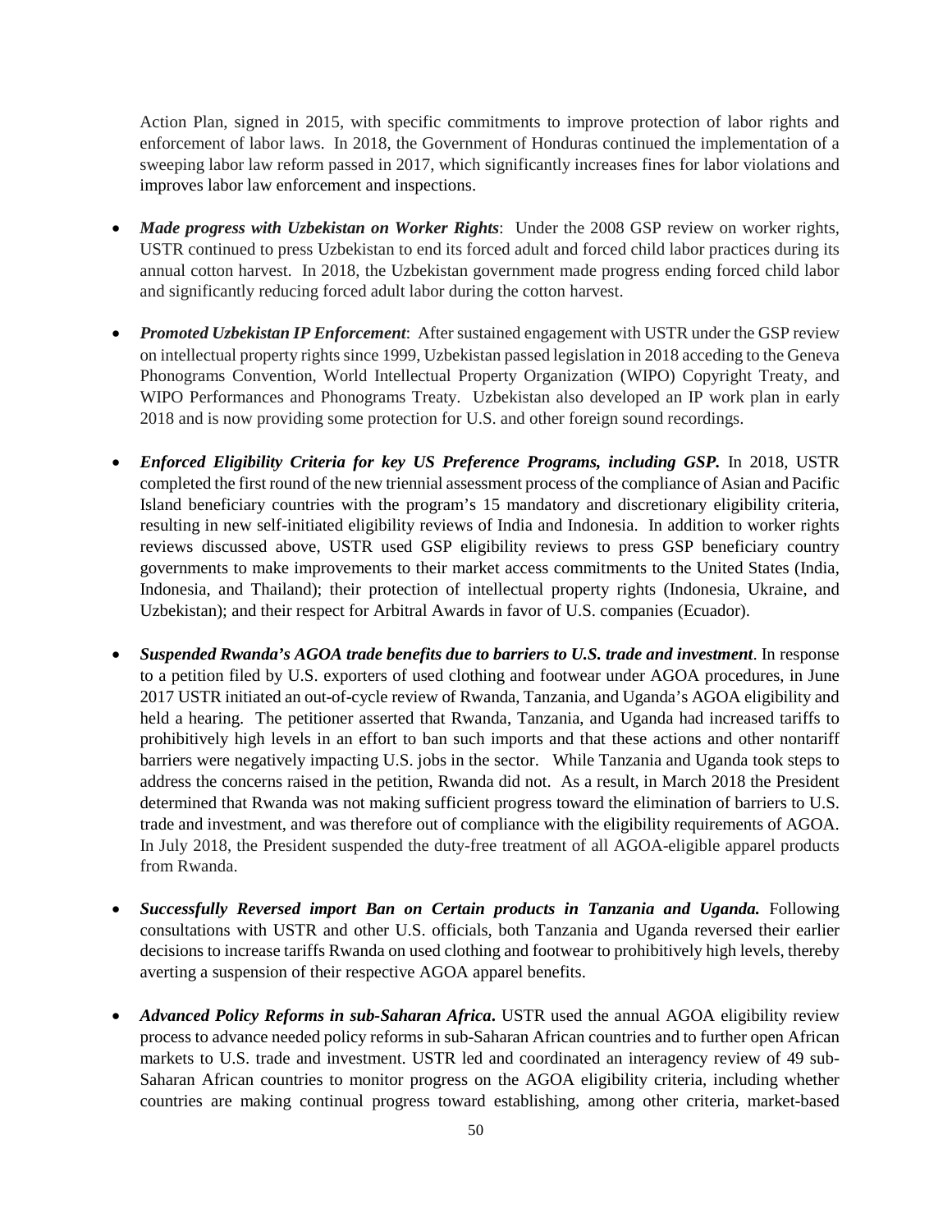Action Plan, signed in 2015, with specific commitments to improve protection of labor rights and enforcement of labor laws. In 2018, the Government of Honduras continued the implementation of a sweeping labor law reform passed in 2017, which significantly increases fines for labor violations and improves labor law enforcement and inspections.

- ***Made progress with Uzbekistan on Worker Rights***: Under the 2008 GSP review on worker rights, USTR continued to press Uzbekistan to end its forced adult and forced child labor practices during its annual cotton harvest. In 2018, the Uzbekistan government made progress ending forced child labor and significantly reducing forced adult labor during the cotton harvest.

- ***Promoted Uzbekistan IP Enforcement***: After sustained engagement with USTR under the GSP review on intellectual property rights since 1999, Uzbekistan passed legislation in 2018 acceding to the Geneva Phonograms Convention, World Intellectual Property Organization (WIPO) Copyright Treaty, and WIPO Performances and Phonograms Treaty. Uzbekistan also developed an IP work plan in early 2018 and is now providing some protection for U.S. and other foreign sound recordings.

- ***Enforced Eligibility Criteria for key US Preference Programs, including GSP.*** In 2018, USTR completed the first round of the new triennial assessment process of the compliance of Asian and Pacific Island beneficiary countries with the program's 15 mandatory and discretionary eligibility criteria, resulting in new self-initiated eligibility reviews of India and Indonesia. In addition to worker rights reviews discussed above, USTR used GSP eligibility reviews to press GSP beneficiary country governments to make improvements to their market access commitments to the United States (India, Indonesia, and Thailand); their protection of intellectual property rights (Indonesia, Ukraine, and Uzbekistan); and their respect for Arbitral Awards in favor of U.S. companies (Ecuador).

- ***Suspended Rwanda's AGOA trade benefits due to barriers to U.S. trade and investment***. In response to a petition filed by U.S. exporters of used clothing and footwear under AGOA procedures, in June 2017 USTR initiated an out-of-cycle review of Rwanda, Tanzania, and Uganda's AGOA eligibility and held a hearing. The petitioner asserted that Rwanda, Tanzania, and Uganda had increased tariffs to prohibitively high levels in an effort to ban such imports and that these actions and other nontariff barriers were negatively impacting U.S. jobs in the sector. While Tanzania and Uganda took steps to address the concerns raised in the petition, Rwanda did not. As a result, in March 2018 the President determined that Rwanda was not making sufficient progress toward the elimination of barriers to U.S. trade and investment, and was therefore out of compliance with the eligibility requirements of AGOA. In July 2018, the President suspended the duty-free treatment of all AGOA-eligible apparel products from Rwanda.

- ***Successfully Reversed import Ban on Certain products in Tanzania and Uganda.*** Following consultations with USTR and other U.S. officials, both Tanzania and Uganda reversed their earlier decisions to increase tariffs Rwanda on used clothing and footwear to prohibitively high levels, thereby averting a suspension of their respective AGOA apparel benefits.

- ***Advanced Policy Reforms in sub-Saharan Africa.*** USTR used the annual AGOA eligibility review process to advance needed policy reforms in sub-Saharan African countries and to further open African markets to U.S. trade and investment. USTR led and coordinated an interagency review of 49 sub-Saharan African countries to monitor progress on the AGOA eligibility criteria, including whether countries are making continual progress toward establishing, among other criteria, market-based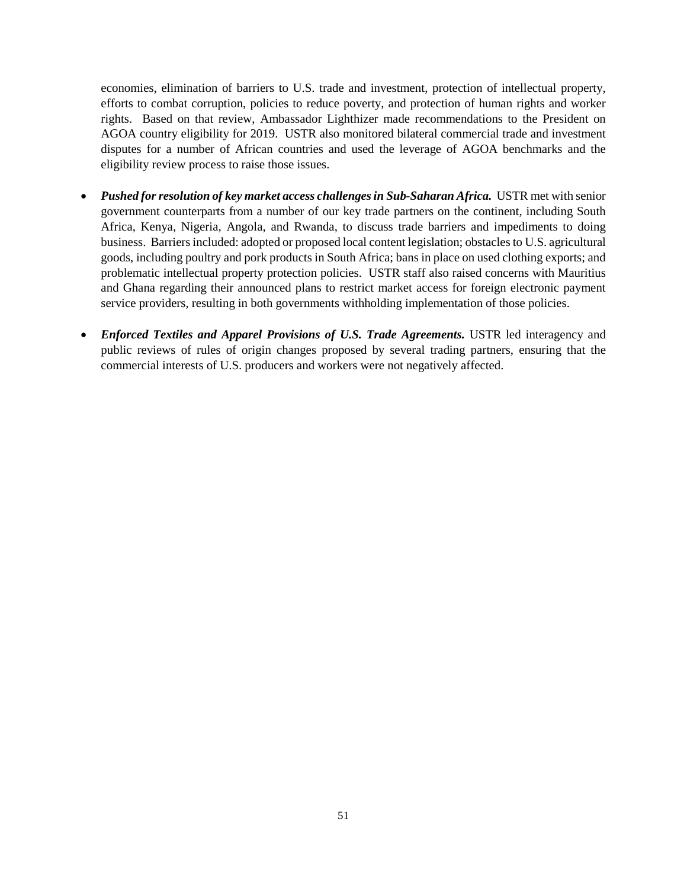economies, elimination of barriers to U.S. trade and investment, protection of intellectual property, efforts to combat corruption, policies to reduce poverty, and protection of human rights and worker rights. Based on that review, Ambassador Lighthizer made recommendations to the President on AGOA country eligibility for 2019. USTR also monitored bilateral commercial trade and investment disputes for a number of African countries and used the leverage of AGOA benchmarks and the eligibility review process to raise those issues.

- ***Pushed for resolution of key market access challenges in Sub-Saharan Africa.*** USTR met with senior government counterparts from a number of our key trade partners on the continent, including South Africa, Kenya, Nigeria, Angola, and Rwanda, to discuss trade barriers and impediments to doing business. Barriers included: adopted or proposed local content legislation; obstacles to U.S. agricultural goods, including poultry and pork products in South Africa; bans in place on used clothing exports; and problematic intellectual property protection policies. USTR staff also raised concerns with Mauritius and Ghana regarding their announced plans to restrict market access for foreign electronic payment service providers, resulting in both governments withholding implementation of those policies.

- ***Enforced Textiles and Apparel Provisions of U.S. Trade Agreements.*** USTR led interagency and public reviews of rules of origin changes proposed by several trading partners, ensuring that the commercial interests of U.S. producers and workers were not negatively affected.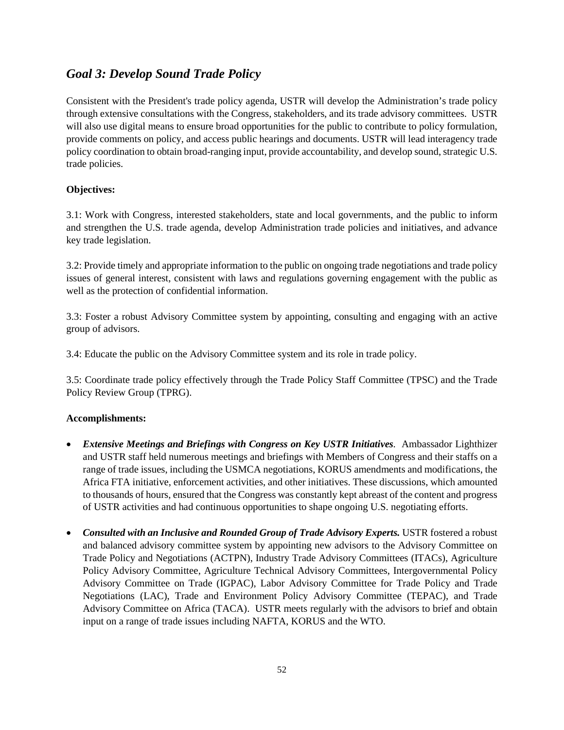## *Goal 3: Develop Sound Trade Policy*

Consistent with the President's trade policy agenda, USTR will develop the Administration's trade policy through extensive consultations with the Congress, stakeholders, and its trade advisory committees. USTR will also use digital means to ensure broad opportunities for the public to contribute to policy formulation, provide comments on policy, and access public hearings and documents. USTR will lead interagency trade policy coordination to obtain broad-ranging input, provide accountability, and develop sound, strategic U.S. trade policies.

**Objectives:**

3.1: Work with Congress, interested stakeholders, state and local governments, and the public to inform and strengthen the U.S. trade agenda, develop Administration trade policies and initiatives, and advance key trade legislation.

3.2: Provide timely and appropriate information to the public on ongoing trade negotiations and trade policy issues of general interest, consistent with laws and regulations governing engagement with the public as well as the protection of confidential information.

3.3: Foster a robust Advisory Committee system by appointing, consulting and engaging with an active group of advisors.

3.4: Educate the public on the Advisory Committee system and its role in trade policy.

3.5: Coordinate trade policy effectively through the Trade Policy Staff Committee (TPSC) and the Trade Policy Review Group (TPRG).

**Accomplishments:**

- ***Extensive Meetings and Briefings with Congress on Key USTR Initiatives***. Ambassador Lighthizer and USTR staff held numerous meetings and briefings with Members of Congress and their staffs on a range of trade issues, including the USMCA negotiations, KORUS amendments and modifications, the Africa FTA initiative, enforcement activities, and other initiatives. These discussions, which amounted to thousands of hours, ensured that the Congress was constantly kept abreast of the content and progress of USTR activities and had continuous opportunities to shape ongoing U.S. negotiating efforts.
- ***Consulted with an Inclusive and Rounded Group of Trade Advisory Experts.*** USTR fostered a robust and balanced advisory committee system by appointing new advisors to the Advisory Committee on Trade Policy and Negotiations (ACTPN), Industry Trade Advisory Committees (ITACs), Agriculture Policy Advisory Committee, Agriculture Technical Advisory Committees, Intergovernmental Policy Advisory Committee on Trade (IGPAC), Labor Advisory Committee for Trade Policy and Trade Negotiations (LAC), Trade and Environment Policy Advisory Committee (TEPAC), and Trade Advisory Committee on Africa (TACA). USTR meets regularly with the advisors to brief and obtain input on a range of trade issues including NAFTA, KORUS and the WTO.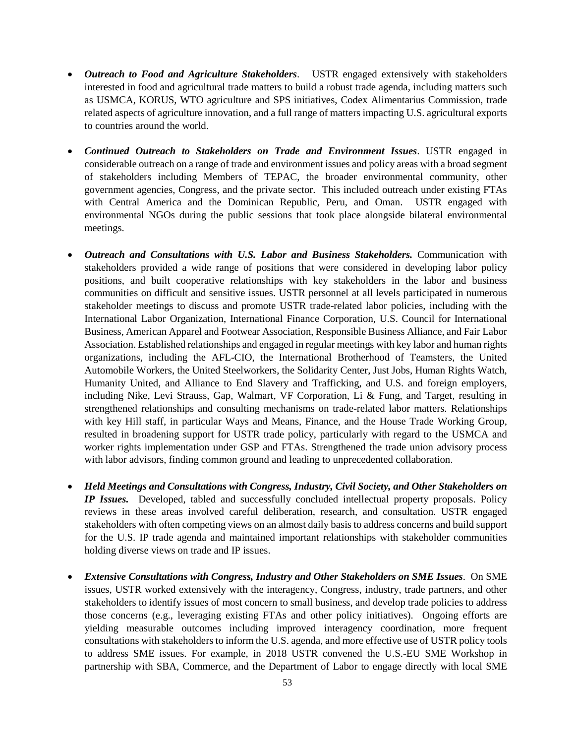- ***Outreach to Food and Agriculture Stakeholders***. USTR engaged extensively with stakeholders interested in food and agricultural trade matters to build a robust trade agenda, including matters such as USMCA, KORUS, WTO agriculture and SPS initiatives, Codex Alimentarius Commission, trade related aspects of agriculture innovation, and a full range of matters impacting U.S. agricultural exports to countries around the world.

- ***Continued Outreach to Stakeholders on Trade and Environment Issues***. USTR engaged in considerable outreach on a range of trade and environment issues and policy areas with a broad segment of stakeholders including Members of TEPAC, the broader environmental community, other government agencies, Congress, and the private sector. This included outreach under existing FTAs with Central America and the Dominican Republic, Peru, and Oman. USTR engaged with environmental NGOs during the public sessions that took place alongside bilateral environmental meetings.

- ***Outreach and Consultations with U.S. Labor and Business Stakeholders.*** Communication with stakeholders provided a wide range of positions that were considered in developing labor policy positions, and built cooperative relationships with key stakeholders in the labor and business communities on difficult and sensitive issues. USTR personnel at all levels participated in numerous stakeholder meetings to discuss and promote USTR trade-related labor policies, including with the International Labor Organization, International Finance Corporation, U.S. Council for International Business, American Apparel and Footwear Association, Responsible Business Alliance, and Fair Labor Association. Established relationships and engaged in regular meetings with key labor and human rights organizations, including the AFL-CIO, the International Brotherhood of Teamsters, the United Automobile Workers, the United Steelworkers, the Solidarity Center, Just Jobs, Human Rights Watch, Humanity United, and Alliance to End Slavery and Trafficking, and U.S. and foreign employers, including Nike, Levi Strauss, Gap, Walmart, VF Corporation, Li & Fung, and Target, resulting in strengthened relationships and consulting mechanisms on trade-related labor matters. Relationships with key Hill staff, in particular Ways and Means, Finance, and the House Trade Working Group, resulted in broadening support for USTR trade policy, particularly with regard to the USMCA and worker rights implementation under GSP and FTAs. Strengthened the trade union advisory process with labor advisors, finding common ground and leading to unprecedented collaboration.

- ***Held Meetings and Consultations with Congress, Industry, Civil Society, and Other Stakeholders on IP Issues.*** Developed, tabled and successfully concluded intellectual property proposals. Policy reviews in these areas involved careful deliberation, research, and consultation. USTR engaged stakeholders with often competing views on an almost daily basis to address concerns and build support for the U.S. IP trade agenda and maintained important relationships with stakeholder communities holding diverse views on trade and IP issues.

- ***Extensive Consultations with Congress, Industry and Other Stakeholders on SME Issues***. On SME issues, USTR worked extensively with the interagency, Congress, industry, trade partners, and other stakeholders to identify issues of most concern to small business, and develop trade policies to address those concerns (e.g., leveraging existing FTAs and other policy initiatives). Ongoing efforts are yielding measurable outcomes including improved interagency coordination, more frequent consultations with stakeholders to inform the U.S. agenda, and more effective use of USTR policy tools to address SME issues. For example, in 2018 USTR convened the U.S.-EU SME Workshop in partnership with SBA, Commerce, and the Department of Labor to engage directly with local SME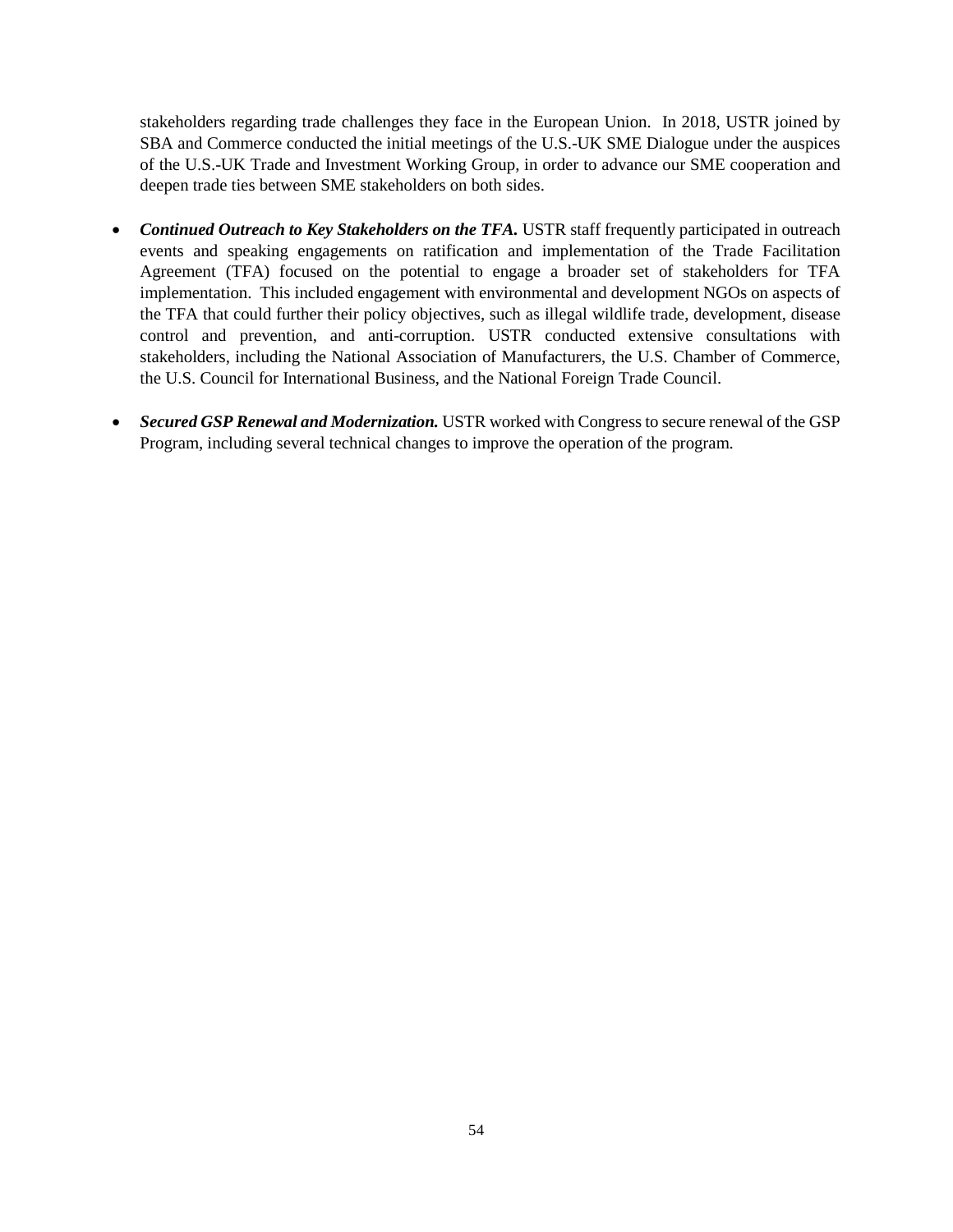stakeholders regarding trade challenges they face in the European Union. In 2018, USTR joined by SBA and Commerce conducted the initial meetings of the U.S.-UK SME Dialogue under the auspices of the U.S.-UK Trade and Investment Working Group, in order to advance our SME cooperation and deepen trade ties between SME stakeholders on both sides.

- ***Continued Outreach to Key Stakeholders on the TFA.*** USTR staff frequently participated in outreach events and speaking engagements on ratification and implementation of the Trade Facilitation Agreement (TFA) focused on the potential to engage a broader set of stakeholders for TFA implementation. This included engagement with environmental and development NGOs on aspects of the TFA that could further their policy objectives, such as illegal wildlife trade, development, disease control and prevention, and anti-corruption. USTR conducted extensive consultations with stakeholders, including the National Association of Manufacturers, the U.S. Chamber of Commerce, the U.S. Council for International Business, and the National Foreign Trade Council.

- ***Secured GSP Renewal and Modernization.*** USTR worked with Congress to secure renewal of the GSP Program, including several technical changes to improve the operation of the program.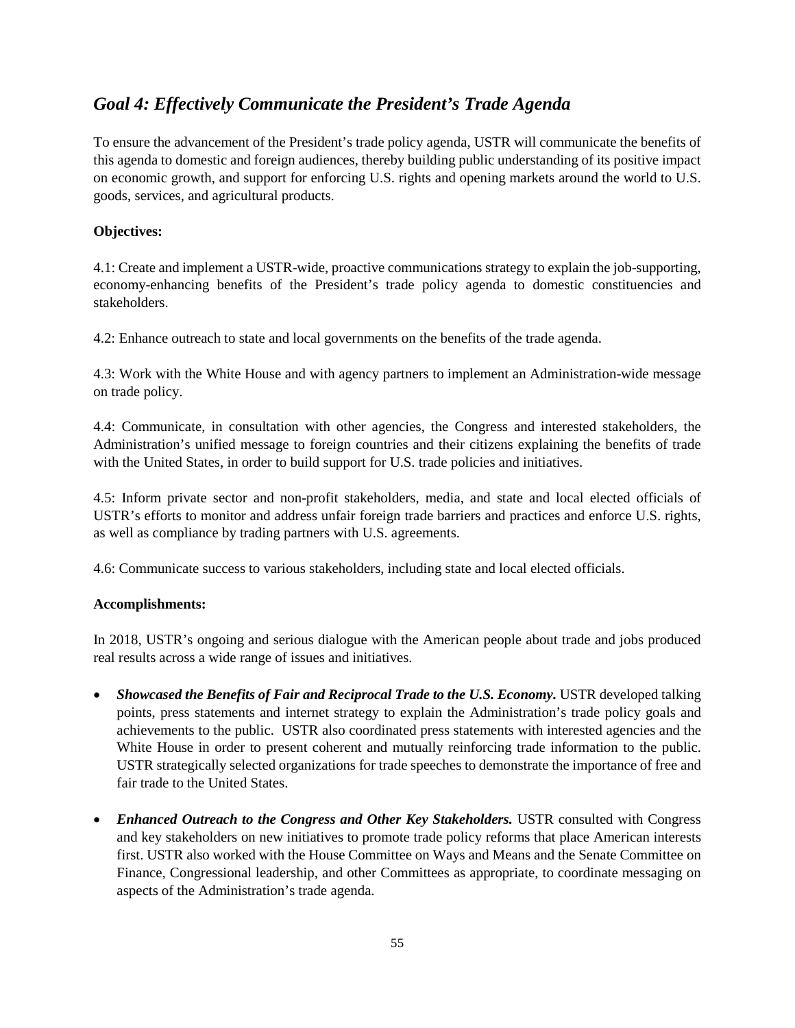## *Goal 4: Effectively Communicate the President's Trade Agenda*

To ensure the advancement of the President's trade policy agenda, USTR will communicate the benefits of this agenda to domestic and foreign audiences, thereby building public understanding of its positive impact on economic growth, and support for enforcing U.S. rights and opening markets around the world to U.S. goods, services, and agricultural products.

**Objectives:**

4.1: Create and implement a USTR-wide, proactive communications strategy to explain the job-supporting, economy-enhancing benefits of the President's trade policy agenda to domestic constituencies and stakeholders.

4.2: Enhance outreach to state and local governments on the benefits of the trade agenda.

4.3: Work with the White House and with agency partners to implement an Administration-wide message on trade policy.

4.4: Communicate, in consultation with other agencies, the Congress and interested stakeholders, the Administration's unified message to foreign countries and their citizens explaining the benefits of trade with the United States, in order to build support for U.S. trade policies and initiatives.

4.5: Inform private sector and non-profit stakeholders, media, and state and local elected officials of USTR's efforts to monitor and address unfair foreign trade barriers and practices and enforce U.S. rights, as well as compliance by trading partners with U.S. agreements.

4.6: Communicate success to various stakeholders, including state and local elected officials.

**Accomplishments:**

In 2018, USTR's ongoing and serious dialogue with the American people about trade and jobs produced real results across a wide range of issues and initiatives.

- ***Showcased the Benefits of Fair and Reciprocal Trade to the U.S. Economy.*** USTR developed talking points, press statements and internet strategy to explain the Administration's trade policy goals and achievements to the public. USTR also coordinated press statements with interested agencies and the White House in order to present coherent and mutually reinforcing trade information to the public. USTR strategically selected organizations for trade speeches to demonstrate the importance of free and fair trade to the United States.

- ***Enhanced Outreach to the Congress and Other Key Stakeholders.*** USTR consulted with Congress and key stakeholders on new initiatives to promote trade policy reforms that place American interests first. USTR also worked with the House Committee on Ways and Means and the Senate Committee on Finance, Congressional leadership, and other Committees as appropriate, to coordinate messaging on aspects of the Administration's trade agenda.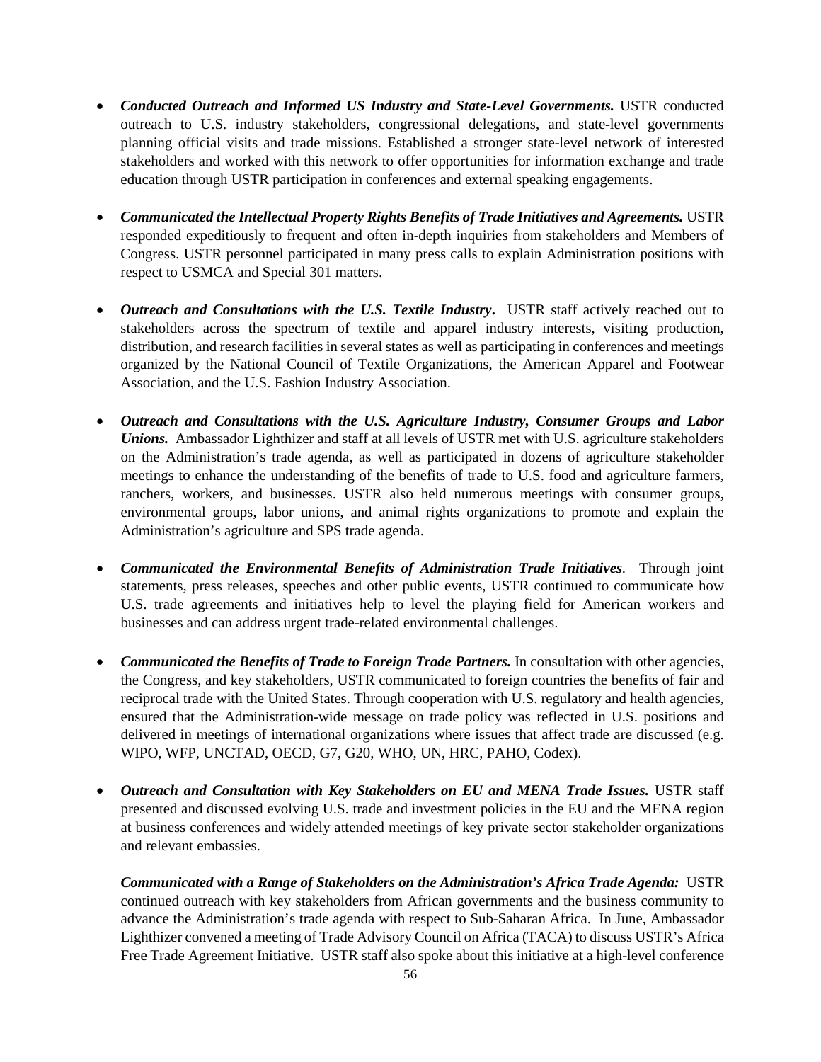- ***Conducted Outreach and Informed US Industry and State-Level Governments.*** USTR conducted outreach to U.S. industry stakeholders, congressional delegations, and state-level governments planning official visits and trade missions. Established a stronger state-level network of interested stakeholders and worked with this network to offer opportunities for information exchange and trade education through USTR participation in conferences and external speaking engagements.

- ***Communicated the Intellectual Property Rights Benefits of Trade Initiatives and Agreements.*** USTR responded expeditiously to frequent and often in-depth inquiries from stakeholders and Members of Congress. USTR personnel participated in many press calls to explain Administration positions with respect to USMCA and Special 301 matters.

- ***Outreach and Consultations with the U.S. Textile Industry***. USTR staff actively reached out to stakeholders across the spectrum of textile and apparel industry interests, visiting production, distribution, and research facilities in several states as well as participating in conferences and meetings organized by the National Council of Textile Organizations, the American Apparel and Footwear Association, and the U.S. Fashion Industry Association.

- ***Outreach and Consultations with the U.S. Agriculture Industry, Consumer Groups and Labor Unions.*** Ambassador Lighthizer and staff at all levels of USTR met with U.S. agriculture stakeholders on the Administration's trade agenda, as well as participated in dozens of agriculture stakeholder meetings to enhance the understanding of the benefits of trade to U.S. food and agriculture farmers, ranchers, workers, and businesses. USTR also held numerous meetings with consumer groups, environmental groups, labor unions, and animal rights organizations to promote and explain the Administration's agriculture and SPS trade agenda.

- ***Communicated the Environmental Benefits of Administration Trade Initiatives***. Through joint statements, press releases, speeches and other public events, USTR continued to communicate how U.S. trade agreements and initiatives help to level the playing field for American workers and businesses and can address urgent trade-related environmental challenges.

- ***Communicated the Benefits of Trade to Foreign Trade Partners.*** In consultation with other agencies, the Congress, and key stakeholders, USTR communicated to foreign countries the benefits of fair and reciprocal trade with the United States. Through cooperation with U.S. regulatory and health agencies, ensured that the Administration-wide message on trade policy was reflected in U.S. positions and delivered in meetings of international organizations where issues that affect trade are discussed (e.g. WIPO, WFP, UNCTAD, OECD, G7, G20, WHO, UN, HRC, PAHO, Codex).

- ***Outreach and Consultation with Key Stakeholders on EU and MENA Trade Issues.*** USTR staff presented and discussed evolving U.S. trade and investment policies in the EU and the MENA region at business conferences and widely attended meetings of key private sector stakeholder organizations and relevant embassies.

  ***Communicated with a Range of Stakeholders on the Administration's Africa Trade Agenda:*** USTR continued outreach with key stakeholders from African governments and the business community to advance the Administration's trade agenda with respect to Sub-Saharan Africa. In June, Ambassador Lighthizer convened a meeting of Trade Advisory Council on Africa (TACA) to discuss USTR's Africa Free Trade Agreement Initiative. USTR staff also spoke about this initiative at a high-level conference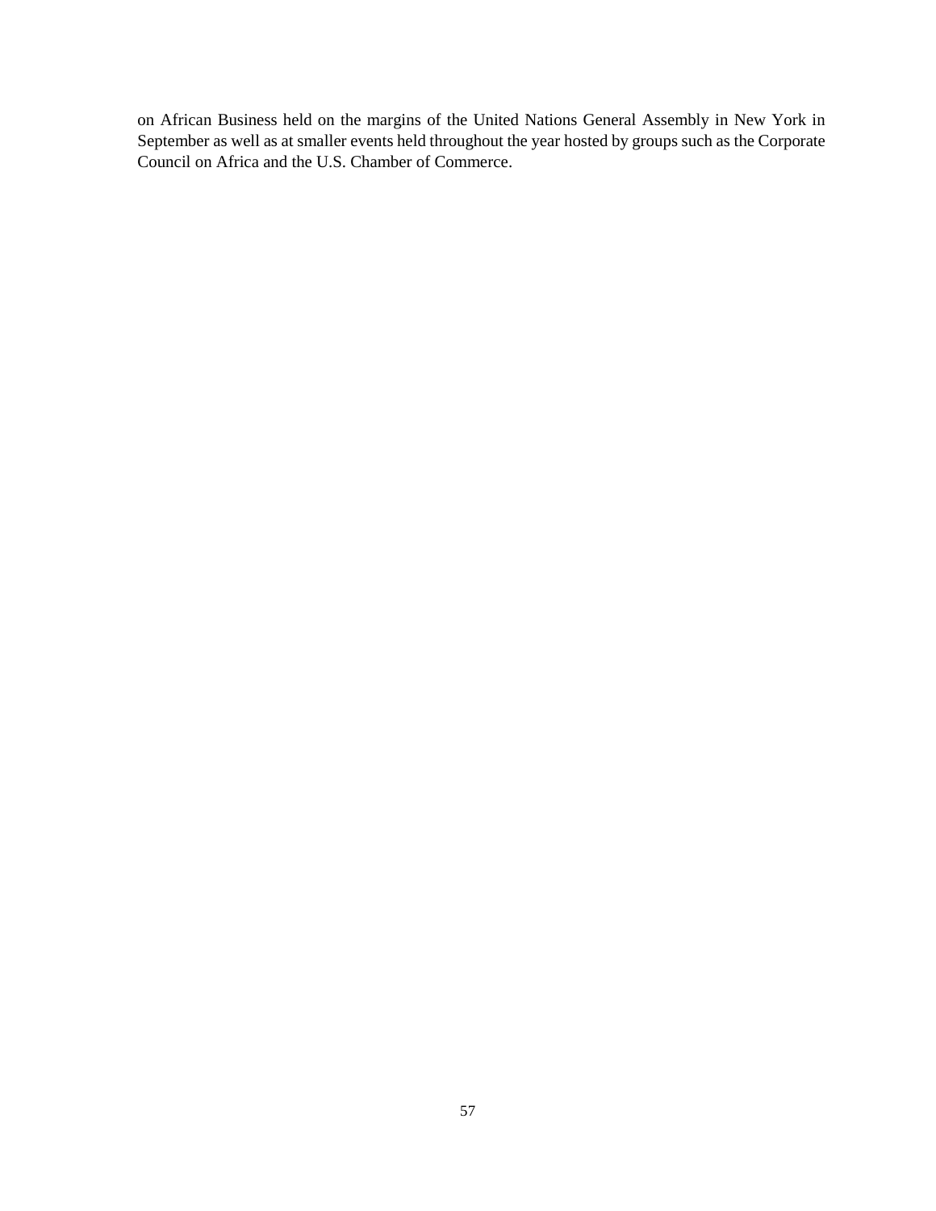on African Business held on the margins of the United Nations General Assembly in New York in September as well as at smaller events held throughout the year hosted by groups such as the Corporate Council on Africa and the U.S. Chamber of Commerce.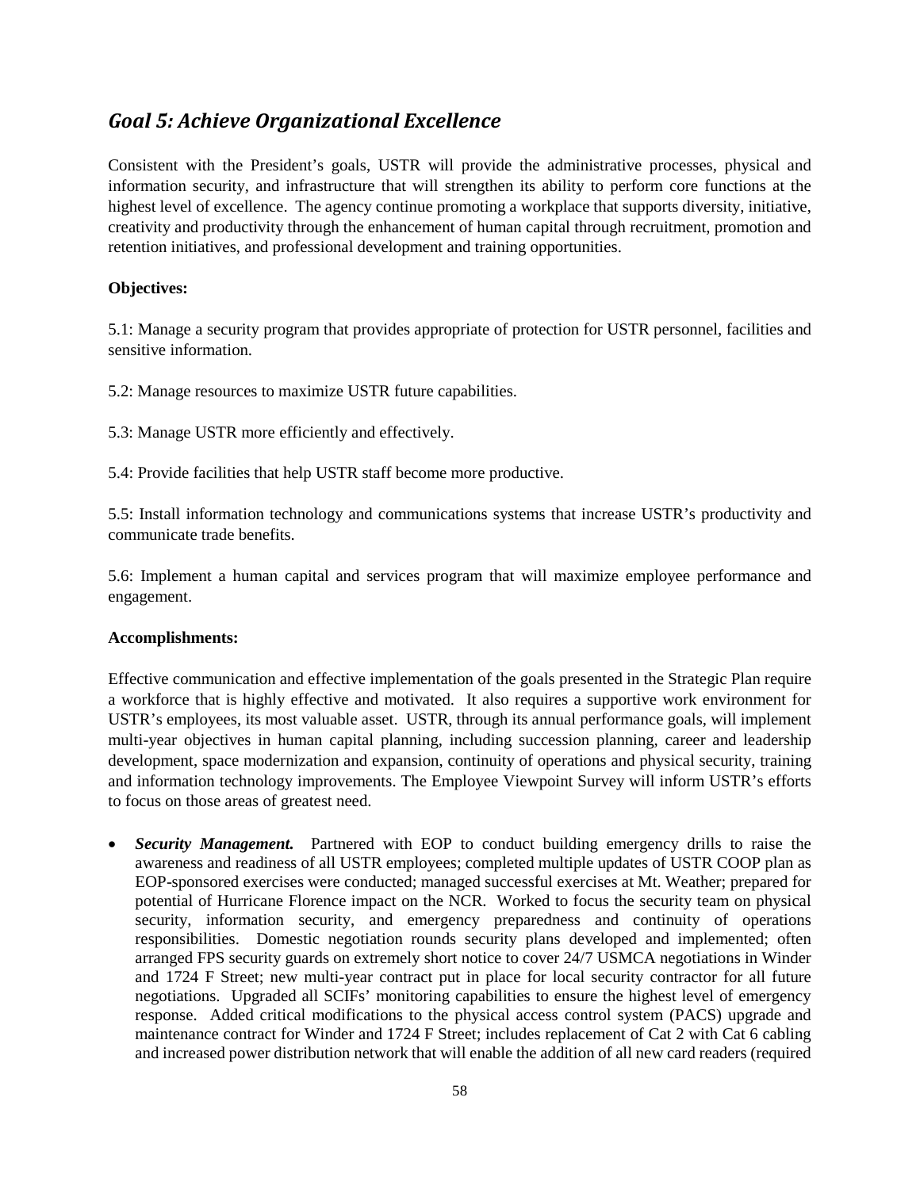## *Goal 5: Achieve Organizational Excellence*

Consistent with the President's goals, USTR will provide the administrative processes, physical and information security, and infrastructure that will strengthen its ability to perform core functions at the highest level of excellence. The agency continue promoting a workplace that supports diversity, initiative, creativity and productivity through the enhancement of human capital through recruitment, promotion and retention initiatives, and professional development and training opportunities.

**Objectives:**

5.1: Manage a security program that provides appropriate of protection for USTR personnel, facilities and sensitive information.

5.2: Manage resources to maximize USTR future capabilities.

5.3: Manage USTR more efficiently and effectively.

5.4: Provide facilities that help USTR staff become more productive.

5.5: Install information technology and communications systems that increase USTR's productivity and communicate trade benefits.

5.6: Implement a human capital and services program that will maximize employee performance and engagement.

**Accomplishments:**

Effective communication and effective implementation of the goals presented in the Strategic Plan require a workforce that is highly effective and motivated. It also requires a supportive work environment for USTR's employees, its most valuable asset. USTR, through its annual performance goals, will implement multi-year objectives in human capital planning, including succession planning, career and leadership development, space modernization and expansion, continuity of operations and physical security, training and information technology improvements. The Employee Viewpoint Survey will inform USTR's efforts to focus on those areas of greatest need.

- ***Security Management.*** Partnered with EOP to conduct building emergency drills to raise the awareness and readiness of all USTR employees; completed multiple updates of USTR COOP plan as EOP-sponsored exercises were conducted; managed successful exercises at Mt. Weather; prepared for potential of Hurricane Florence impact on the NCR. Worked to focus the security team on physical security, information security, and emergency preparedness and continuity of operations responsibilities. Domestic negotiation rounds security plans developed and implemented; often arranged FPS security guards on extremely short notice to cover 24/7 USMCA negotiations in Winder and 1724 F Street; new multi-year contract put in place for local security contractor for all future negotiations. Upgraded all SCIFs' monitoring capabilities to ensure the highest level of emergency response. Added critical modifications to the physical access control system (PACS) upgrade and maintenance contract for Winder and 1724 F Street; includes replacement of Cat 2 with Cat 6 cabling and increased power distribution network that will enable the addition of all new card readers (required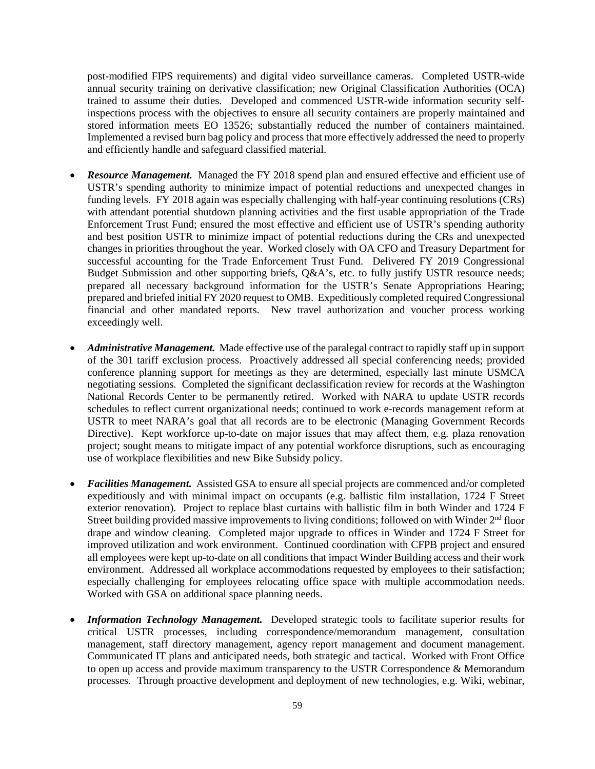post-modified FIPS requirements) and digital video surveillance cameras. Completed USTR-wide annual security training on derivative classification; new Original Classification Authorities (OCA) trained to assume their duties. Developed and commenced USTR-wide information security self-inspections process with the objectives to ensure all security containers are properly maintained and stored information meets EO 13526; substantially reduced the number of containers maintained. Implemented a revised burn bag policy and process that more effectively addressed the need to properly and efficiently handle and safeguard classified material.

- ***Resource Management.*** Managed the FY 2018 spend plan and ensured effective and efficient use of USTR's spending authority to minimize impact of potential reductions and unexpected changes in funding levels. FY 2018 again was especially challenging with half-year continuing resolutions (CRs) with attendant potential shutdown planning activities and the first usable appropriation of the Trade Enforcement Trust Fund; ensured the most effective and efficient use of USTR's spending authority and best position USTR to minimize impact of potential reductions during the CRs and unexpected changes in priorities throughout the year. Worked closely with OA CFO and Treasury Department for successful accounting for the Trade Enforcement Trust Fund. Delivered FY 2019 Congressional Budget Submission and other supporting briefs, Q&A's, etc. to fully justify USTR resource needs; prepared all necessary background information for the USTR's Senate Appropriations Hearing; prepared and briefed initial FY 2020 request to OMB. Expeditiously completed required Congressional financial and other mandated reports. New travel authorization and voucher process working exceedingly well.

- ***Administrative Management.*** Made effective use of the paralegal contract to rapidly staff up in support of the 301 tariff exclusion process. Proactively addressed all special conferencing needs; provided conference planning support for meetings as they are determined, especially last minute USMCA negotiating sessions. Completed the significant declassification review for records at the Washington National Records Center to be permanently retired. Worked with NARA to update USTR records schedules to reflect current organizational needs; continued to work e-records management reform at USTR to meet NARA's goal that all records are to be electronic (Managing Government Records Directive). Kept workforce up-to-date on major issues that may affect them, e.g. plaza renovation project; sought means to mitigate impact of any potential workforce disruptions, such as encouraging use of workplace flexibilities and new Bike Subsidy policy.

- ***Facilities Management.*** Assisted GSA to ensure all special projects are commenced and/or completed expeditiously and with minimal impact on occupants (e.g. ballistic film installation, 1724 F Street exterior renovation). Project to replace blast curtains with ballistic film in both Winder and 1724 F Street building provided massive improvements to living conditions; followed on with Winder 2nd floor drape and window cleaning. Completed major upgrade to offices in Winder and 1724 F Street for improved utilization and work environment. Continued coordination with CFPB project and ensured all employees were kept up-to-date on all conditions that impact Winder Building access and their work environment. Addressed all workplace accommodations requested by employees to their satisfaction; especially challenging for employees relocating office space with multiple accommodation needs. Worked with GSA on additional space planning needs.

- ***Information Technology Management.*** Developed strategic tools to facilitate superior results for critical USTR processes, including correspondence/memorandum management, consultation management, staff directory management, agency report management and document management. Communicated IT plans and anticipated needs, both strategic and tactical. Worked with Front Office to open up access and provide maximum transparency to the USTR Correspondence & Memorandum processes. Through proactive development and deployment of new technologies, e.g. Wiki, webinar,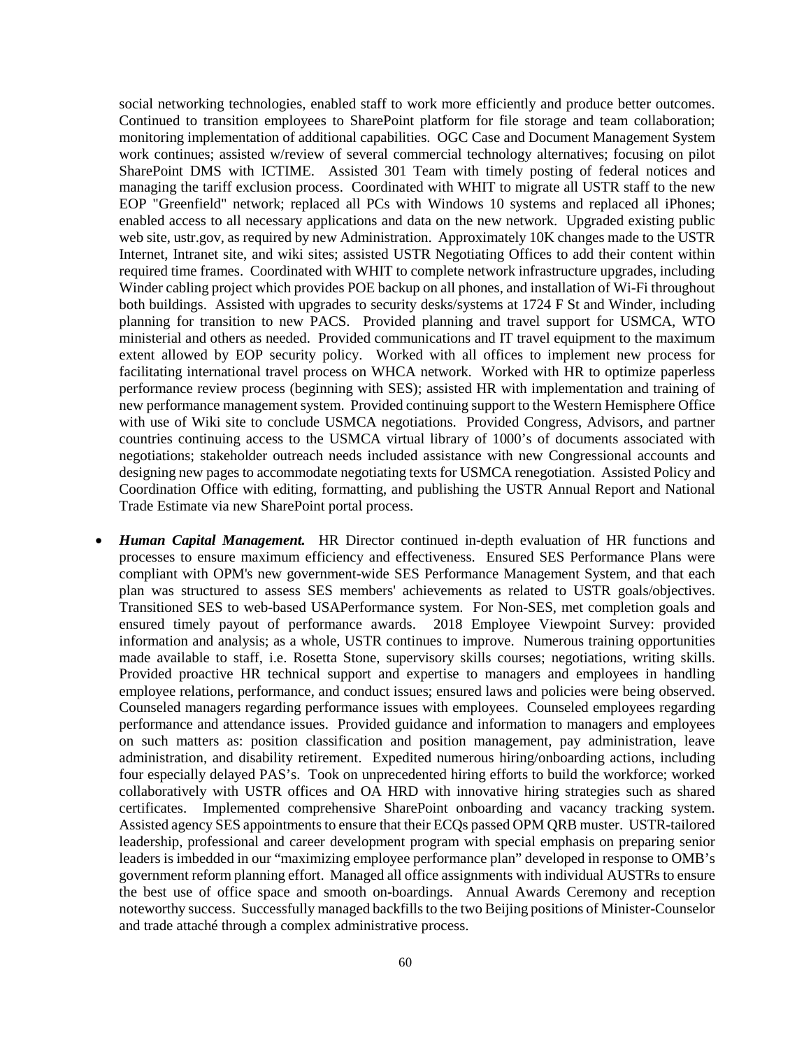social networking technologies, enabled staff to work more efficiently and produce better outcomes. Continued to transition employees to SharePoint platform for file storage and team collaboration; monitoring implementation of additional capabilities. OGC Case and Document Management System work continues; assisted w/review of several commercial technology alternatives; focusing on pilot SharePoint DMS with ICTIME. Assisted 301 Team with timely posting of federal notices and managing the tariff exclusion process. Coordinated with WHIT to migrate all USTR staff to the new EOP "Greenfield" network; replaced all PCs with Windows 10 systems and replaced all iPhones; enabled access to all necessary applications and data on the new network. Upgraded existing public web site, ustr.gov, as required by new Administration. Approximately 10K changes made to the USTR Internet, Intranet site, and wiki sites; assisted USTR Negotiating Offices to add their content within required time frames. Coordinated with WHIT to complete network infrastructure upgrades, including Winder cabling project which provides POE backup on all phones, and installation of Wi-Fi throughout both buildings. Assisted with upgrades to security desks/systems at 1724 F St and Winder, including planning for transition to new PACS. Provided planning and travel support for USMCA, WTO ministerial and others as needed. Provided communications and IT travel equipment to the maximum extent allowed by EOP security policy. Worked with all offices to implement new process for facilitating international travel process on WHCA network. Worked with HR to optimize paperless performance review process (beginning with SES); assisted HR with implementation and training of new performance management system. Provided continuing support to the Western Hemisphere Office with use of Wiki site to conclude USMCA negotiations. Provided Congress, Advisors, and partner countries continuing access to the USMCA virtual library of 1000's of documents associated with negotiations; stakeholder outreach needs included assistance with new Congressional accounts and designing new pages to accommodate negotiating texts for USMCA renegotiation. Assisted Policy and Coordination Office with editing, formatting, and publishing the USTR Annual Report and National Trade Estimate via new SharePoint portal process.

- ***Human Capital Management.*** HR Director continued in-depth evaluation of HR functions and processes to ensure maximum efficiency and effectiveness. Ensured SES Performance Plans were compliant with OPM's new government-wide SES Performance Management System, and that each plan was structured to assess SES members' achievements as related to USTR goals/objectives. Transitioned SES to web-based USAPerformance system. For Non-SES, met completion goals and ensured timely payout of performance awards. 2018 Employee Viewpoint Survey: provided information and analysis; as a whole, USTR continues to improve. Numerous training opportunities made available to staff, i.e. Rosetta Stone, supervisory skills courses; negotiations, writing skills. Provided proactive HR technical support and expertise to managers and employees in handling employee relations, performance, and conduct issues; ensured laws and policies were being observed. Counseled managers regarding performance issues with employees. Counseled employees regarding performance and attendance issues. Provided guidance and information to managers and employees on such matters as: position classification and position management, pay administration, leave administration, and disability retirement. Expedited numerous hiring/onboarding actions, including four especially delayed PAS's. Took on unprecedented hiring efforts to build the workforce; worked collaboratively with USTR offices and OA HRD with innovative hiring strategies such as shared certificates. Implemented comprehensive SharePoint onboarding and vacancy tracking system. Assisted agency SES appointments to ensure that their ECQs passed OPM QRB muster. USTR-tailored leadership, professional and career development program with special emphasis on preparing senior leaders is imbedded in our "maximizing employee performance plan" developed in response to OMB's government reform planning effort. Managed all office assignments with individual AUSTRs to ensure the best use of office space and smooth on-boardings. Annual Awards Ceremony and reception noteworthy success. Successfully managed backfills to the two Beijing positions of Minister-Counselor and trade attaché through a complex administrative process.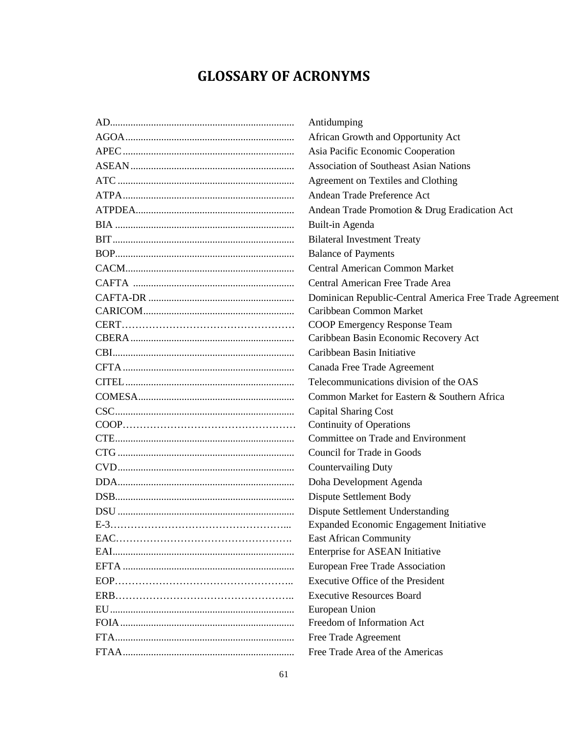# GLOSSARY OF ACRONYMS

| Acronym | Definition |
|---|---|
| AD | Antidumping |
| AGOA | African Growth and Opportunity Act |
| APEC | Asia Pacific Economic Cooperation |
| ASEAN | Association of Southeast Asian Nations |
| ATC | Agreement on Textiles and Clothing |
| ATPA | Andean Trade Preference Act |
| ATPDEA | Andean Trade Promotion & Drug Eradication Act |
| BIA | Built-in Agenda |
| BIT | Bilateral Investment Treaty |
| BOP | Balance of Payments |
| CACM | Central American Common Market |
| CAFTA | Central American Free Trade Area |
| CAFTA-DR | Dominican Republic-Central America Free Trade Agreement |
| CARICOM | Caribbean Common Market |
| CERT | COOP Emergency Response Team |
| CBERA | Caribbean Basin Economic Recovery Act |
| CBI | Caribbean Basin Initiative |
| CFTA | Canada Free Trade Agreement |
| CITEL | Telecommunications division of the OAS |
| COMESA | Common Market for Eastern & Southern Africa |
| CSC | Capital Sharing Cost |
| COOP | Continuity of Operations |
| CTE | Committee on Trade and Environment |
| CTG | Council for Trade in Goods |
| CVD | Countervailing Duty |
| DDA | Doha Development Agenda |
| DSB | Dispute Settlement Body |
| DSU | Dispute Settlement Understanding |
| E-3 | Expanded Economic Engagement Initiative |
| EAC | East African Community |
| EAI | Enterprise for ASEAN Initiative |
| EFTA | European Free Trade Association |
| EOP | Executive Office of the President |
| ERB | Executive Resources Board |
| EU | European Union |
| FOIA | Freedom of Information Act |
| FTA | Free Trade Agreement |
| FTAA | Free Trade Area of the Americas |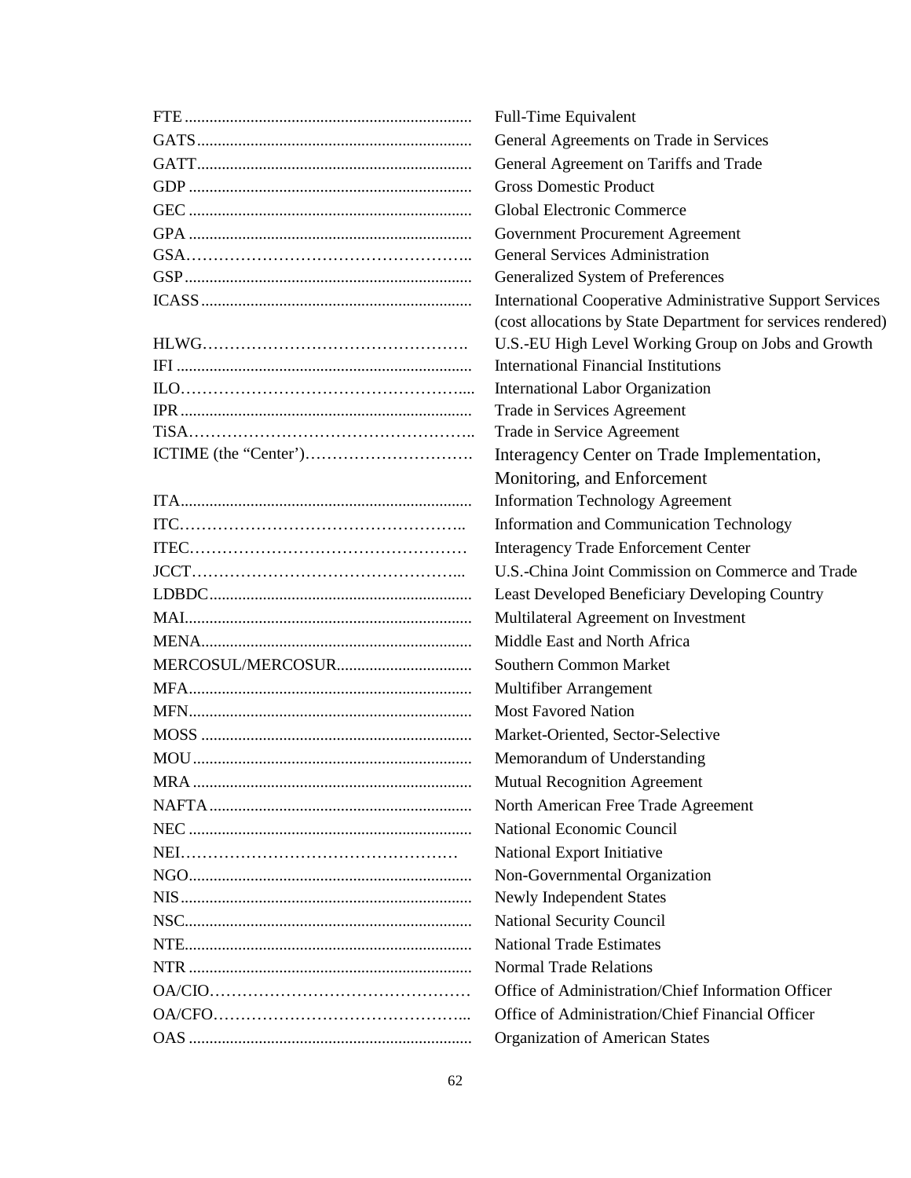| | |
|---|---|
| FTE | Full-Time Equivalent |
| GATS | General Agreements on Trade in Services |
| GATT | General Agreement on Tariffs and Trade |
| GDP | Gross Domestic Product |
| GEC | Global Electronic Commerce |
| GPA | Government Procurement Agreement |
| GSA | General Services Administration |
| GSP | Generalized System of Preferences |
| ICASS | International Cooperative Administrative Support Services (cost allocations by State Department for services rendered) |
| HLWG | U.S.-EU High Level Working Group on Jobs and Growth |
| IFI | International Financial Institutions |
| ILO | International Labor Organization |
| IPR | Trade in Services Agreement |
| TiSA | Trade in Service Agreement |
| ICTIME (the "Center") | Interagency Center on Trade Implementation, Monitoring, and Enforcement |
| ITA | Information Technology Agreement |
| ITC | Information and Communication Technology |
| ITEC | Interagency Trade Enforcement Center |
| JCCT | U.S.-China Joint Commission on Commerce and Trade |
| LDBDC | Least Developed Beneficiary Developing Country |
| MAI | Multilateral Agreement on Investment |
| MENA | Middle East and North Africa |
| MERCOSUL/MERCOSUR | Southern Common Market |
| MFA | Multifiber Arrangement |
| MFN | Most Favored Nation |
| MOSS | Market-Oriented, Sector-Selective |
| MOU | Memorandum of Understanding |
| MRA | Mutual Recognition Agreement |
| NAFTA | North American Free Trade Agreement |
| NEC | National Economic Council |
| NEI | National Export Initiative |
| NGO | Non-Governmental Organization |
| NIS | Newly Independent States |
| NSC | National Security Council |
| NTE | National Trade Estimates |
| NTR | Normal Trade Relations |
| OA/CIO | Office of Administration/Chief Information Officer |
| OA/CFO | Office of Administration/Chief Financial Officer |
| OAS | Organization of American States |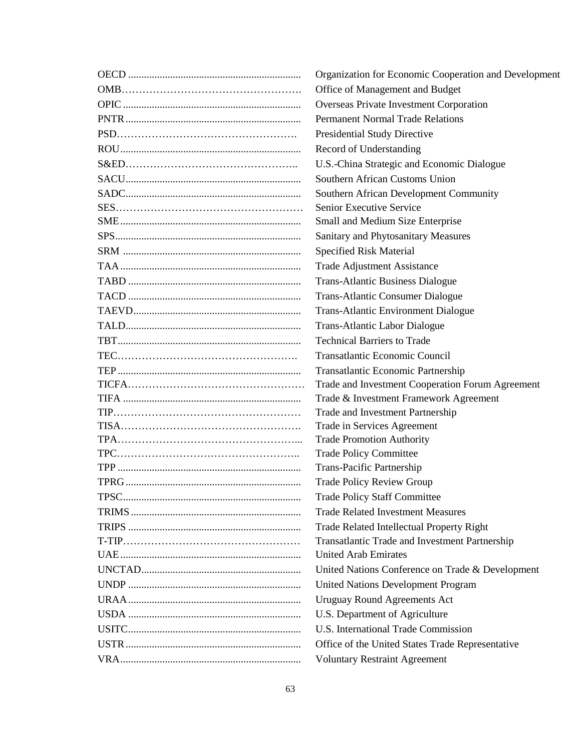| | |
|---|---|
| OECD | Organization for Economic Cooperation and Development |
| OMB | Office of Management and Budget |
| OPIC | Overseas Private Investment Corporation |
| PNTR | Permanent Normal Trade Relations |
| PSD | Presidential Study Directive |
| ROU | Record of Understanding |
| S&ED | U.S.-China Strategic and Economic Dialogue |
| SACU | Southern African Customs Union |
| SADC | Southern African Development Community |
| SES | Senior Executive Service |
| SME | Small and Medium Size Enterprise |
| SPS | Sanitary and Phytosanitary Measures |
| SRM | Specified Risk Material |
| TAA | Trade Adjustment Assistance |
| TABD | Trans-Atlantic Business Dialogue |
| TACD | Trans-Atlantic Consumer Dialogue |
| TAEVD | Trans-Atlantic Environment Dialogue |
| TALD | Trans-Atlantic Labor Dialogue |
| TBT | Technical Barriers to Trade |
| TEC | Transatlantic Economic Council |
| TEP | Transatlantic Economic Partnership |
| TICFA | Trade and Investment Cooperation Forum Agreement |
| TIFA | Trade & Investment Framework Agreement |
| TIP | Trade and Investment Partnership |
| TISA | Trade in Services Agreement |
| TPA | Trade Promotion Authority |
| TPC | Trade Policy Committee |
| TPP | Trans-Pacific Partnership |
| TPRG | Trade Policy Review Group |
| TPSC | Trade Policy Staff Committee |
| TRIMS | Trade Related Investment Measures |
| TRIPS | Trade Related Intellectual Property Right |
| T-TIP | Transatlantic Trade and Investment Partnership |
| UAE | United Arab Emirates |
| UNCTAD | United Nations Conference on Trade & Development |
| UNDP | United Nations Development Program |
| URAA | Uruguay Round Agreements Act |
| USDA | U.S. Department of Agriculture |
| USITC | U.S. International Trade Commission |
| USTR | Office of the United States Trade Representative |
| VRA | Voluntary Restraint Agreement |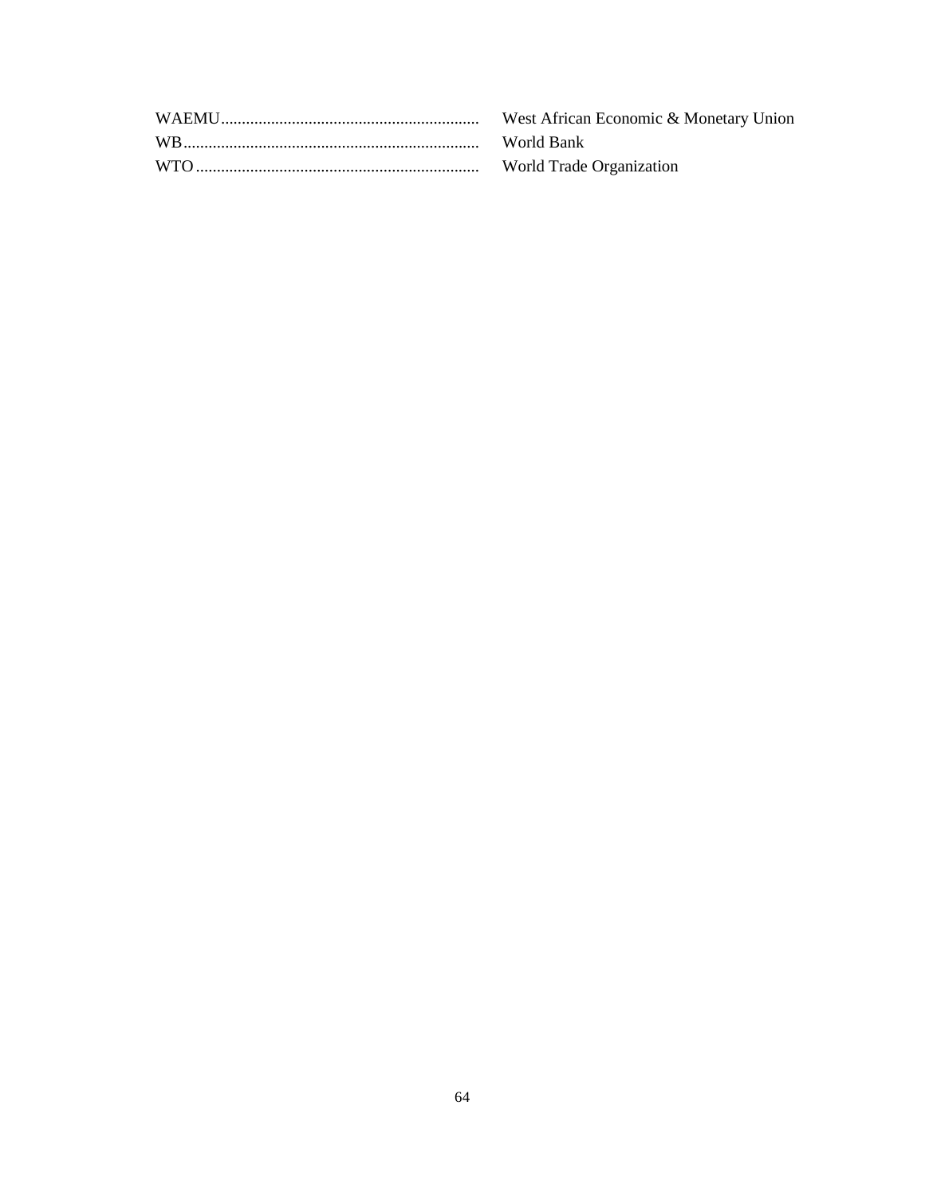| | |
|---|---|
| WAEMU | West African Economic & Monetary Union |
| WB | World Bank |
| WTO | World Trade Organization |